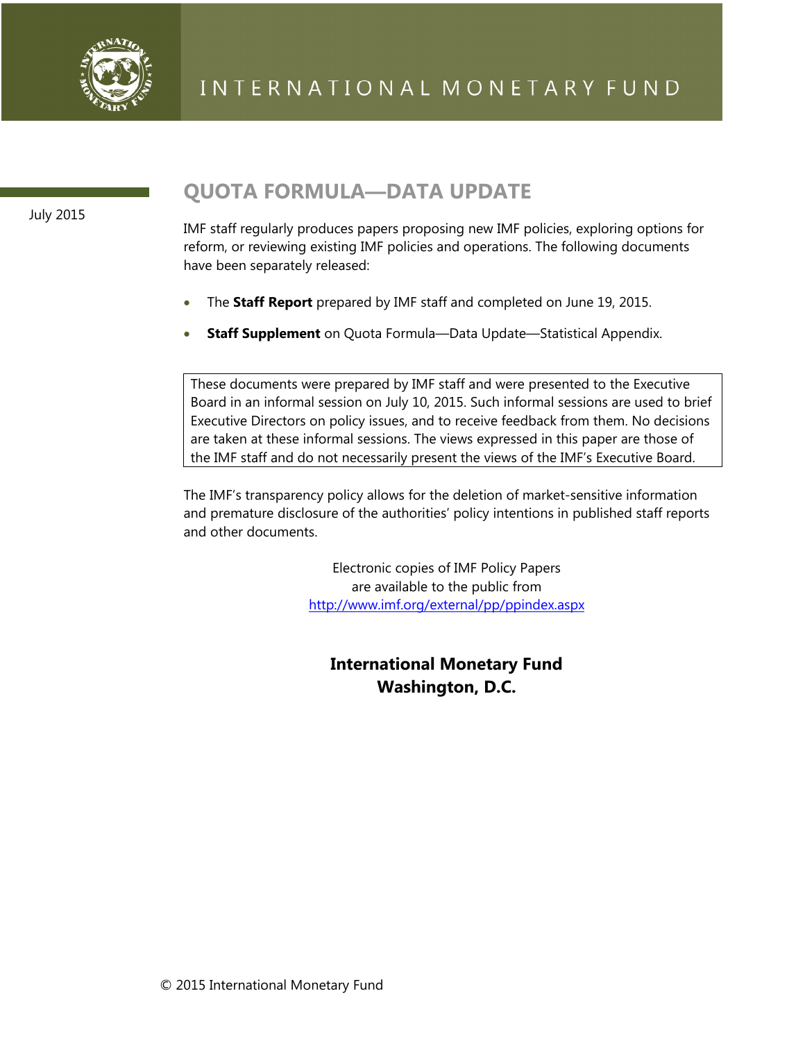INTERNATIONAL MONETARY FUND

July 2015

# QUOTA FORMULA—DATA UPDATE

IMF staff regularly produces papers proposing new IMF policies, exploring options for reform, or reviewing existing IMF policies and operations. The following documents have been separately released:

- The **Staff Report** prepared by IMF staff and completed on June 19, 2015.
- **Staff Supplement** on Quota Formula—Data Update—Statistical Appendix.

These documents were prepared by IMF staff and were presented to the Executive Board in an informal session on July 10, 2015. Such informal sessions are used to brief Executive Directors on policy issues, and to receive feedback from them. No decisions are taken at these informal sessions. The views expressed in this paper are those of the IMF staff and do not necessarily present the views of the IMF's Executive Board.

The IMF's transparency policy allows for the deletion of market-sensitive information and premature disclosure of the authorities' policy intentions in published staff reports and other documents.

Electronic copies of IMF Policy Papers
are available to the public from
http://www.imf.org/external/pp/ppindex.aspx

**International Monetary Fund**
**Washington, D.C.**

© 2015 International Monetary Fund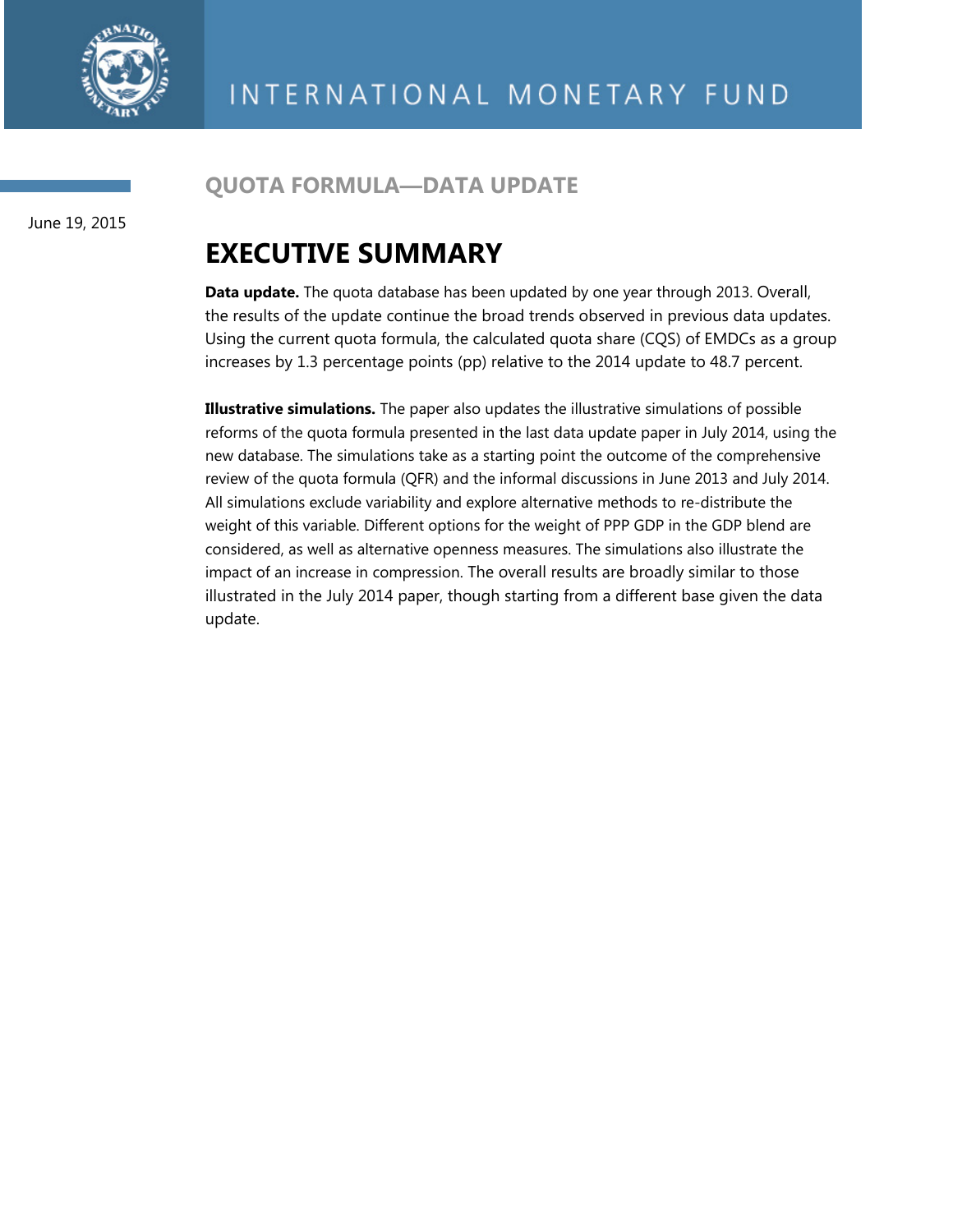INTERNATIONAL MONETARY FUND

## QUOTA FORMULA—DATA UPDATE

June 19, 2015

# EXECUTIVE SUMMARY

**Data update.** The quota database has been updated by one year through 2013. Overall, the results of the update continue the broad trends observed in previous data updates. Using the current quota formula, the calculated quota share (CQS) of EMDCs as a group increases by 1.3 percentage points (pp) relative to the 2014 update to 48.7 percent.

**Illustrative simulations.** The paper also updates the illustrative simulations of possible reforms of the quota formula presented in the last data update paper in July 2014, using the new database. The simulations take as a starting point the outcome of the comprehensive review of the quota formula (QFR) and the informal discussions in June 2013 and July 2014. All simulations exclude variability and explore alternative methods to re-distribute the weight of this variable. Different options for the weight of PPP GDP in the GDP blend are considered, as well as alternative openness measures. The simulations also illustrate the impact of an increase in compression. The overall results are broadly similar to those illustrated in the July 2014 paper, though starting from a different base given the data update.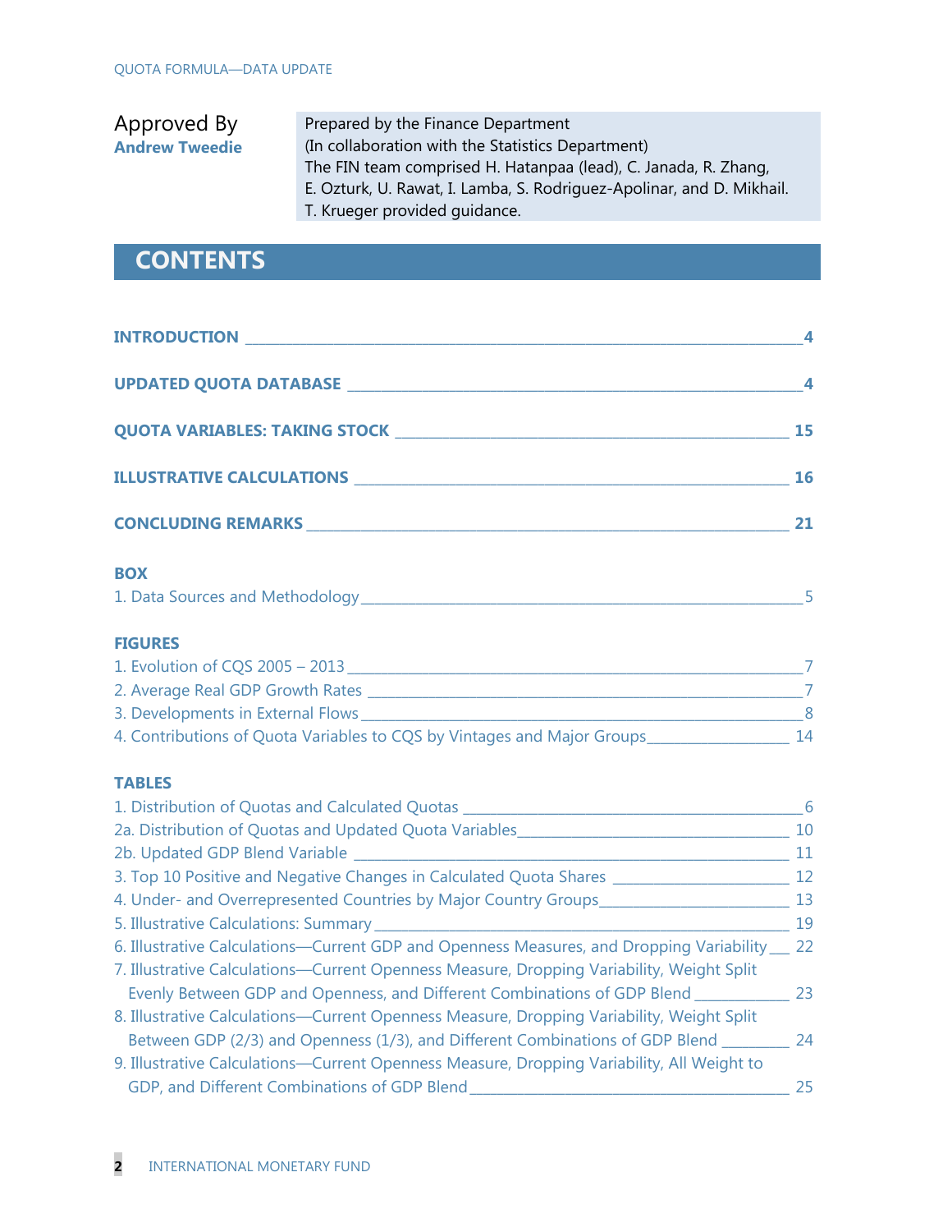Approved By
**Andrew Tweedie**

Prepared by the Finance Department
(In collaboration with the Statistics Department)
The FIN team comprised H. Hatanpaa (lead), C. Janada, R. Zhang, E. Ozturk, U. Rawat, I. Lamba, S. Rodriguez-Apolinar, and D. Mikhail. T. Krueger provided guidance.

## CONTENTS

**INTRODUCTION** _____ 4

**UPDATED QUOTA DATABASE** _____ 4

**QUOTA VARIABLES: TAKING STOCK** _____ 15

**ILLUSTRATIVE CALCULATIONS** _____ 16

**CONCLUDING REMARKS** _____ 21

**BOX**

1. Data Sources and Methodology _____ 5

**FIGURES**

1. Evolution of CQS 2005 – 2013 _____ 7
2. Average Real GDP Growth Rates _____ 7
3. Developments in External Flows _____ 8
4. Contributions of Quota Variables to CQS by Vintages and Major Groups _____ 14

**TABLES**

1. Distribution of Quotas and Calculated Quotas _____ 6

2a. Distribution of Quotas and Updated Quota Variables _____ 10

2b. Updated GDP Blend Variable _____ 11

3. Top 10 Positive and Negative Changes in Calculated Quota Shares _____ 12
4. Under- and Overrepresented Countries by Major Country Groups _____ 13
5. Illustrative Calculations: Summary _____ 19
6. Illustrative Calculations—Current GDP and Openness Measures, and Dropping Variability _____ 22
7. Illustrative Calculations—Current Openness Measure, Dropping Variability, Weight Split Evenly Between GDP and Openness, and Different Combinations of GDP Blend _____ 23
8. Illustrative Calculations—Current Openness Measure, Dropping Variability, Weight Split Between GDP (2/3) and Openness (1/3), and Different Combinations of GDP Blend _____ 24
9. Illustrative Calculations—Current Openness Measure, Dropping Variability, All Weight to GDP, and Different Combinations of GDP Blend _____ 25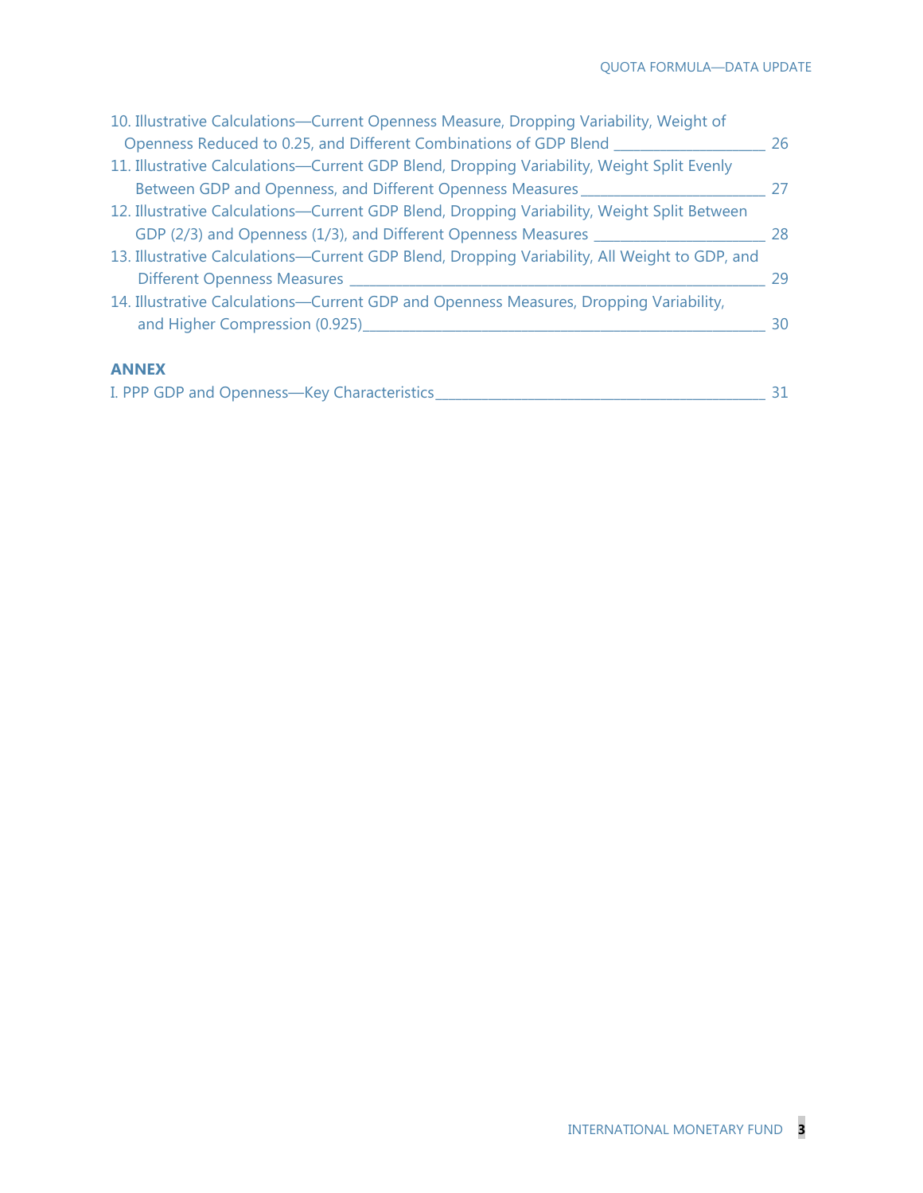10. Illustrative Calculations—Current Openness Measure, Dropping Variability, Weight of Openness Reduced to 0.25, and Different Combinations of GDP Blend ____ 26
11. Illustrative Calculations—Current GDP Blend, Dropping Variability, Weight Split Evenly Between GDP and Openness, and Different Openness Measures ____ 27
12. Illustrative Calculations—Current GDP Blend, Dropping Variability, Weight Split Between GDP (2/3) and Openness (1/3), and Different Openness Measures ____ 28
13. Illustrative Calculations—Current GDP Blend, Dropping Variability, All Weight to GDP, and Different Openness Measures ____ 29
14. Illustrative Calculations—Current GDP and Openness Measures, Dropping Variability, and Higher Compression (0.925) ____ 30

**ANNEX**

I. PPP GDP and Openness—Key Characteristics ____ 31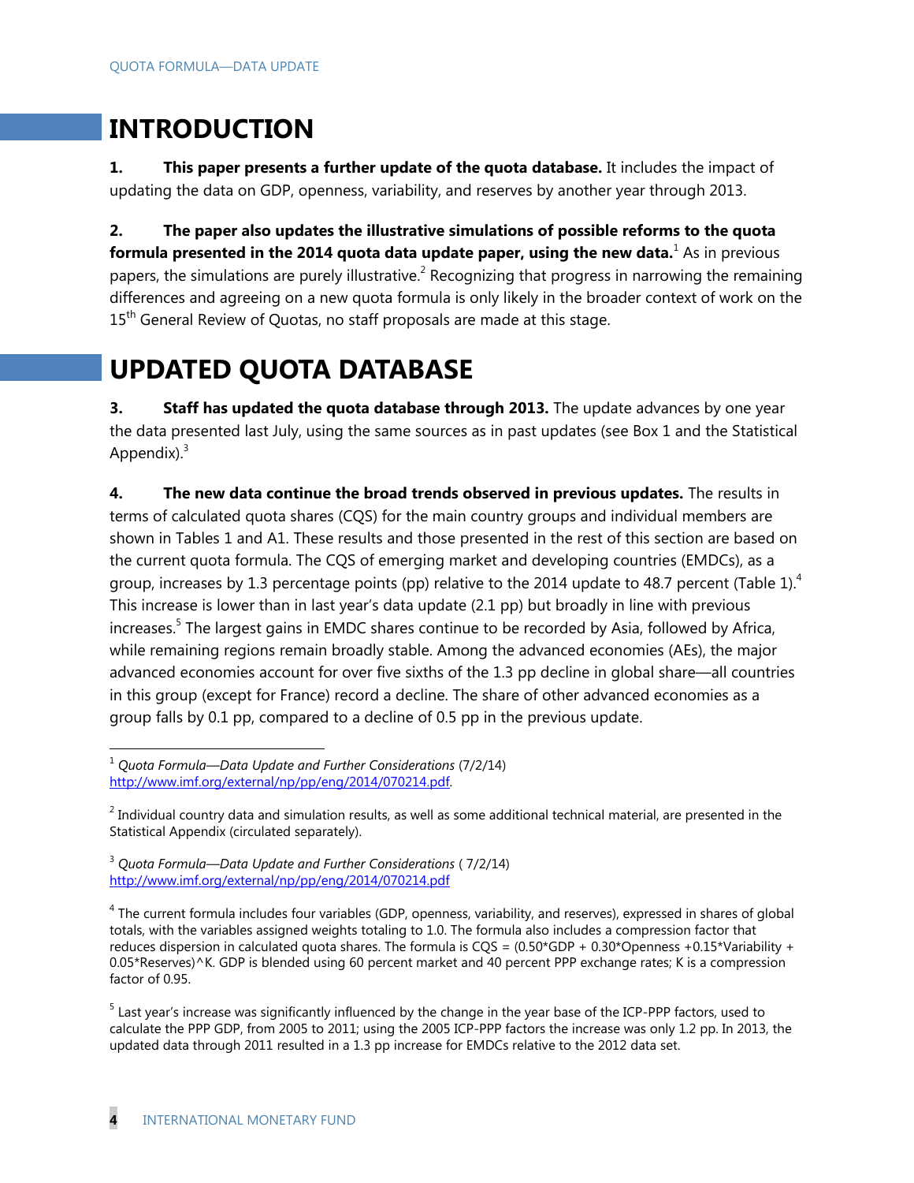## INTRODUCTION

**1. This paper presents a further update of the quota database.** It includes the impact of updating the data on GDP, openness, variability, and reserves by another year through 2013.

**2. The paper also updates the illustrative simulations of possible reforms to the quota formula presented in the 2014 quota data update paper, using the new data.**[1] As in previous papers, the simulations are purely illustrative.[2] Recognizing that progress in narrowing the remaining differences and agreeing on a new quota formula is only likely in the broader context of work on the 15th General Review of Quotas, no staff proposals are made at this stage.

## UPDATED QUOTA DATABASE

**3. Staff has updated the quota database through 2013.** The update advances by one year the data presented last July, using the same sources as in past updates (see Box 1 and the Statistical Appendix).[3]

**4. The new data continue the broad trends observed in previous updates.** The results in terms of calculated quota shares (CQS) for the main country groups and individual members are shown in Tables 1 and A1. These results and those presented in the rest of this section are based on the current quota formula. The CQS of emerging market and developing countries (EMDCs), as a group, increases by 1.3 percentage points (pp) relative to the 2014 update to 48.7 percent (Table 1).[4] This increase is lower than in last year's data update (2.1 pp) but broadly in line with previous increases.[5] The largest gains in EMDC shares continue to be recorded by Asia, followed by Africa, while remaining regions remain broadly stable. Among the advanced economies (AEs), the major advanced economies account for over five sixths of the 1.3 pp decline in global share—all countries in this group (except for France) record a decline. The share of other advanced economies as a group falls by 0.1 pp, compared to a decline of 0.5 pp in the previous update.

---

[1] *Quota Formula—Data Update and Further Considerations* (7/2/14) http://www.imf.org/external/np/pp/eng/2014/070214.pdf.

[2] Individual country data and simulation results, as well as some additional technical material, are presented in the Statistical Appendix (circulated separately).

[3] *Quota Formula—Data Update and Further Considerations* ( 7/2/14) http://www.imf.org/external/np/pp/eng/2014/070214.pdf

[4] The current formula includes four variables (GDP, openness, variability, and reserves), expressed in shares of global totals, with the variables assigned weights totaling to 1.0. The formula also includes a compression factor that reduces dispersion in calculated quota shares. The formula is $CQS = (0.50*GDP + 0.30*Openness + 0.15*Variability + 0.05*Reserves)^K$. GDP is blended using 60 percent market and 40 percent PPP exchange rates; K is a compression factor of 0.95.

[5] Last year's increase was significantly influenced by the change in the year base of the ICP-PPP factors, used to calculate the PPP GDP, from 2005 to 2011; using the 2005 ICP-PPP factors the increase was only 1.2 pp. In 2013, the updated data through 2011 resulted in a 1.3 pp increase for EMDCs relative to the 2012 data set.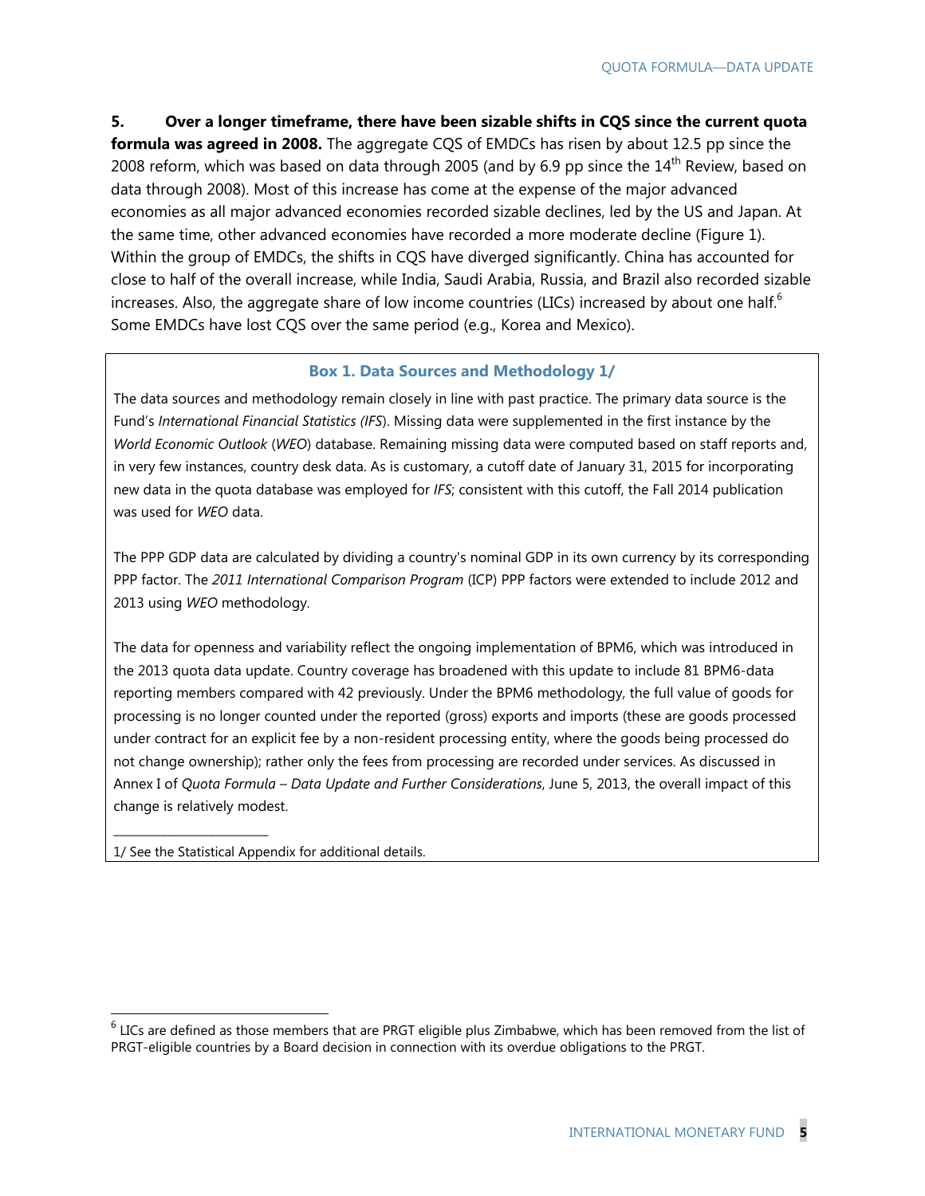**5. Over a longer timeframe, there have been sizable shifts in CQS since the current quota formula was agreed in 2008.** The aggregate CQS of EMDCs has risen by about 12.5 pp since the 2008 reform, which was based on data through 2005 (and by 6.9 pp since the 14th Review, based on data through 2008). Most of this increase has come at the expense of the major advanced economies as all major advanced economies recorded sizable declines, led by the US and Japan. At the same time, other advanced economies have recorded a more moderate decline (Figure 1). Within the group of EMDCs, the shifts in CQS have diverged significantly. China has accounted for close to half of the overall increase, while India, Saudi Arabia, Russia, and Brazil also recorded sizable increases. Also, the aggregate share of low income countries (LICs) increased by about one half.[6] Some EMDCs have lost CQS over the same period (e.g., Korea and Mexico).

### Box 1. Data Sources and Methodology 1/

The data sources and methodology remain closely in line with past practice. The primary data source is the Fund's *International Financial Statistics (IFS)*. Missing data were supplemented in the first instance by the *World Economic Outlook* (*WEO*) database. Remaining missing data were computed based on staff reports and, in very few instances, country desk data. As is customary, a cutoff date of January 31, 2015 for incorporating new data in the quota database was employed for *IFS*; consistent with this cutoff, the Fall 2014 publication was used for *WEO* data.

The PPP GDP data are calculated by dividing a country's nominal GDP in its own currency by its corresponding PPP factor. The *2011 International Comparison Program* (ICP) PPP factors were extended to include 2012 and 2013 using *WEO* methodology.

The data for openness and variability reflect the ongoing implementation of BPM6, which was introduced in the 2013 quota data update. Country coverage has broadened with this update to include 81 BPM6-data reporting members compared with 42 previously. Under the BPM6 methodology, the full value of goods for processing is no longer counted under the reported (gross) exports and imports (these are goods processed under contract for an explicit fee by a non-resident processing entity, where the goods being processed do not change ownership); rather only the fees from processing are recorded under services. As discussed in Annex I of *Quota Formula – Data Update and Further Considerations*, June 5, 2013, the overall impact of this change is relatively modest.

1/ See the Statistical Appendix for additional details.

---

[6] LICs are defined as those members that are PRGT eligible plus Zimbabwe, which has been removed from the list of PRGT-eligible countries by a Board decision in connection with its overdue obligations to the PRGT.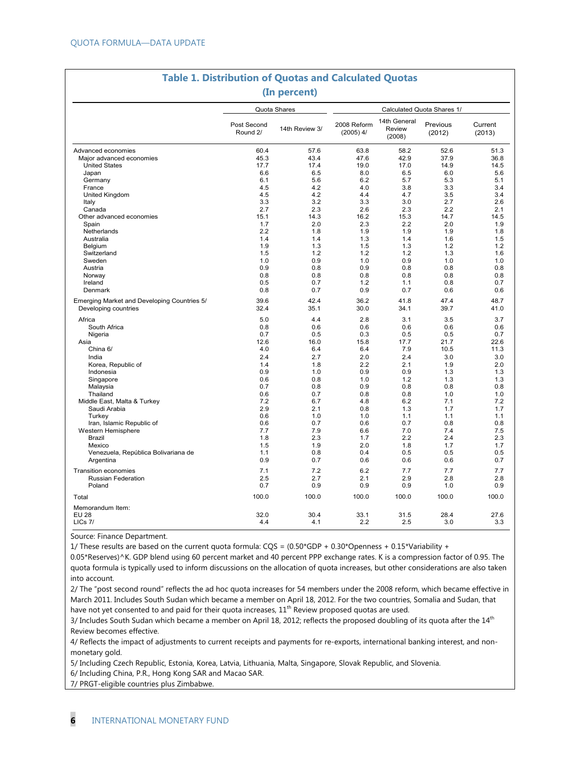## Table 1. Distribution of Quotas and Calculated Quotas

**(In percent)**

| | Quota Shares | | Calculated Quota Shares 1/ | | | |
|---|---|---|---|---|---|---|
| | Post Second Round 2/ | 14th Review 3/ | 2008 Reform (2005) 4/ | 14th General Review (2008) | Previous (2012) | Current (2013) |
| Advanced economies | 60.4 | 57.6 | 63.8 | 58.2 | 52.6 | 51.3 |
| Major advanced economies | 45.3 | 43.4 | 47.6 | 42.9 | 37.9 | 36.8 |
| United States | 17.7 | 17.4 | 19.0 | 17.0 | 14.9 | 14.5 |
| Japan | 6.6 | 6.5 | 8.0 | 6.5 | 6.0 | 5.6 |
| Germany | 6.1 | 5.6 | 6.2 | 5.7 | 5.3 | 5.1 |
| France | 4.5 | 4.2 | 4.0 | 3.8 | 3.3 | 3.4 |
| United Kingdom | 4.5 | 4.2 | 4.4 | 4.7 | 3.5 | 3.4 |
| Italy | 3.3 | 3.2 | 3.3 | 3.0 | 2.7 | 2.6 |
| Canada | 2.7 | 2.3 | 2.6 | 2.3 | 2.2 | 2.1 |
| Other advanced economies | 15.1 | 14.3 | 16.2 | 15.3 | 14.7 | 14.5 |
| Spain | 1.7 | 2.0 | 2.3 | 2.2 | 2.0 | 1.9 |
| Netherlands | 2.2 | 1.8 | 1.9 | 1.9 | 1.9 | 1.8 |
| Australia | 1.4 | 1.4 | 1.3 | 1.4 | 1.6 | 1.5 |
| Belgium | 1.9 | 1.3 | 1.5 | 1.3 | 1.2 | 1.2 |
| Switzerland | 1.5 | 1.2 | 1.2 | 1.2 | 1.3 | 1.6 |
| Sweden | 1.0 | 0.9 | 1.0 | 0.9 | 1.0 | 1.0 |
| Austria | 0.9 | 0.8 | 0.9 | 0.8 | 0.8 | 0.8 |
| Norway | 0.8 | 0.8 | 0.8 | 0.8 | 0.8 | 0.8 |
| Ireland | 0.5 | 0.7 | 1.2 | 1.1 | 0.8 | 0.7 |
| Denmark | 0.8 | 0.7 | 0.9 | 0.7 | 0.6 | 0.6 |
| Emerging Market and Developing Countries 5/ | 39.6 | 42.4 | 36.2 | 41.8 | 47.4 | 48.7 |
| Developing countries | 32.4 | 35.1 | 30.0 | 34.1 | 39.7 | 41.0 |
| Africa | 5.0 | 4.4 | 2.8 | 3.1 | 3.5 | 3.7 |
| South Africa | 0.8 | 0.6 | 0.6 | 0.6 | 0.6 | 0.6 |
| Nigeria | 0.7 | 0.5 | 0.3 | 0.5 | 0.5 | 0.7 |
| Asia | 12.6 | 16.0 | 15.8 | 17.7 | 21.7 | 22.6 |
| China 6/ | 4.0 | 6.4 | 6.4 | 7.9 | 10.5 | 11.3 |
| India | 2.4 | 2.7 | 2.0 | 2.4 | 3.0 | 3.0 |
| Korea, Republic of | 1.4 | 1.8 | 2.2 | 2.1 | 1.9 | 2.0 |
| Indonesia | 0.9 | 1.0 | 0.9 | 0.9 | 1.3 | 1.3 |
| Singapore | 0.6 | 0.8 | 1.0 | 1.2 | 1.3 | 1.3 |
| Malaysia | 0.7 | 0.8 | 0.9 | 0.8 | 0.8 | 0.8 |
| Thailand | 0.6 | 0.7 | 0.8 | 0.8 | 1.0 | 1.0 |
| Middle East, Malta & Turkey | 7.2 | 6.7 | 4.8 | 6.2 | 7.1 | 7.2 |
| Saudi Arabia | 2.9 | 2.1 | 0.8 | 1.3 | 1.7 | 1.7 |
| Turkey | 0.6 | 1.0 | 1.0 | 1.1 | 1.1 | 1.1 |
| Iran, Islamic Republic of | 0.6 | 0.7 | 0.6 | 0.7 | 0.8 | 0.8 |
| Western Hemisphere | 7.7 | 7.9 | 6.6 | 7.0 | 7.4 | 7.5 |
| Brazil | 1.8 | 2.3 | 1.7 | 2.2 | 2.4 | 2.3 |
| Mexico | 1.5 | 1.9 | 2.0 | 1.8 | 1.7 | 1.7 |
| Venezuela, República Bolivariana de | 1.1 | 0.8 | 0.4 | 0.5 | 0.5 | 0.5 |
| Argentina | 0.9 | 0.7 | 0.6 | 0.6 | 0.6 | 0.7 |
| Transition economies | 7.1 | 7.2 | 6.2 | 7.7 | 7.7 | 7.7 |
| Russian Federation | 2.5 | 2.7 | 2.1 | 2.9 | 2.8 | 2.8 |
| Poland | 0.7 | 0.9 | 0.9 | 0.9 | 1.0 | 0.9 |
| Total | 100.0 | 100.0 | 100.0 | 100.0 | 100.0 | 100.0 |
| Memorandum Item: | | | | | | |
| EU 28 | 32.0 | 30.4 | 33.1 | 31.5 | 28.4 | 27.6 |
| LICs 7/ | 4.4 | 4.1 | 2.2 | 2.5 | 3.0 | 3.3 |

Source: Finance Department.

1/ These results are based on the current quota formula: CQS = (0.50*GDP + 0.30*Openness + 0.15*Variability + 0.05*Reserves)^K. GDP blend using 60 percent market and 40 percent PPP exchange rates. K is a compression factor of 0.95. The quota formula is typically used to inform discussions on the allocation of quota increases, but other considerations are also taken into account.

2/ The "post second round" reflects the ad hoc quota increases for 54 members under the 2008 reform, which became effective in March 2011. Includes South Sudan which became a member on April 18, 2012. For the two countries, Somalia and Sudan, that have not yet consented to and paid for their quota increases, 11th Review proposed quotas are used.

3/ Includes South Sudan which became a member on April 18, 2012; reflects the proposed doubling of its quota after the 14th Review becomes effective.

4/ Reflects the impact of adjustments to current receipts and payments for re-exports, international banking interest, and non-monetary gold.

5/ Including Czech Republic, Estonia, Korea, Latvia, Lithuania, Malta, Singapore, Slovak Republic, and Slovenia.

6/ Including China, P.R., Hong Kong SAR and Macao SAR.

7/ PRGT-eligible countries plus Zimbabwe.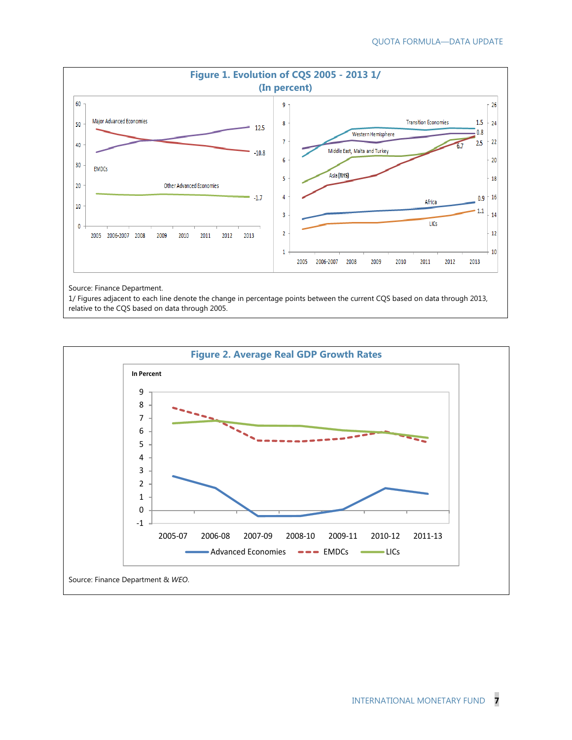**Figure 1. Evolution of CQS 2005 - 2013 1/**
**(In percent)**

Source: Finance Department.
1/ Figures adjacent to each line denote the change in percentage points between the current CQS based on data through 2013, relative to the CQS based on data through 2005.

**Figure 2. Average Real GDP Growth Rates**

Source: Finance Department & *WEO*.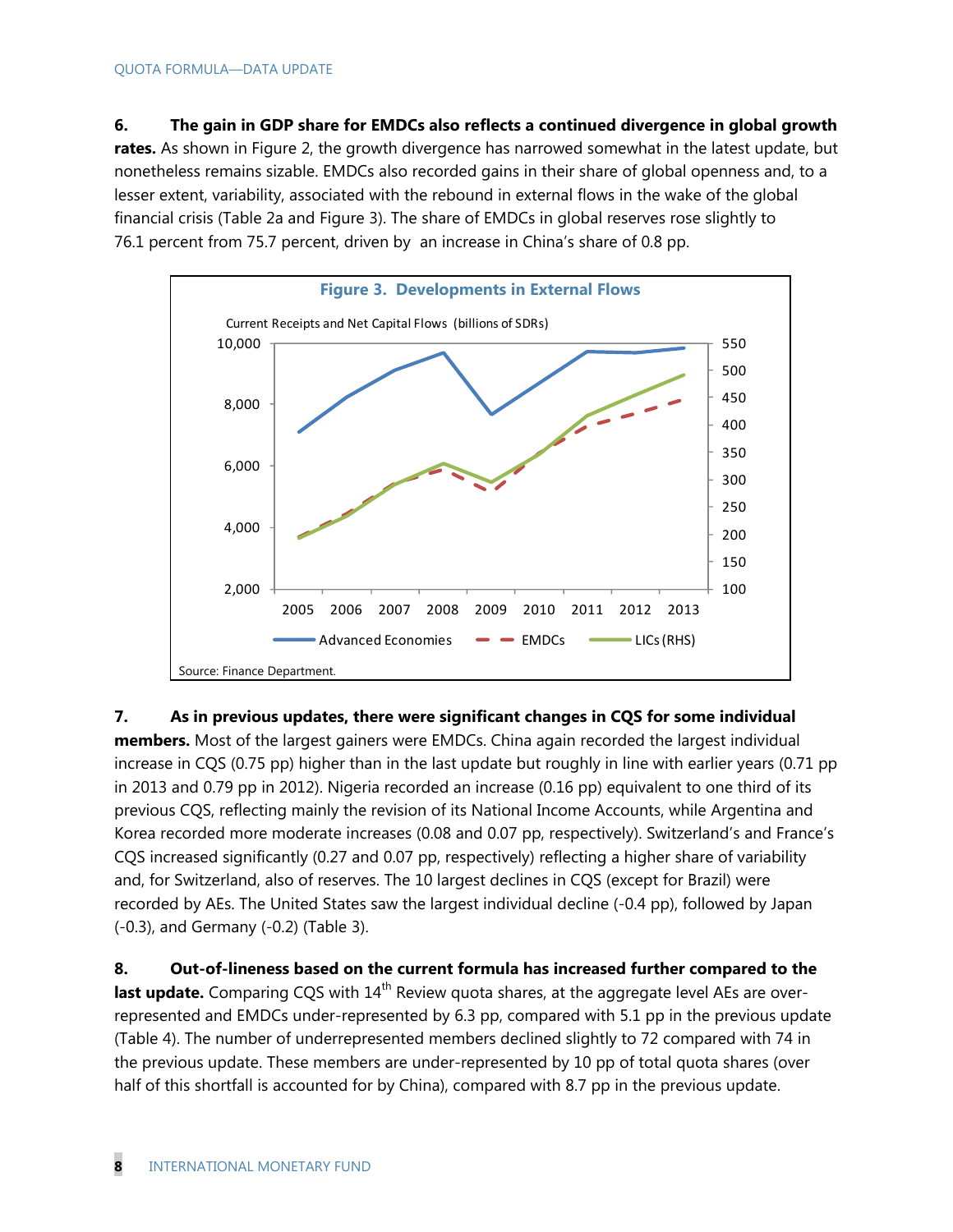6. **The gain in GDP share for EMDCs also reflects a continued divergence in global growth rates.** As shown in Figure 2, the growth divergence has narrowed somewhat in the latest update, but nonetheless remains sizable. EMDCs also recorded gains in their share of global openness and, to a lesser extent, variability, associated with the rebound in external flows in the wake of the global financial crisis (Table 2a and Figure 3). The share of EMDCs in global reserves rose slightly to 76.1 percent from 75.7 percent, driven by an increase in China's share of 0.8 pp.

**Figure 3. Developments in External Flows**

Current Receipts and Net Capital Flows (billions of SDRs)

Advanced Economies — EMDCs — LICs (RHS)

Source: Finance Department.

7. **As in previous updates, there were significant changes in CQS for some individual members.** Most of the largest gainers were EMDCs. China again recorded the largest individual increase in CQS (0.75 pp) higher than in the last update but roughly in line with earlier years (0.71 pp in 2013 and 0.79 pp in 2012). Nigeria recorded an increase (0.16 pp) equivalent to one third of its previous CQS, reflecting mainly the revision of its National Income Accounts, while Argentina and Korea recorded more moderate increases (0.08 and 0.07 pp, respectively). Switzerland's and France's CQS increased significantly (0.27 and 0.07 pp, respectively) reflecting a higher share of variability and, for Switzerland, also of reserves. The 10 largest declines in CQS (except for Brazil) were recorded by AEs. The United States saw the largest individual decline (-0.4 pp), followed by Japan (-0.3), and Germany (-0.2) (Table 3).

8. **Out-of-lineness based on the current formula has increased further compared to the last update.** Comparing CQS with 14th Review quota shares, at the aggregate level AEs are over-represented and EMDCs under-represented by 6.3 pp, compared with 5.1 pp in the previous update (Table 4). The number of underrepresented members declined slightly to 72 compared with 74 in the previous update. These members are under-represented by 10 pp of total quota shares (over half of this shortfall is accounted for by China), compared with 8.7 pp in the previous update.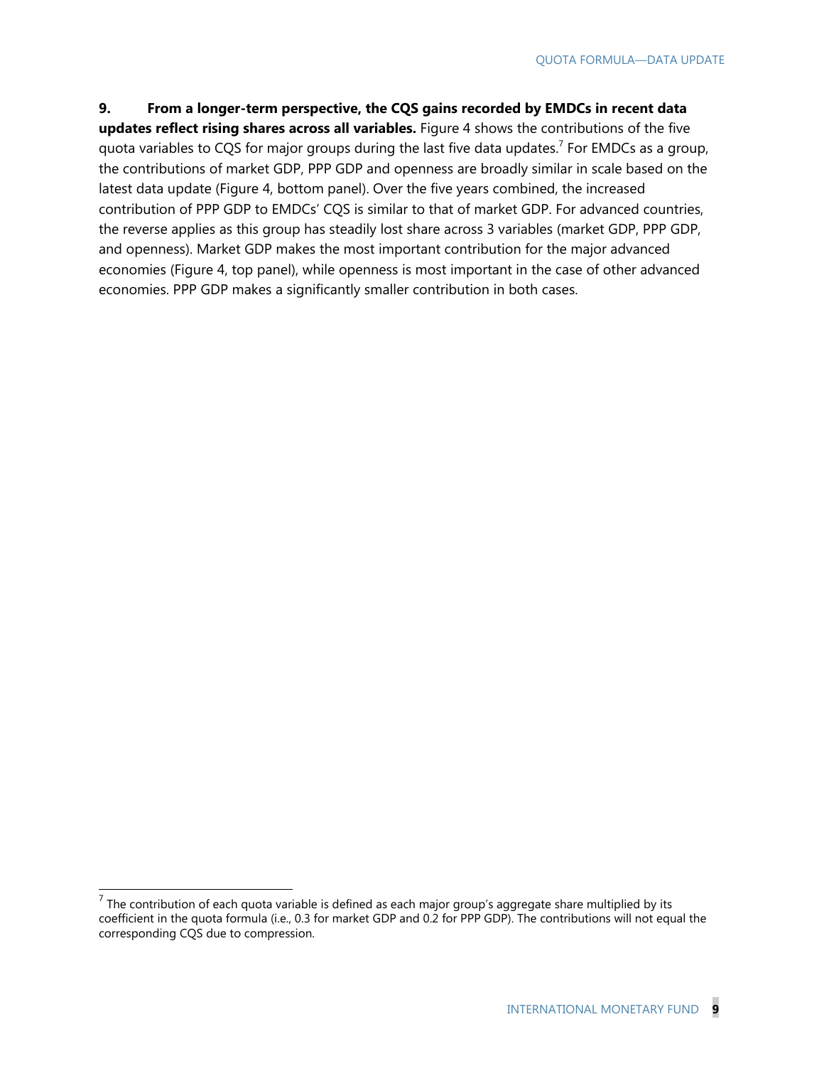**9. From a longer-term perspective, the CQS gains recorded by EMDCs in recent data updates reflect rising shares across all variables.** Figure 4 shows the contributions of the five quota variables to CQS for major groups during the last five data updates.[7] For EMDCs as a group, the contributions of market GDP, PPP GDP and openness are broadly similar in scale based on the latest data update (Figure 4, bottom panel). Over the five years combined, the increased contribution of PPP GDP to EMDCs' CQS is similar to that of market GDP. For advanced countries, the reverse applies as this group has steadily lost share across 3 variables (market GDP, PPP GDP, and openness). Market GDP makes the most important contribution for the major advanced economies (Figure 4, top panel), while openness is most important in the case of other advanced economies. PPP GDP makes a significantly smaller contribution in both cases.

[7] The contribution of each quota variable is defined as each major group's aggregate share multiplied by its coefficient in the quota formula (i.e., 0.3 for market GDP and 0.2 for PPP GDP). The contributions will not equal the corresponding CQS due to compression.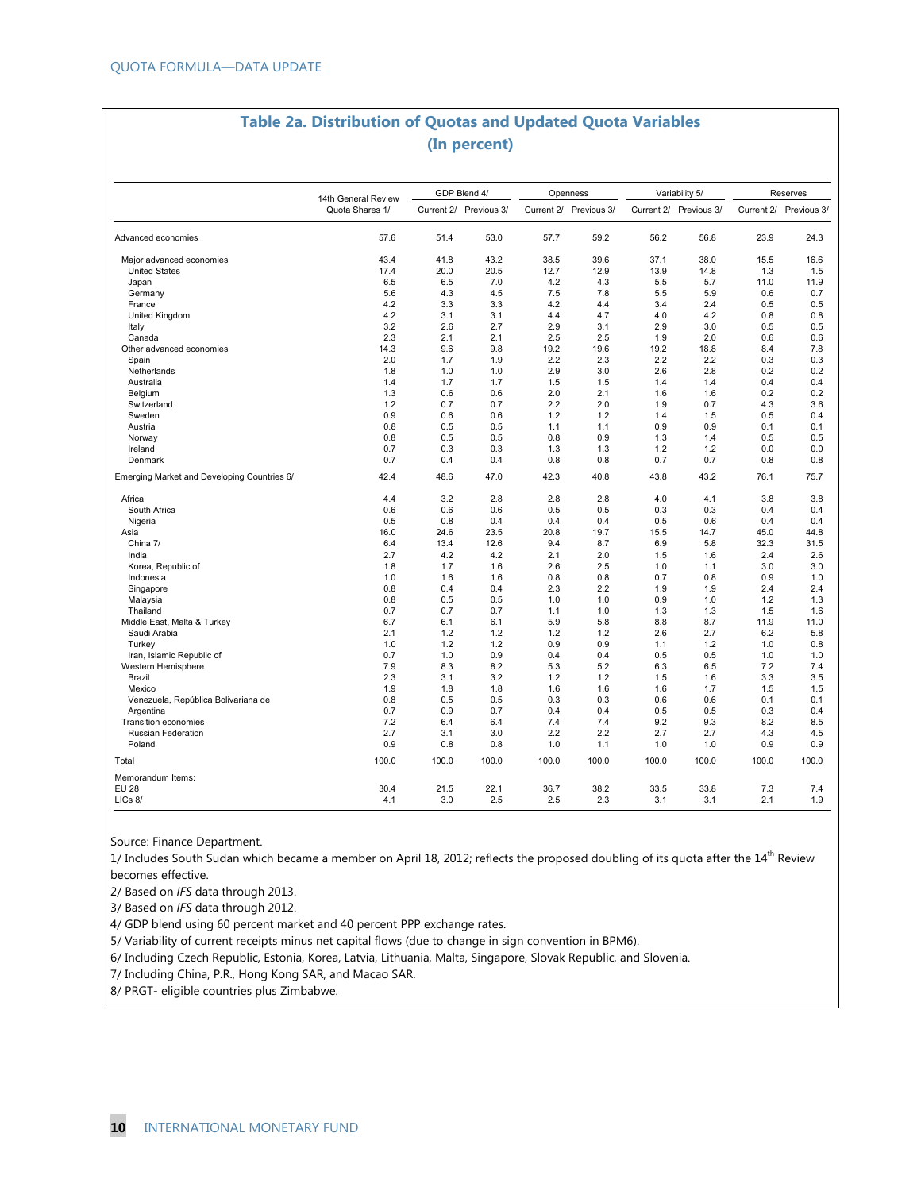## Table 2a. Distribution of Quotas and Updated Quota Variables
### (In percent)

| | 14th General Review Quota Shares 1/ | GDP Blend 4/ | | Openness | | Variability 5/ | | Reserves | |
|---|---|---|---|---|---|---|---|---|---|
| | | Current 2/ | Previous 3/ | Current 2/ | Previous 3/ | Current 2/ | Previous 3/ | Current 2/ | Previous 3/ |
| Advanced economies | 57.6 | 51.4 | 53.0 | 57.7 | 59.2 | 56.2 | 56.8 | 23.9 | 24.3 |
| Major advanced economies | 43.4 | 41.8 | 43.2 | 38.5 | 39.6 | 37.1 | 38.0 | 15.5 | 16.6 |
| United States | 17.4 | 20.0 | 20.5 | 12.7 | 12.9 | 13.9 | 14.8 | 1.3 | 1.5 |
| Japan | 6.5 | 6.5 | 7.0 | 4.2 | 4.3 | 5.5 | 5.7 | 11.0 | 11.9 |
| Germany | 5.6 | 4.3 | 4.5 | 7.5 | 7.8 | 5.5 | 5.9 | 0.6 | 0.7 |
| France | 4.2 | 3.3 | 3.3 | 4.2 | 4.4 | 3.4 | 2.4 | 0.5 | 0.5 |
| United Kingdom | 4.2 | 3.1 | 3.1 | 4.4 | 4.7 | 4.0 | 4.2 | 0.8 | 0.8 |
| Italy | 3.2 | 2.6 | 2.7 | 2.9 | 3.1 | 2.9 | 3.0 | 0.5 | 0.5 |
| Canada | 2.3 | 2.1 | 2.1 | 2.5 | 2.5 | 1.9 | 2.0 | 0.6 | 0.6 |
| Other advanced economies | 14.3 | 9.6 | 9.8 | 19.2 | 19.6 | 19.2 | 18.8 | 8.4 | 7.8 |
| Spain | 2.0 | 1.7 | 1.9 | 2.2 | 2.3 | 2.2 | 2.2 | 0.3 | 0.3 |
| Netherlands | 1.8 | 1.0 | 1.0 | 2.9 | 3.0 | 2.6 | 2.8 | 0.2 | 0.2 |
| Australia | 1.4 | 1.7 | 1.7 | 1.5 | 1.5 | 1.4 | 1.4 | 0.4 | 0.4 |
| Belgium | 1.3 | 0.6 | 0.6 | 2.0 | 2.1 | 1.6 | 1.6 | 0.2 | 0.2 |
| Switzerland | 1.2 | 0.7 | 0.7 | 2.2 | 2.0 | 1.9 | 0.7 | 4.3 | 3.6 |
| Sweden | 0.9 | 0.6 | 0.6 | 1.2 | 1.2 | 1.4 | 1.5 | 0.5 | 0.4 |
| Austria | 0.8 | 0.5 | 0.5 | 1.1 | 1.1 | 0.9 | 0.9 | 0.1 | 0.1 |
| Norway | 0.8 | 0.5 | 0.5 | 0.8 | 0.9 | 1.3 | 1.4 | 0.5 | 0.5 |
| Ireland | 0.7 | 0.3 | 0.3 | 1.3 | 1.3 | 1.2 | 1.2 | 0.0 | 0.0 |
| Denmark | 0.7 | 0.4 | 0.4 | 0.8 | 0.8 | 0.7 | 0.7 | 0.8 | 0.8 |
| Emerging Market and Developing Countries 6/ | 42.4 | 48.6 | 47.0 | 42.3 | 40.8 | 43.8 | 43.2 | 76.1 | 75.7 |
| Africa | 4.4 | 3.2 | 2.8 | 2.8 | 2.8 | 4.0 | 4.1 | 3.8 | 3.8 |
| South Africa | 0.6 | 0.6 | 0.6 | 0.5 | 0.5 | 0.3 | 0.3 | 0.4 | 0.4 |
| Nigeria | 0.5 | 0.8 | 0.4 | 0.4 | 0.4 | 0.5 | 0.6 | 0.4 | 0.4 |
| Asia | 16.0 | 24.6 | 23.5 | 20.8 | 19.7 | 15.5 | 14.7 | 45.0 | 44.8 |
| China 7/ | 6.4 | 13.4 | 12.6 | 9.4 | 8.7 | 6.9 | 5.8 | 32.3 | 31.5 |
| India | 2.7 | 4.2 | 4.2 | 2.1 | 2.0 | 1.5 | 1.6 | 2.4 | 2.6 |
| Korea, Republic of | 1.8 | 1.7 | 1.6 | 2.6 | 2.5 | 1.0 | 1.1 | 3.0 | 3.0 |
| Indonesia | 1.0 | 1.6 | 1.6 | 0.8 | 0.8 | 0.7 | 0.8 | 0.9 | 1.0 |
| Singapore | 0.8 | 0.4 | 0.4 | 2.3 | 2.2 | 1.9 | 1.9 | 2.4 | 2.4 |
| Malaysia | 0.8 | 0.5 | 0.5 | 1.0 | 1.0 | 0.9 | 1.0 | 1.2 | 1.3 |
| Thailand | 0.7 | 0.7 | 0.7 | 1.1 | 1.0 | 1.3 | 1.3 | 1.5 | 1.6 |
| Middle East, Malta & Turkey | 6.7 | 6.1 | 6.1 | 5.9 | 5.8 | 8.8 | 8.7 | 11.9 | 11.0 |
| Saudi Arabia | 2.1 | 1.2 | 1.2 | 1.2 | 1.2 | 2.6 | 2.7 | 6.2 | 5.8 |
| Turkey | 1.0 | 1.2 | 1.2 | 0.9 | 0.9 | 1.1 | 1.2 | 1.0 | 0.8 |
| Iran, Islamic Republic of | 0.7 | 1.0 | 0.9 | 0.4 | 0.4 | 0.5 | 0.5 | 1.0 | 1.0 |
| Western Hemisphere | 7.9 | 8.3 | 8.2 | 5.3 | 5.2 | 6.3 | 6.5 | 7.2 | 7.4 |
| Brazil | 2.3 | 3.1 | 3.2 | 1.2 | 1.2 | 1.5 | 1.6 | 3.3 | 3.5 |
| Mexico | 1.9 | 1.8 | 1.8 | 1.6 | 1.6 | 1.6 | 1.7 | 1.5 | 1.5 |
| Venezuela, República Bolivariana de | 0.8 | 0.5 | 0.5 | 0.3 | 0.3 | 0.6 | 0.6 | 0.1 | 0.1 |
| Argentina | 0.7 | 0.9 | 0.7 | 0.4 | 0.4 | 0.5 | 0.5 | 0.3 | 0.4 |
| Transition economies | 7.2 | 6.4 | 6.4 | 7.4 | 7.4 | 9.2 | 9.3 | 8.2 | 8.5 |
| Russian Federation | 2.7 | 3.1 | 3.0 | 2.2 | 2.2 | 2.7 | 2.7 | 4.3 | 4.5 |
| Poland | 0.9 | 0.8 | 0.8 | 1.0 | 1.1 | 1.0 | 1.0 | 0.9 | 0.9 |
| Total | 100.0 | 100.0 | 100.0 | 100.0 | 100.0 | 100.0 | 100.0 | 100.0 | 100.0 |
| Memorandum Items: | | | | | | | | | |
| EU 28 | 30.4 | 21.5 | 22.1 | 36.7 | 38.2 | 33.5 | 33.8 | 7.3 | 7.4 |
| LICs 8/ | 4.1 | 3.0 | 2.5 | 2.5 | 2.3 | 3.1 | 3.1 | 2.1 | 1.9 |

Source: Finance Department.

1/ Includes South Sudan which became a member on April 18, 2012; reflects the proposed doubling of its quota after the 14th Review becomes effective.

2/ Based on *IFS* data through 2013.

3/ Based on *IFS* data through 2012.

4/ GDP blend using 60 percent market and 40 percent PPP exchange rates.

5/ Variability of current receipts minus net capital flows (due to change in sign convention in BPM6).

6/ Including Czech Republic, Estonia, Korea, Latvia, Lithuania, Malta, Singapore, Slovak Republic, and Slovenia.

7/ Including China, P.R., Hong Kong SAR, and Macao SAR.

8/ PRGT- eligible countries plus Zimbabwe.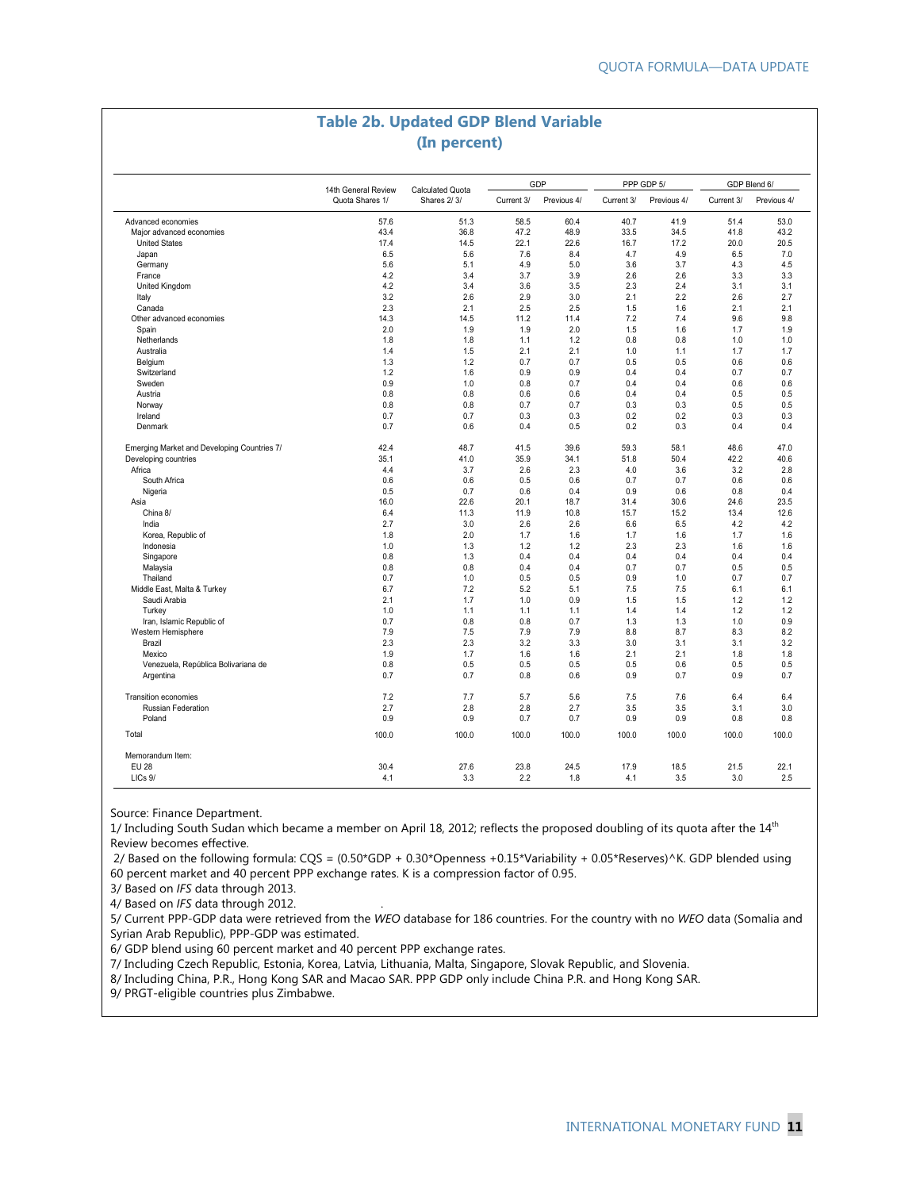## Table 2b. Updated GDP Blend Variable
**(In percent)**

| | 14th General Review Quota Shares 1/ | Calculated Quota Shares 2/ 3/ | GDP | | PPP GDP 5/ | | GDP Blend 6/ | |
|---|---|---|---|---|---|---|---|---|
| | | | Current 3/ | Previous 4/ | Current 3/ | Previous 4/ | Current 3/ | Previous 4/ |
| Advanced economies | 57.6 | 51.3 | 58.5 | 60.4 | 40.7 | 41.9 | 51.4 | 53.0 |
| Major advanced economies | 43.4 | 36.8 | 47.2 | 48.9 | 33.5 | 34.5 | 41.8 | 43.2 |
| United States | 17.4 | 14.5 | 22.1 | 22.6 | 16.7 | 17.2 | 20.0 | 20.5 |
| Japan | 6.5 | 5.6 | 7.6 | 8.4 | 4.7 | 4.9 | 6.5 | 7.0 |
| Germany | 5.6 | 5.1 | 4.9 | 5.0 | 3.6 | 3.7 | 4.3 | 4.5 |
| France | 4.2 | 3.4 | 3.7 | 3.9 | 2.6 | 2.6 | 3.3 | 3.3 |
| United Kingdom | 4.2 | 3.4 | 3.6 | 3.5 | 2.3 | 2.4 | 3.1 | 3.1 |
| Italy | 3.2 | 2.6 | 2.9 | 3.0 | 2.1 | 2.2 | 2.6 | 2.7 |
| Canada | 2.3 | 2.1 | 2.5 | 2.5 | 1.5 | 1.6 | 2.1 | 2.1 |
| Other advanced economies | 14.3 | 14.5 | 11.2 | 11.4 | 7.2 | 7.4 | 9.6 | 9.8 |
| Spain | 2.0 | 1.9 | 1.9 | 2.0 | 1.5 | 1.6 | 1.7 | 1.9 |
| Netherlands | 1.8 | 1.8 | 1.1 | 1.2 | 0.8 | 0.8 | 1.0 | 1.0 |
| Australia | 1.4 | 1.5 | 2.1 | 2.1 | 1.0 | 1.1 | 1.7 | 1.7 |
| Belgium | 1.3 | 1.2 | 0.7 | 0.7 | 0.5 | 0.5 | 0.6 | 0.6 |
| Switzerland | 1.2 | 1.6 | 0.9 | 0.9 | 0.4 | 0.4 | 0.7 | 0.7 |
| Sweden | 0.9 | 1.0 | 0.8 | 0.7 | 0.4 | 0.4 | 0.6 | 0.6 |
| Austria | 0.8 | 0.8 | 0.6 | 0.6 | 0.4 | 0.4 | 0.5 | 0.5 |
| Norway | 0.8 | 0.8 | 0.7 | 0.7 | 0.3 | 0.3 | 0.5 | 0.5 |
| Ireland | 0.7 | 0.7 | 0.3 | 0.3 | 0.2 | 0.2 | 0.3 | 0.3 |
| Denmark | 0.7 | 0.6 | 0.4 | 0.5 | 0.2 | 0.3 | 0.4 | 0.4 |
| Emerging Market and Developing Countries 7/ | 42.4 | 48.7 | 41.5 | 39.6 | 59.3 | 58.1 | 48.6 | 47.0 |
| Developing countries | 35.1 | 41.0 | 35.9 | 34.1 | 51.8 | 50.4 | 42.2 | 40.6 |
| Africa | 4.4 | 3.7 | 2.6 | 2.3 | 4.0 | 3.6 | 3.2 | 2.8 |
| South Africa | 0.6 | 0.6 | 0.5 | 0.6 | 0.7 | 0.7 | 0.6 | 0.6 |
| Nigeria | 0.5 | 0.7 | 0.6 | 0.4 | 0.9 | 0.6 | 0.8 | 0.4 |
| Asia | 16.0 | 22.6 | 20.1 | 18.7 | 31.4 | 30.6 | 24.6 | 23.5 |
| China 8/ | 6.4 | 11.3 | 11.9 | 10.8 | 15.7 | 15.2 | 13.4 | 12.6 |
| India | 2.7 | 3.0 | 2.6 | 2.6 | 6.6 | 6.5 | 4.2 | 4.2 |
| Korea, Republic of | 1.8 | 2.0 | 1.7 | 1.6 | 1.7 | 1.6 | 1.7 | 1.6 |
| Indonesia | 1.0 | 1.3 | 1.2 | 1.2 | 2.3 | 2.3 | 1.6 | 1.6 |
| Singapore | 0.8 | 1.3 | 0.4 | 0.4 | 0.4 | 0.4 | 0.4 | 0.4 |
| Malaysia | 0.8 | 0.8 | 0.4 | 0.4 | 0.7 | 0.7 | 0.5 | 0.5 |
| Thailand | 0.7 | 1.0 | 0.5 | 0.5 | 0.9 | 1.0 | 0.7 | 0.7 |
| Middle East, Malta & Turkey | 6.7 | 7.2 | 5.2 | 5.1 | 7.5 | 7.5 | 6.1 | 6.1 |
| Saudi Arabia | 2.1 | 1.7 | 1.0 | 0.9 | 1.5 | 1.5 | 1.2 | 1.2 |
| Turkey | 1.0 | 1.1 | 1.1 | 1.1 | 1.4 | 1.4 | 1.2 | 1.2 |
| Iran, Islamic Republic of | 0.7 | 0.8 | 0.8 | 0.7 | 1.3 | 1.3 | 1.0 | 0.9 |
| Western Hemisphere | 7.9 | 7.5 | 7.9 | 7.9 | 8.8 | 8.7 | 8.3 | 8.2 |
| Brazil | 2.3 | 2.3 | 3.2 | 3.3 | 3.0 | 3.1 | 3.1 | 3.2 |
| Mexico | 1.9 | 1.7 | 1.6 | 1.6 | 2.1 | 2.1 | 1.8 | 1.8 |
| Venezuela, República Bolivariana de | 0.8 | 0.5 | 0.5 | 0.5 | 0.5 | 0.6 | 0.5 | 0.5 |
| Argentina | 0.7 | 0.7 | 0.8 | 0.6 | 0.9 | 0.7 | 0.9 | 0.7 |
| Transition economies | 7.2 | 7.7 | 5.7 | 5.6 | 7.5 | 7.6 | 6.4 | 6.4 |
| Russian Federation | 2.7 | 2.8 | 2.8 | 2.7 | 3.5 | 3.5 | 3.1 | 3.0 |
| Poland | 0.9 | 0.9 | 0.7 | 0.7 | 0.9 | 0.9 | 0.8 | 0.8 |
| Total | 100.0 | 100.0 | 100.0 | 100.0 | 100.0 | 100.0 | 100.0 | 100.0 |
| Memorandum Item: | | | | | | | | |
| EU 28 | 30.4 | 27.6 | 23.8 | 24.5 | 17.9 | 18.5 | 21.5 | 22.1 |
| LICs 9/ | 4.1 | 3.3 | 2.2 | 1.8 | 4.1 | 3.5 | 3.0 | 2.5 |

Source: Finance Department.

1/ Including South Sudan which became a member on April 18, 2012; reflects the proposed doubling of its quota after the 14th Review becomes effective.

2/ Based on the following formula: CQS = (0.50*GDP + 0.30*Openness +0.15*Variability + 0.05*Reserves)^K. GDP blended using 60 percent market and 40 percent PPP exchange rates. K is a compression factor of 0.95.

3/ Based on *IFS* data through 2013.

4/ Based on *IFS* data through 2012.

5/ Current PPP-GDP data were retrieved from the *WEO* database for 186 countries. For the country with no *WEO* data (Somalia and Syrian Arab Republic), PPP-GDP was estimated.

6/ GDP blend using 60 percent market and 40 percent PPP exchange rates.

7/ Including Czech Republic, Estonia, Korea, Latvia, Lithuania, Malta, Singapore, Slovak Republic, and Slovenia.

8/ Including China, P.R., Hong Kong SAR and Macao SAR. PPP GDP only include China P.R. and Hong Kong SAR.

9/ PRGT-eligible countries plus Zimbabwe.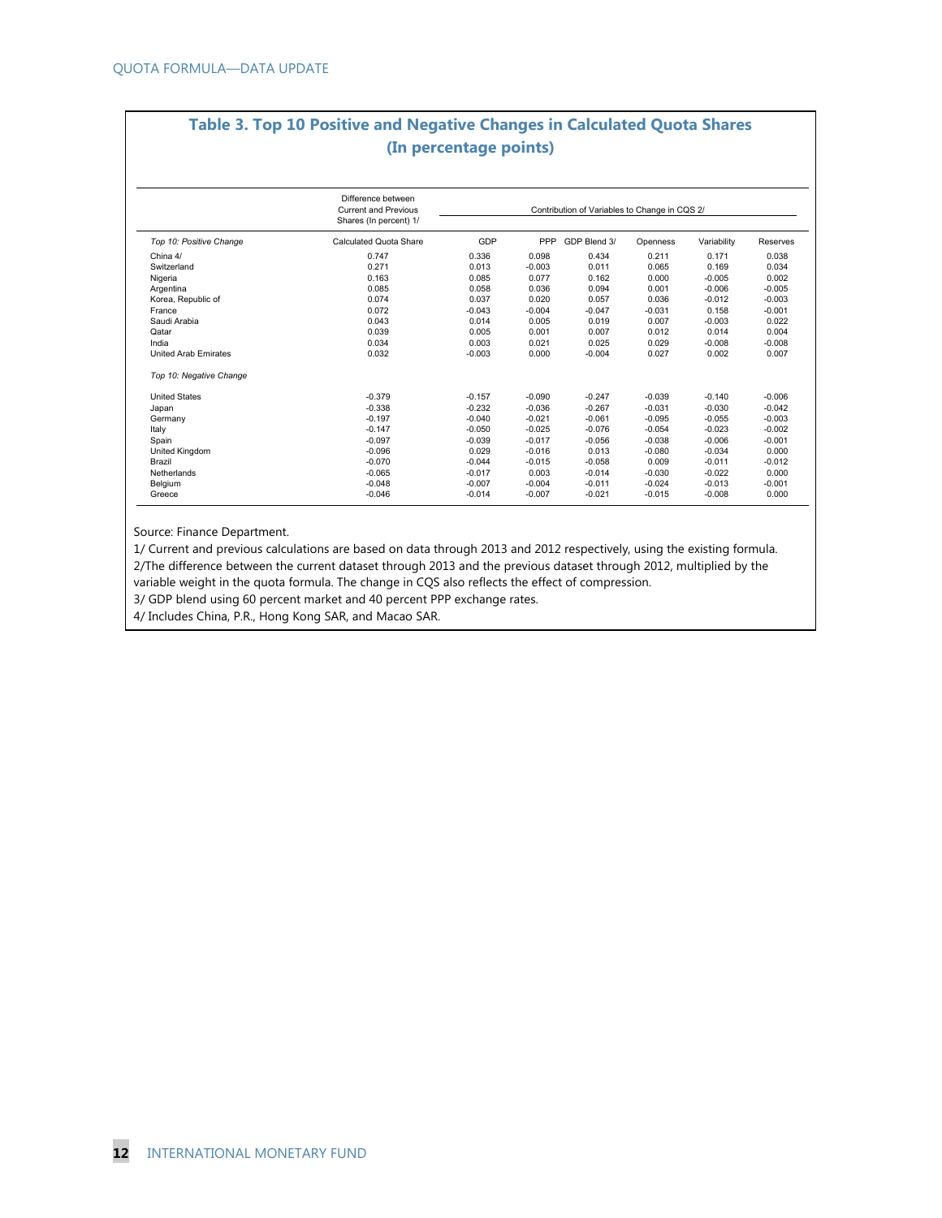## Table 3. Top 10 Positive and Negative Changes in Calculated Quota Shares (In percentage points)

| | Difference between Current and Previous Shares (In percent) 1/ | Contribution of Variables to Change in CQS 2/ | | | | | |
|---|---|---|---|---|---|---|---|
| *Top 10: Positive Change* | Calculated Quota Share | GDP | PPP | GDP Blend 3/ | Openness | Variability | Reserves |
| China 4/ | 0.747 | 0.336 | 0.098 | 0.434 | 0.211 | 0.171 | 0.038 |
| Switzerland | 0.271 | 0.013 | -0.003 | 0.011 | 0.065 | 0.169 | 0.034 |
| Nigeria | 0.163 | 0.085 | 0.077 | 0.162 | 0.000 | -0.005 | 0.002 |
| Argentina | 0.085 | 0.058 | 0.036 | 0.094 | 0.001 | -0.006 | -0.005 |
| Korea, Republic of | 0.074 | 0.037 | 0.020 | 0.057 | 0.036 | -0.012 | -0.003 |
| France | 0.072 | -0.043 | -0.004 | -0.047 | -0.031 | 0.158 | -0.001 |
| Saudi Arabia | 0.043 | 0.014 | 0.005 | 0.019 | 0.007 | -0.003 | 0.022 |
| Qatar | 0.039 | 0.005 | 0.001 | 0.007 | 0.012 | 0.014 | 0.004 |
| India | 0.034 | 0.003 | 0.021 | 0.025 | 0.029 | -0.008 | -0.008 |
| United Arab Emirates | 0.032 | -0.003 | 0.000 | -0.004 | 0.027 | 0.002 | 0.007 |
| *Top 10: Negative Change* | | | | | | | |
| United States | -0.379 | -0.157 | -0.090 | -0.247 | -0.039 | -0.140 | -0.006 |
| Japan | -0.338 | -0.232 | -0.036 | -0.267 | -0.031 | -0.030 | -0.042 |
| Germany | -0.197 | -0.040 | -0.021 | -0.061 | -0.095 | -0.055 | -0.003 |
| Italy | -0.147 | -0.050 | -0.025 | -0.076 | -0.054 | -0.023 | -0.002 |
| Spain | -0.097 | -0.039 | -0.017 | -0.056 | -0.038 | -0.006 | -0.001 |
| United Kingdom | -0.096 | 0.029 | -0.016 | 0.013 | -0.080 | -0.034 | 0.000 |
| Brazil | -0.070 | -0.044 | -0.015 | -0.058 | 0.009 | -0.011 | -0.012 |
| Netherlands | -0.065 | -0.017 | 0.003 | -0.014 | -0.030 | -0.022 | 0.000 |
| Belgium | -0.048 | -0.007 | -0.004 | -0.011 | -0.024 | -0.013 | -0.001 |
| Greece | -0.046 | -0.014 | -0.007 | -0.021 | -0.015 | -0.008 | 0.000 |

Source: Finance Department.

1/ Current and previous calculations are based on data through 2013 and 2012 respectively, using the existing formula.

2/The difference between the current dataset through 2013 and the previous dataset through 2012, multiplied by the variable weight in the quota formula. The change in CQS also reflects the effect of compression.

3/ GDP blend using 60 percent market and 40 percent PPP exchange rates.

4/ Includes China, P.R., Hong Kong SAR, and Macao SAR.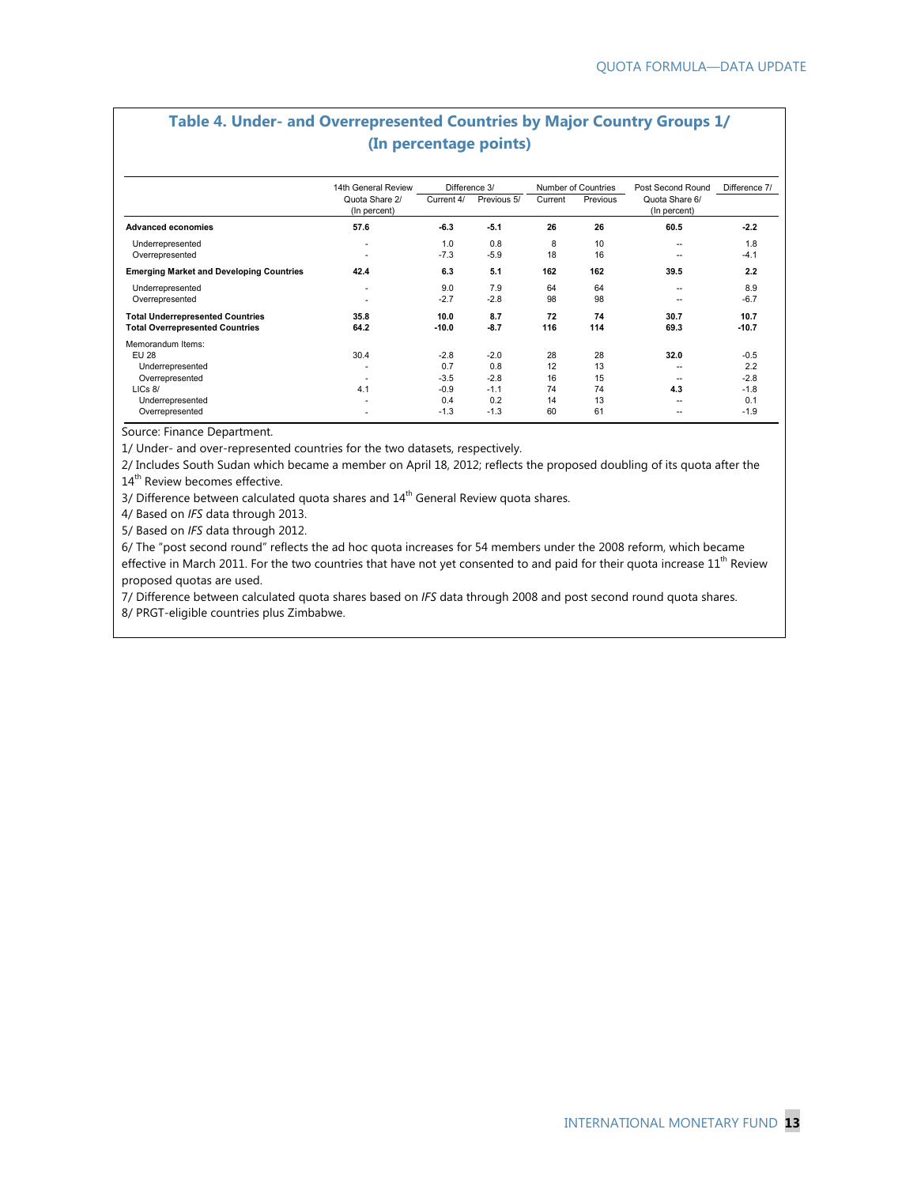## Table 4. Under- and Overrepresented Countries by Major Country Groups 1/
### (In percentage points)

| | 14th General Review Quota Share 2/ (In percent) | Difference 3/ | | Number of Countries | | Post Second Round Quota Share 6/ (In percent) | Difference 7/ |
|---|---|---|---|---|---|---|---|
| | | Current 4/ | Previous 5/ | Current | Previous | | |
| **Advanced economies** | **57.6** | **-6.3** | **-5.1** | **26** | **26** | **60.5** | **-2.2** |
| Underrepresented | - | 1.0 | 0.8 | 8 | 10 | -- | 1.8 |
| Overrepresented | - | -7.3 | -5.9 | 18 | 16 | -- | -4.1 |
| **Emerging Market and Developing Countries** | **42.4** | **6.3** | **5.1** | **162** | **162** | **39.5** | **2.2** |
| Underrepresented | - | 9.0 | 7.9 | 64 | 64 | -- | 8.9 |
| Overrepresented | - | -2.7 | -2.8 | 98 | 98 | -- | -6.7 |
| **Total Underrepresented Countries** | **35.8** | **10.0** | **8.7** | **72** | **74** | **30.7** | **10.7** |
| **Total Overrepresented Countries** | **64.2** | **-10.0** | **-8.7** | **116** | **114** | **69.3** | **-10.7** |
| Memorandum Items: | | | | | | | |
| EU 28 | 30.4 | -2.8 | -2.0 | 28 | 28 | **32.0** | -0.5 |
| Underrepresented | - | 0.7 | 0.8 | 12 | 13 | -- | 2.2 |
| Overrepresented | - | -3.5 | -2.8 | 16 | 15 | -- | -2.8 |
| LICs 8/ | 4.1 | -0.9 | -1.1 | 74 | 74 | **4.3** | -1.8 |
| Underrepresented | - | 0.4 | 0.2 | 14 | 13 | -- | 0.1 |
| Overrepresented | - | -1.3 | -1.3 | 60 | 61 | -- | -1.9 |

Source: Finance Department.

1/ Under- and over-represented countries for the two datasets, respectively.

2/ Includes South Sudan which became a member on April 18, 2012; reflects the proposed doubling of its quota after the 14th Review becomes effective.

3/ Difference between calculated quota shares and 14th General Review quota shares.

4/ Based on *IFS* data through 2013.

5/ Based on *IFS* data through 2012.

6/ The "post second round" reflects the ad hoc quota increases for 54 members under the 2008 reform, which became effective in March 2011. For the two countries that have not yet consented to and paid for their quota increase 11th Review proposed quotas are used.

7/ Difference between calculated quota shares based on *IFS* data through 2008 and post second round quota shares.

8/ PRGT-eligible countries plus Zimbabwe.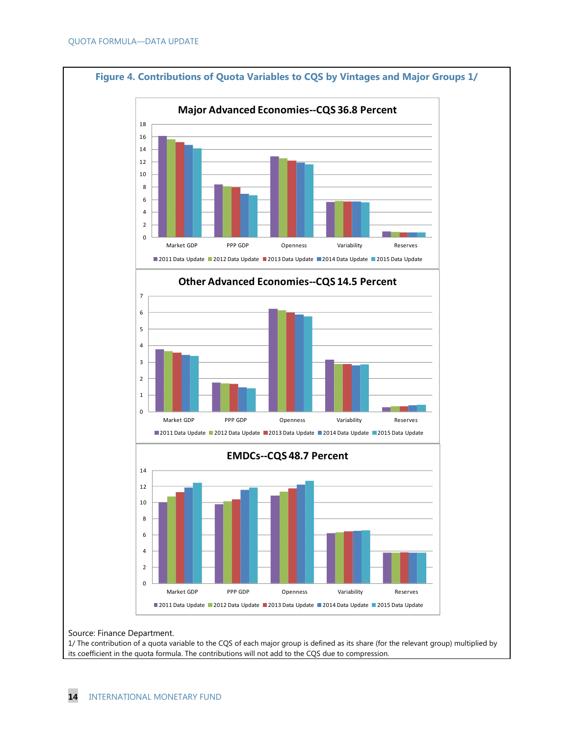**Figure 4. Contributions of Quota Variables to CQS by Vintages and Major Groups 1/**

**Major Advanced Economies--CQS 36.8 Percent**

**Other Advanced Economies--CQS 14.5 Percent**

**EMDCs--CQS 48.7 Percent**

Source: Finance Department.

1/ The contribution of a quota variable to the CQS of each major group is defined as its share (for the relevant group) multiplied by its coefficient in the quota formula. The contributions will not add to the CQS due to compression.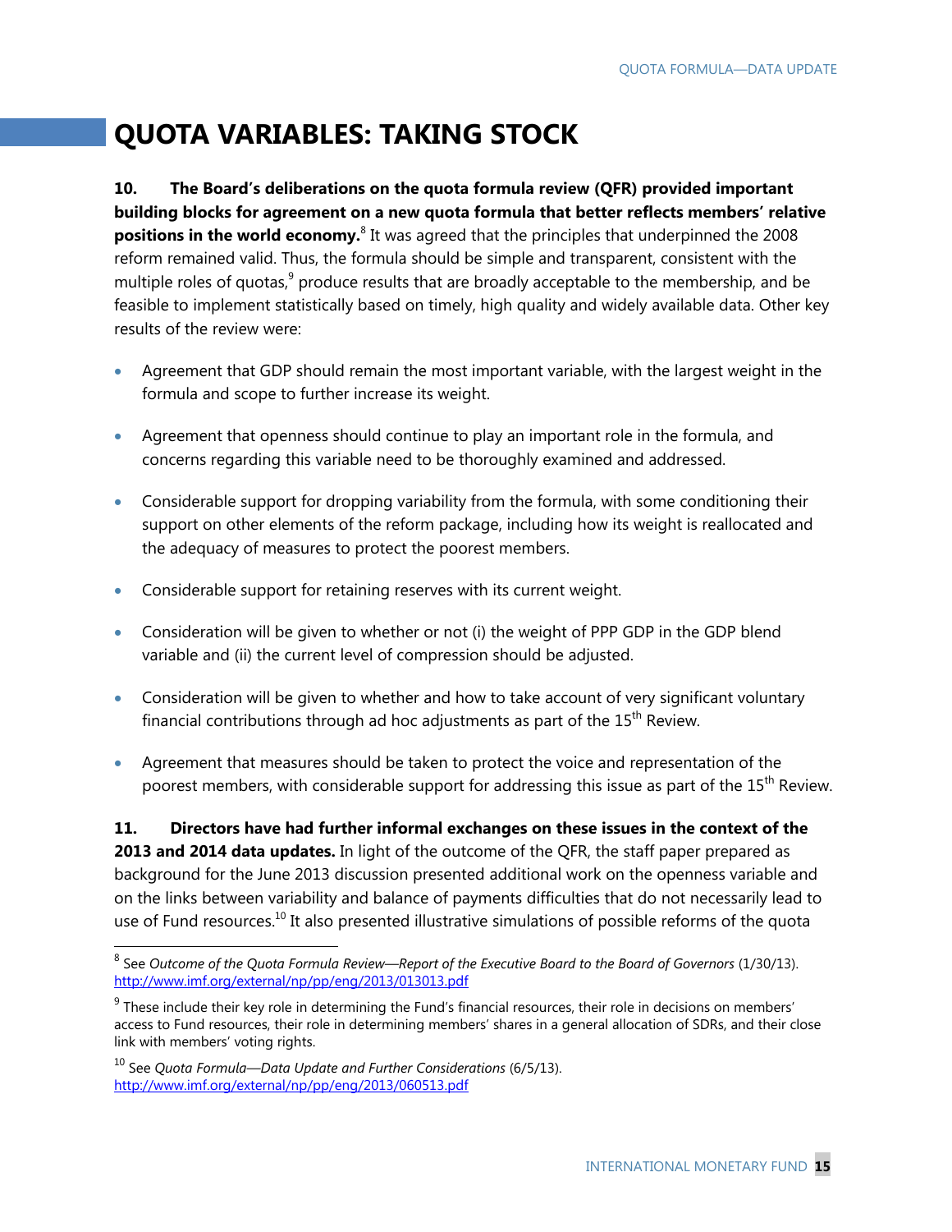# QUOTA VARIABLES: TAKING STOCK

**10. The Board's deliberations on the quota formula review (QFR) provided important building blocks for agreement on a new quota formula that better reflects members' relative positions in the world economy.**[8] It was agreed that the principles that underpinned the 2008 reform remained valid. Thus, the formula should be simple and transparent, consistent with the multiple roles of quotas,[9] produce results that are broadly acceptable to the membership, and be feasible to implement statistically based on timely, high quality and widely available data. Other key results of the review were:

- Agreement that GDP should remain the most important variable, with the largest weight in the formula and scope to further increase its weight.
- Agreement that openness should continue to play an important role in the formula, and concerns regarding this variable need to be thoroughly examined and addressed.
- Considerable support for dropping variability from the formula, with some conditioning their support on other elements of the reform package, including how its weight is reallocated and the adequacy of measures to protect the poorest members.
- Considerable support for retaining reserves with its current weight.
- Consideration will be given to whether or not (i) the weight of PPP GDP in the GDP blend variable and (ii) the current level of compression should be adjusted.
- Consideration will be given to whether and how to take account of very significant voluntary financial contributions through ad hoc adjustments as part of the 15th Review.
- Agreement that measures should be taken to protect the voice and representation of the poorest members, with considerable support for addressing this issue as part of the 15th Review.

**11. Directors have had further informal exchanges on these issues in the context of the 2013 and 2014 data updates.** In light of the outcome of the QFR, the staff paper prepared as background for the June 2013 discussion presented additional work on the openness variable and on the links between variability and balance of payments difficulties that do not necessarily lead to use of Fund resources.[10] It also presented illustrative simulations of possible reforms of the quota

---

[8] See *Outcome of the Quota Formula Review—Report of the Executive Board to the Board of Governors* (1/30/13). http://www.imf.org/external/np/pp/eng/2013/013013.pdf

[9] These include their key role in determining the Fund's financial resources, their role in decisions on members' access to Fund resources, their role in determining members' shares in a general allocation of SDRs, and their close link with members' voting rights.

[10] See *Quota Formula—Data Update and Further Considerations* (6/5/13). http://www.imf.org/external/np/pp/eng/2013/060513.pdf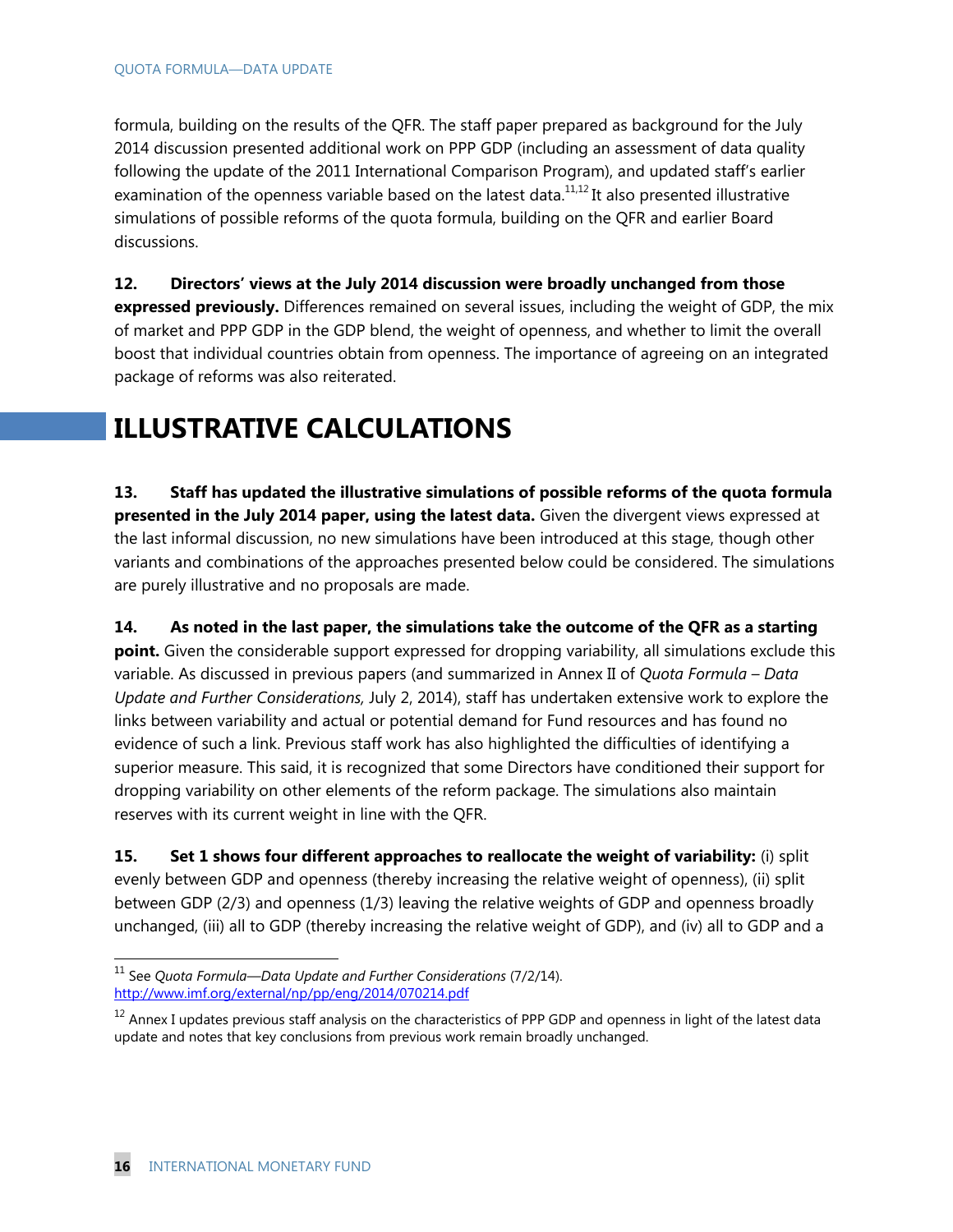formula, building on the results of the QFR. The staff paper prepared as background for the July 2014 discussion presented additional work on PPP GDP (including an assessment of data quality following the update of the 2011 International Comparison Program), and updated staff's earlier examination of the openness variable based on the latest data.[11,12] It also presented illustrative simulations of possible reforms of the quota formula, building on the QFR and earlier Board discussions.

**12. Directors' views at the July 2014 discussion were broadly unchanged from those expressed previously.** Differences remained on several issues, including the weight of GDP, the mix of market and PPP GDP in the GDP blend, the weight of openness, and whether to limit the overall boost that individual countries obtain from openness. The importance of agreeing on an integrated package of reforms was also reiterated.

# ILLUSTRATIVE CALCULATIONS

**13. Staff has updated the illustrative simulations of possible reforms of the quota formula presented in the July 2014 paper, using the latest data.** Given the divergent views expressed at the last informal discussion, no new simulations have been introduced at this stage, though other variants and combinations of the approaches presented below could be considered. The simulations are purely illustrative and no proposals are made.

**14. As noted in the last paper, the simulations take the outcome of the QFR as a starting point.** Given the considerable support expressed for dropping variability, all simulations exclude this variable. As discussed in previous papers (and summarized in Annex II of *Quota Formula – Data Update and Further Considerations,* July 2, 2014), staff has undertaken extensive work to explore the links between variability and actual or potential demand for Fund resources and has found no evidence of such a link. Previous staff work has also highlighted the difficulties of identifying a superior measure. This said, it is recognized that some Directors have conditioned their support for dropping variability on other elements of the reform package. The simulations also maintain reserves with its current weight in line with the QFR.

**15. Set 1 shows four different approaches to reallocate the weight of variability:** (i) split evenly between GDP and openness (thereby increasing the relative weight of openness), (ii) split between GDP (2/3) and openness (1/3) leaving the relative weights of GDP and openness broadly unchanged, (iii) all to GDP (thereby increasing the relative weight of GDP), and (iv) all to GDP and a

---

[11] See *Quota Formula—Data Update and Further Considerations* (7/2/14). http://www.imf.org/external/np/pp/eng/2014/070214.pdf

[12] Annex I updates previous staff analysis on the characteristics of PPP GDP and openness in light of the latest data update and notes that key conclusions from previous work remain broadly unchanged.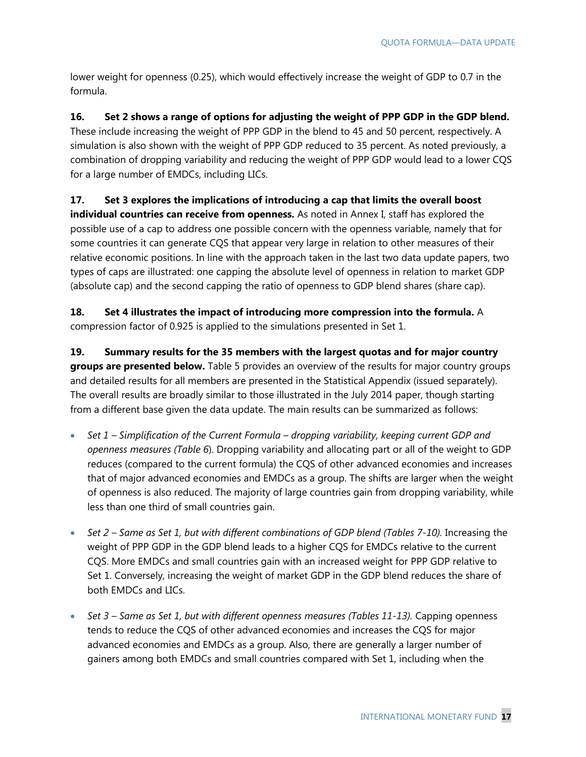lower weight for openness (0.25), which would effectively increase the weight of GDP to 0.7 in the formula.

**16. Set 2 shows a range of options for adjusting the weight of PPP GDP in the GDP blend.** These include increasing the weight of PPP GDP in the blend to 45 and 50 percent, respectively. A simulation is also shown with the weight of PPP GDP reduced to 35 percent. As noted previously, a combination of dropping variability and reducing the weight of PPP GDP would lead to a lower CQS for a large number of EMDCs, including LICs.

**17. Set 3 explores the implications of introducing a cap that limits the overall boost individual countries can receive from openness.** As noted in Annex I, staff has explored the possible use of a cap to address one possible concern with the openness variable, namely that for some countries it can generate CQS that appear very large in relation to other measures of their relative economic positions. In line with the approach taken in the last two data update papers, two types of caps are illustrated: one capping the absolute level of openness in relation to market GDP (absolute cap) and the second capping the ratio of openness to GDP blend shares (share cap).

**18. Set 4 illustrates the impact of introducing more compression into the formula.** A compression factor of 0.925 is applied to the simulations presented in Set 1.

**19. Summary results for the 35 members with the largest quotas and for major country groups are presented below.** Table 5 provides an overview of the results for major country groups and detailed results for all members are presented in the Statistical Appendix (issued separately). The overall results are broadly similar to those illustrated in the July 2014 paper, though starting from a different base given the data update. The main results can be summarized as follows:

- *Set 1 – Simplification of the Current Formula – dropping variability, keeping current GDP and openness measures (Table 6*). Dropping variability and allocating part or all of the weight to GDP reduces (compared to the current formula) the CQS of other advanced economies and increases that of major advanced economies and EMDCs as a group. The shifts are larger when the weight of openness is also reduced. The majority of large countries gain from dropping variability, while less than one third of small countries gain.

- *Set 2 – Same as Set 1, but with different combinations of GDP blend (Tables 7-10)*. Increasing the weight of PPP GDP in the GDP blend leads to a higher CQS for EMDCs relative to the current CQS. More EMDCs and small countries gain with an increased weight for PPP GDP relative to Set 1. Conversely, increasing the weight of market GDP in the GDP blend reduces the share of both EMDCs and LICs.

- *Set 3 – Same as Set 1, but with different openness measures (Tables 11-13).* Capping openness tends to reduce the CQS of other advanced economies and increases the CQS for major advanced economies and EMDCs as a group. Also, there are generally a larger number of gainers among both EMDCs and small countries compared with Set 1, including when the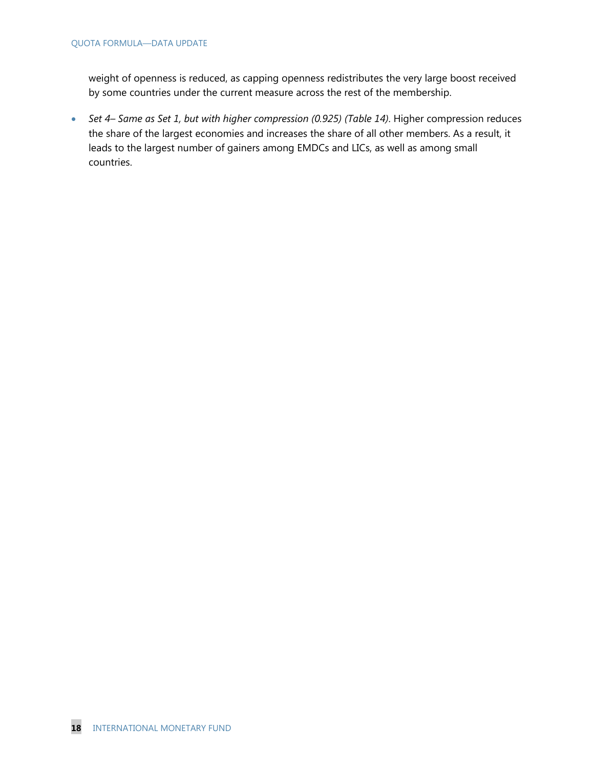weight of openness is reduced, as capping openness redistributes the very large boost received by some countries under the current measure across the rest of the membership.

- *Set 4– Same as Set 1, but with higher compression (0.925) (Table 14)*. Higher compression reduces the share of the largest economies and increases the share of all other members. As a result, it leads to the largest number of gainers among EMDCs and LICs, as well as among small countries.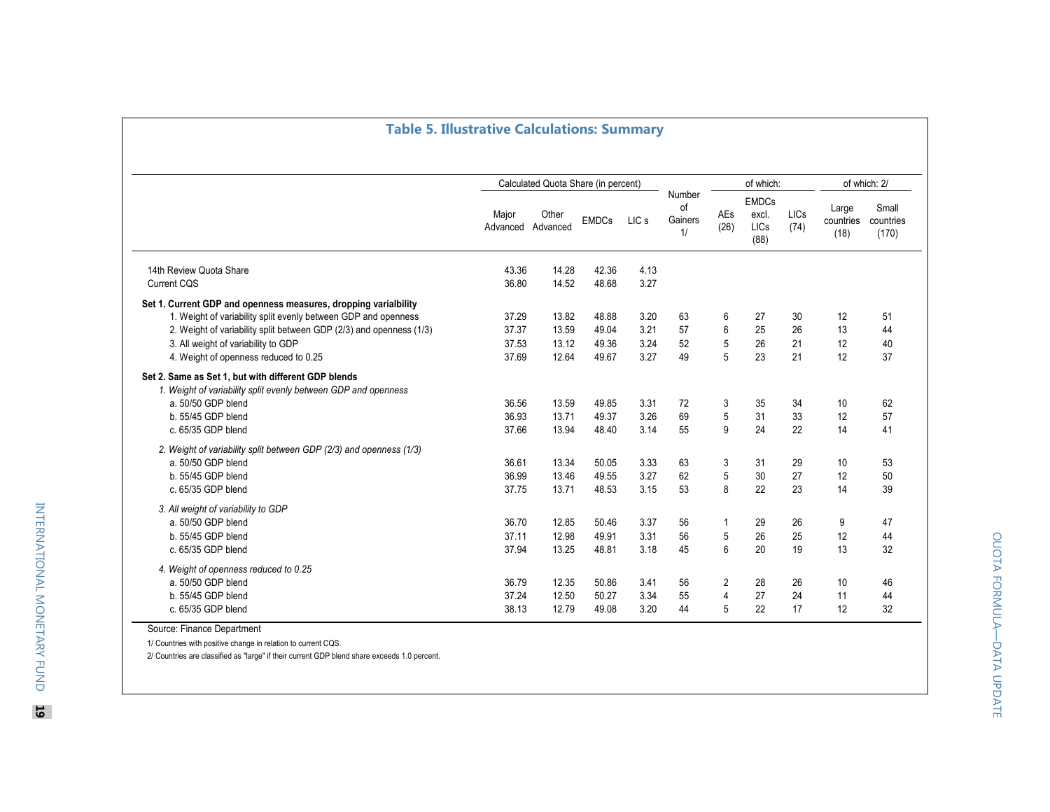## Table 5. Illustrative Calculations: Summary

| | Calculated Quota Share (in percent) | | | | Number of Gainers 1/ | of which: | | | of which: 2/ | |
|---|---|---|---|---|---|---|---|---|---|---|
| | Major Advanced | Other Advanced | EMDCs | LIC s | | AEs (26) | EMDCs excl. LICs (88) | LICs (74) | Large countries (18) | Small countries (170) |
| 14th Review Quota Share | 43.36 | 14.28 | 42.36 | 4.13 | | | | | | |
| Current CQS | 36.80 | 14.52 | 48.68 | 3.27 | | | | | | |
| **Set 1. Current GDP and openness measures, dropping varialbility** | | | | | | | | | | |
| 1. Weight of variability split evenly between GDP and openness | 37.29 | 13.82 | 48.88 | 3.20 | 63 | 6 | 27 | 30 | 12 | 51 |
| 2. Weight of variability split between GDP (2/3) and openness (1/3) | 37.37 | 13.59 | 49.04 | 3.21 | 57 | 6 | 25 | 26 | 13 | 44 |
| 3. All weight of variability to GDP | 37.53 | 13.12 | 49.36 | 3.24 | 52 | 5 | 26 | 21 | 12 | 40 |
| 4. Weight of openness reduced to 0.25 | 37.69 | 12.64 | 49.67 | 3.27 | 49 | 5 | 23 | 21 | 12 | 37 |
| **Set 2. Same as Set 1, but with different GDP blends** | | | | | | | | | | |
| *1. Weight of variability split evenly between GDP and openness* | | | | | | | | | | |
| a. 50/50 GDP blend | 36.56 | 13.59 | 49.85 | 3.31 | 72 | 3 | 35 | 34 | 10 | 62 |
| b. 55/45 GDP blend | 36.93 | 13.71 | 49.37 | 3.26 | 69 | 5 | 31 | 33 | 12 | 57 |
| c. 65/35 GDP blend | 37.66 | 13.94 | 48.40 | 3.14 | 55 | 9 | 24 | 22 | 14 | 41 |
| *2. Weight of variability split between GDP (2/3) and openness (1/3)* | | | | | | | | | | |
| a. 50/50 GDP blend | 36.61 | 13.34 | 50.05 | 3.33 | 63 | 3 | 31 | 29 | 10 | 53 |
| b. 55/45 GDP blend | 36.99 | 13.46 | 49.55 | 3.27 | 62 | 5 | 30 | 27 | 12 | 50 |
| c. 65/35 GDP blend | 37.75 | 13.71 | 48.53 | 3.15 | 53 | 8 | 22 | 23 | 14 | 39 |
| *3. All weight of variability to GDP* | | | | | | | | | | |
| a. 50/50 GDP blend | 36.70 | 12.85 | 50.46 | 3.37 | 56 | 1 | 29 | 26 | 9 | 47 |
| b. 55/45 GDP blend | 37.11 | 12.98 | 49.91 | 3.31 | 56 | 5 | 26 | 25 | 12 | 44 |
| c. 65/35 GDP blend | 37.94 | 13.25 | 48.81 | 3.18 | 45 | 6 | 20 | 19 | 13 | 32 |
| *4. Weight of openness reduced to 0.25* | | | | | | | | | | |
| a. 50/50 GDP blend | 36.79 | 12.35 | 50.86 | 3.41 | 56 | 2 | 28 | 26 | 10 | 46 |
| b. 55/45 GDP blend | 37.24 | 12.50 | 50.27 | 3.34 | 55 | 4 | 27 | 24 | 11 | 44 |
| c. 65/35 GDP blend | 38.13 | 12.79 | 49.08 | 3.20 | 44 | 5 | 22 | 17 | 12 | 32 |

Source: Finance Department

1/ Countries with positive change in relation to current CQS.

2/ Countries are classified as "large" if their current GDP blend share exceeds 1.0 percent.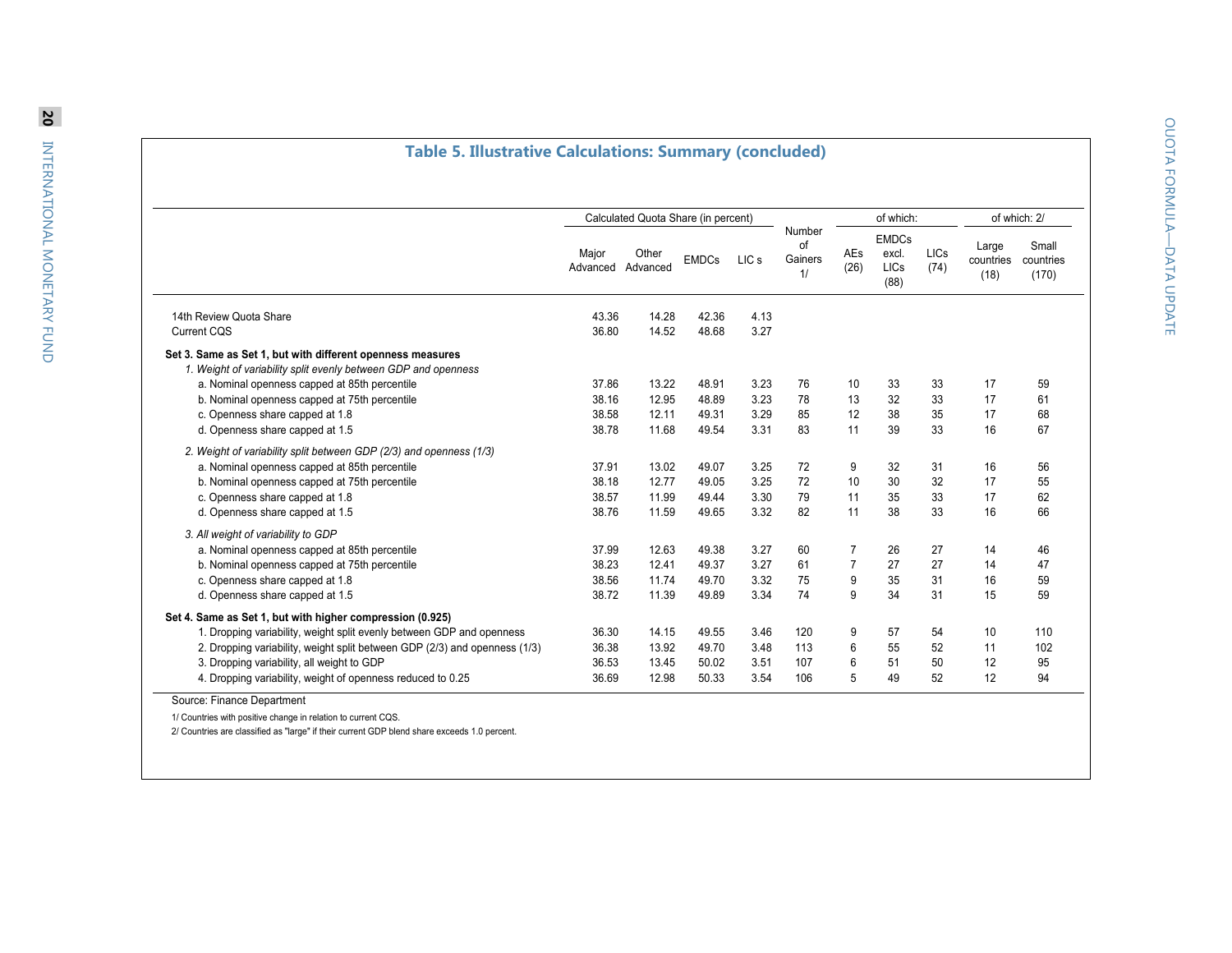## Table 5. Illustrative Calculations: Summary (concluded)

| | Calculated Quota Share (in percent) | | | | Number of Gainers 1/ | of which: | | | of which: 2/ | |
|---|---|---|---|---|---|---|---|---|---|---|
| | Major Advanced | Other Advanced | EMDCs | LIC s | | AEs (26) | EMDCs excl. LICs (88) | LICs (74) | Large countries (18) | Small countries (170) |
| 14th Review Quota Share | 43.36 | 14.28 | 42.36 | 4.13 | | | | | | |
| Current CQS | 36.80 | 14.52 | 48.68 | 3.27 | | | | | | |
| **Set 3. Same as Set 1, but with different openness measures** | | | | | | | | | | |
| *1. Weight of variability split evenly between GDP and openness* | | | | | | | | | | |
| a. Nominal openness capped at 85th percentile | 37.86 | 13.22 | 48.91 | 3.23 | 76 | 10 | 33 | 33 | 17 | 59 |
| b. Nominal openness capped at 75th percentile | 38.16 | 12.95 | 48.89 | 3.23 | 78 | 13 | 32 | 33 | 17 | 61 |
| c. Openness share capped at 1.8 | 38.58 | 12.11 | 49.31 | 3.29 | 85 | 12 | 38 | 35 | 17 | 68 |
| d. Openness share capped at 1.5 | 38.78 | 11.68 | 49.54 | 3.31 | 83 | 11 | 39 | 33 | 16 | 67 |
| *2. Weight of variability split between GDP (2/3) and openness (1/3)* | | | | | | | | | | |
| a. Nominal openness capped at 85th percentile | 37.91 | 13.02 | 49.07 | 3.25 | 72 | 9 | 32 | 31 | 16 | 56 |
| b. Nominal openness capped at 75th percentile | 38.18 | 12.77 | 49.05 | 3.25 | 72 | 10 | 30 | 32 | 17 | 55 |
| c. Openness share capped at 1.8 | 38.57 | 11.99 | 49.44 | 3.30 | 79 | 11 | 35 | 33 | 17 | 62 |
| d. Openness share capped at 1.5 | 38.76 | 11.59 | 49.65 | 3.32 | 82 | 11 | 38 | 33 | 16 | 66 |
| *3. All weight of variability to GDP* | | | | | | | | | | |
| a. Nominal openness capped at 85th percentile | 37.99 | 12.63 | 49.38 | 3.27 | 60 | 7 | 26 | 27 | 14 | 46 |
| b. Nominal openness capped at 75th percentile | 38.23 | 12.41 | 49.37 | 3.27 | 61 | 7 | 27 | 27 | 14 | 47 |
| c. Openness share capped at 1.8 | 38.56 | 11.74 | 49.70 | 3.32 | 75 | 9 | 35 | 31 | 16 | 59 |
| d. Openness share capped at 1.5 | 38.72 | 11.39 | 49.89 | 3.34 | 74 | 9 | 34 | 31 | 15 | 59 |
| **Set 4. Same as Set 1, but with higher compression (0.925)** | | | | | | | | | | |
| 1. Dropping variability, weight split evenly between GDP and openness | 36.30 | 14.15 | 49.55 | 3.46 | 120 | 9 | 57 | 54 | 10 | 110 |
| 2. Dropping variability, weight split between GDP (2/3) and openness (1/3) | 36.38 | 13.92 | 49.70 | 3.48 | 113 | 6 | 55 | 52 | 11 | 102 |
| 3. Dropping variability, all weight to GDP | 36.53 | 13.45 | 50.02 | 3.51 | 107 | 6 | 51 | 50 | 12 | 95 |
| 4. Dropping variability, weight of openness reduced to 0.25 | 36.69 | 12.98 | 50.33 | 3.54 | 106 | 5 | 49 | 52 | 12 | 94 |

Source: Finance Department

1/ Countries with positive change in relation to current CQS.

2/ Countries are classified as "large" if their current GDP blend share exceeds 1.0 percent.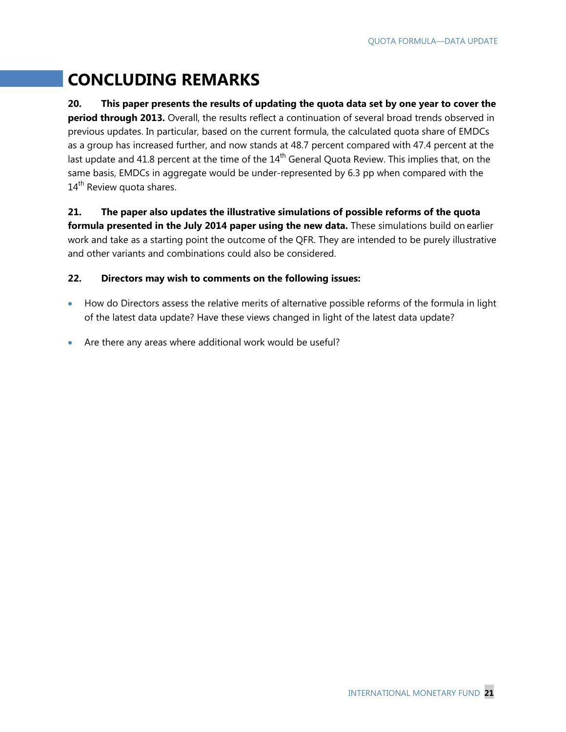# CONCLUDING REMARKS

**20. This paper presents the results of updating the quota data set by one year to cover the period through 2013.** Overall, the results reflect a continuation of several broad trends observed in previous updates. In particular, based on the current formula, the calculated quota share of EMDCs as a group has increased further, and now stands at 48.7 percent compared with 47.4 percent at the last update and 41.8 percent at the time of the 14th General Quota Review. This implies that, on the same basis, EMDCs in aggregate would be under-represented by 6.3 pp when compared with the 14th Review quota shares.

**21. The paper also updates the illustrative simulations of possible reforms of the quota formula presented in the July 2014 paper using the new data.** These simulations build on earlier work and take as a starting point the outcome of the QFR. They are intended to be purely illustrative and other variants and combinations could also be considered.

**22. Directors may wish to comments on the following issues:**

- How do Directors assess the relative merits of alternative possible reforms of the formula in light of the latest data update? Have these views changed in light of the latest data update?
- Are there any areas where additional work would be useful?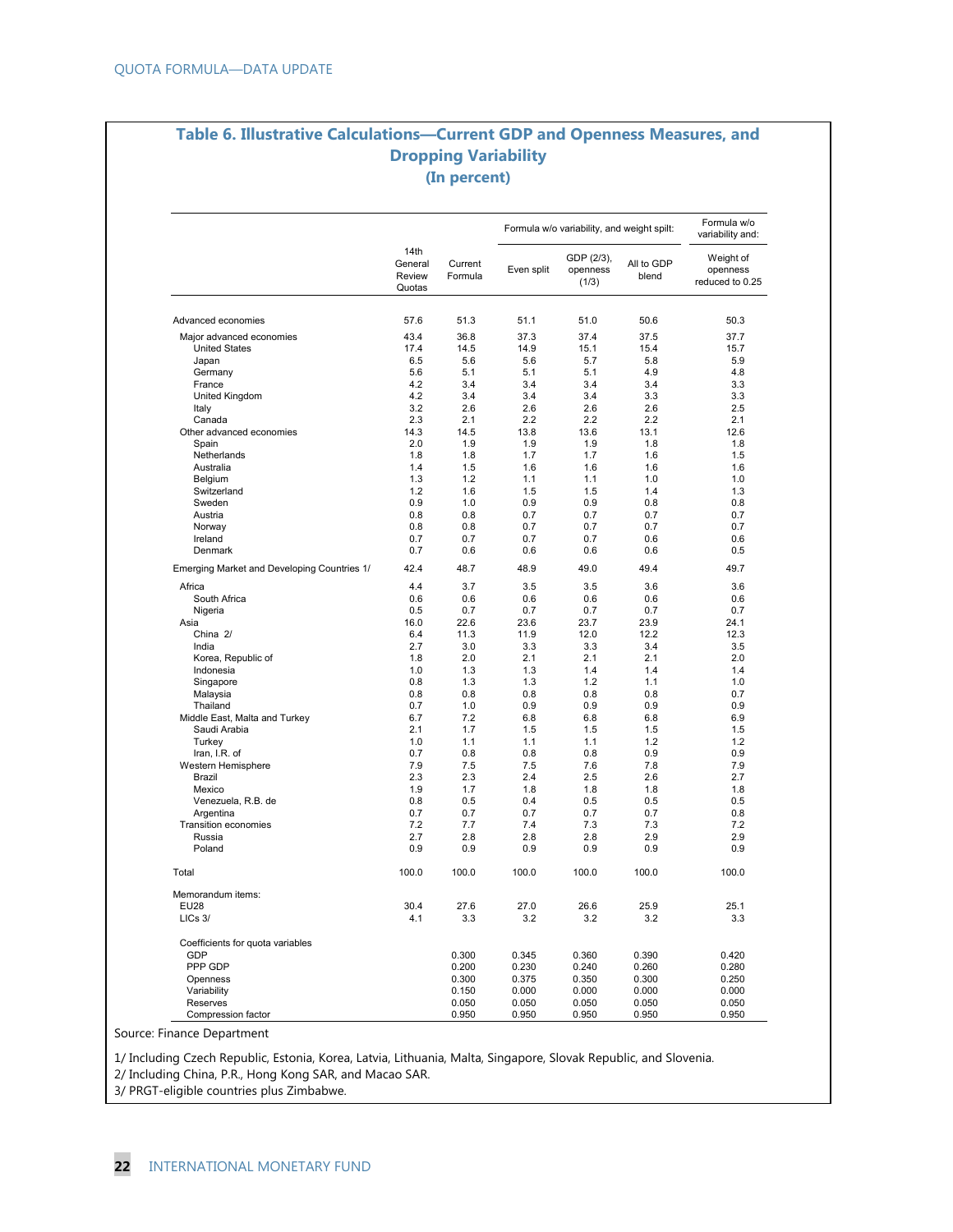## Table 6. Illustrative Calculations—Current GDP and Openness Measures, and Dropping Variability
### (In percent)

| | 14th General Review Quotas | Current Formula | Formula w/o variability, and weight spilt: Even split | GDP (2/3), openness (1/3) | All to GDP blend | Formula w/o variability and: Weight of openness reduced to 0.25 |
|---|---|---|---|---|---|---|
| Advanced economies | 57.6 | 51.3 | 51.1 | 51.0 | 50.6 | 50.3 |
| Major advanced economies | 43.4 | 36.8 | 37.3 | 37.4 | 37.5 | 37.7 |
| United States | 17.4 | 14.5 | 14.9 | 15.1 | 15.4 | 15.7 |
| Japan | 6.5 | 5.6 | 5.6 | 5.7 | 5.8 | 5.9 |
| Germany | 5.6 | 5.1 | 5.1 | 5.1 | 4.9 | 4.8 |
| France | 4.2 | 3.4 | 3.4 | 3.4 | 3.4 | 3.3 |
| United Kingdom | 4.2 | 3.4 | 3.4 | 3.4 | 3.3 | 3.3 |
| Italy | 3.2 | 2.6 | 2.6 | 2.6 | 2.6 | 2.5 |
| Canada | 2.3 | 2.1 | 2.2 | 2.2 | 2.2 | 2.1 |
| Other advanced economies | 14.3 | 14.5 | 13.8 | 13.6 | 13.1 | 12.6 |
| Spain | 2.0 | 1.9 | 1.9 | 1.9 | 1.8 | 1.8 |
| Netherlands | 1.8 | 1.8 | 1.7 | 1.7 | 1.6 | 1.5 |
| Australia | 1.4 | 1.5 | 1.6 | 1.6 | 1.6 | 1.6 |
| Belgium | 1.3 | 1.2 | 1.1 | 1.1 | 1.0 | 1.0 |
| Switzerland | 1.2 | 1.6 | 1.5 | 1.5 | 1.4 | 1.3 |
| Sweden | 0.9 | 1.0 | 0.9 | 0.9 | 0.8 | 0.8 |
| Austria | 0.8 | 0.8 | 0.7 | 0.7 | 0.7 | 0.7 |
| Norway | 0.8 | 0.8 | 0.7 | 0.7 | 0.7 | 0.7 |
| Ireland | 0.7 | 0.7 | 0.7 | 0.7 | 0.6 | 0.6 |
| Denmark | 0.7 | 0.6 | 0.6 | 0.6 | 0.6 | 0.5 |
| Emerging Market and Developing Countries 1/ | 42.4 | 48.7 | 48.9 | 49.0 | 49.4 | 49.7 |
| Africa | 4.4 | 3.7 | 3.5 | 3.5 | 3.6 | 3.6 |
| South Africa | 0.6 | 0.6 | 0.6 | 0.6 | 0.6 | 0.6 |
| Nigeria | 0.5 | 0.7 | 0.7 | 0.7 | 0.7 | 0.7 |
| Asia | 16.0 | 22.6 | 23.6 | 23.7 | 23.9 | 24.1 |
| China 2/ | 6.4 | 11.3 | 11.9 | 12.0 | 12.2 | 12.3 |
| India | 2.7 | 3.0 | 3.3 | 3.3 | 3.4 | 3.5 |
| Korea, Republic of | 1.8 | 2.0 | 2.1 | 2.1 | 2.1 | 2.0 |
| Indonesia | 1.0 | 1.3 | 1.3 | 1.4 | 1.4 | 1.4 |
| Singapore | 0.8 | 1.3 | 1.3 | 1.2 | 1.1 | 1.0 |
| Malaysia | 0.8 | 0.8 | 0.8 | 0.8 | 0.8 | 0.7 |
| Thailand | 0.7 | 1.0 | 0.9 | 0.9 | 0.9 | 0.9 |
| Middle East, Malta and Turkey | 6.7 | 7.2 | 6.8 | 6.8 | 6.8 | 6.9 |
| Saudi Arabia | 2.1 | 1.7 | 1.5 | 1.5 | 1.5 | 1.5 |
| Turkey | 1.0 | 1.1 | 1.1 | 1.1 | 1.2 | 1.2 |
| Iran, I.R. of | 0.7 | 0.8 | 0.8 | 0.8 | 0.9 | 0.9 |
| Western Hemisphere | 7.9 | 7.5 | 7.5 | 7.6 | 7.8 | 7.9 |
| Brazil | 2.3 | 2.3 | 2.4 | 2.5 | 2.6 | 2.7 |
| Mexico | 1.9 | 1.7 | 1.8 | 1.8 | 1.8 | 1.8 |
| Venezuela, R.B. de | 0.8 | 0.5 | 0.4 | 0.5 | 0.5 | 0.5 |
| Argentina | 0.7 | 0.7 | 0.7 | 0.7 | 0.7 | 0.8 |
| Transition economies | 7.2 | 7.7 | 7.4 | 7.3 | 7.3 | 7.2 |
| Russia | 2.7 | 2.8 | 2.8 | 2.8 | 2.9 | 2.9 |
| Poland | 0.9 | 0.9 | 0.9 | 0.9 | 0.9 | 0.9 |
| Total | 100.0 | 100.0 | 100.0 | 100.0 | 100.0 | 100.0 |
| Memorandum items: | | | | | | |
| EU28 | 30.4 | 27.6 | 27.0 | 26.6 | 25.9 | 25.1 |
| LICs 3/ | 4.1 | 3.3 | 3.2 | 3.2 | 3.2 | 3.3 |
| Coefficients for quota variables | | | | | | |
| GDP | | 0.300 | 0.345 | 0.360 | 0.390 | 0.420 |
| PPP GDP | | 0.200 | 0.230 | 0.240 | 0.260 | 0.280 |
| Openness | | 0.300 | 0.375 | 0.350 | 0.300 | 0.250 |
| Variability | | 0.150 | 0.000 | 0.000 | 0.000 | 0.000 |
| Reserves | | 0.050 | 0.050 | 0.050 | 0.050 | 0.050 |
| Compression factor | | 0.950 | 0.950 | 0.950 | 0.950 | 0.950 |

Source: Finance Department

1/ Including Czech Republic, Estonia, Korea, Latvia, Lithuania, Malta, Singapore, Slovak Republic, and Slovenia.
2/ Including China, P.R., Hong Kong SAR, and Macao SAR.
3/ PRGT-eligible countries plus Zimbabwe.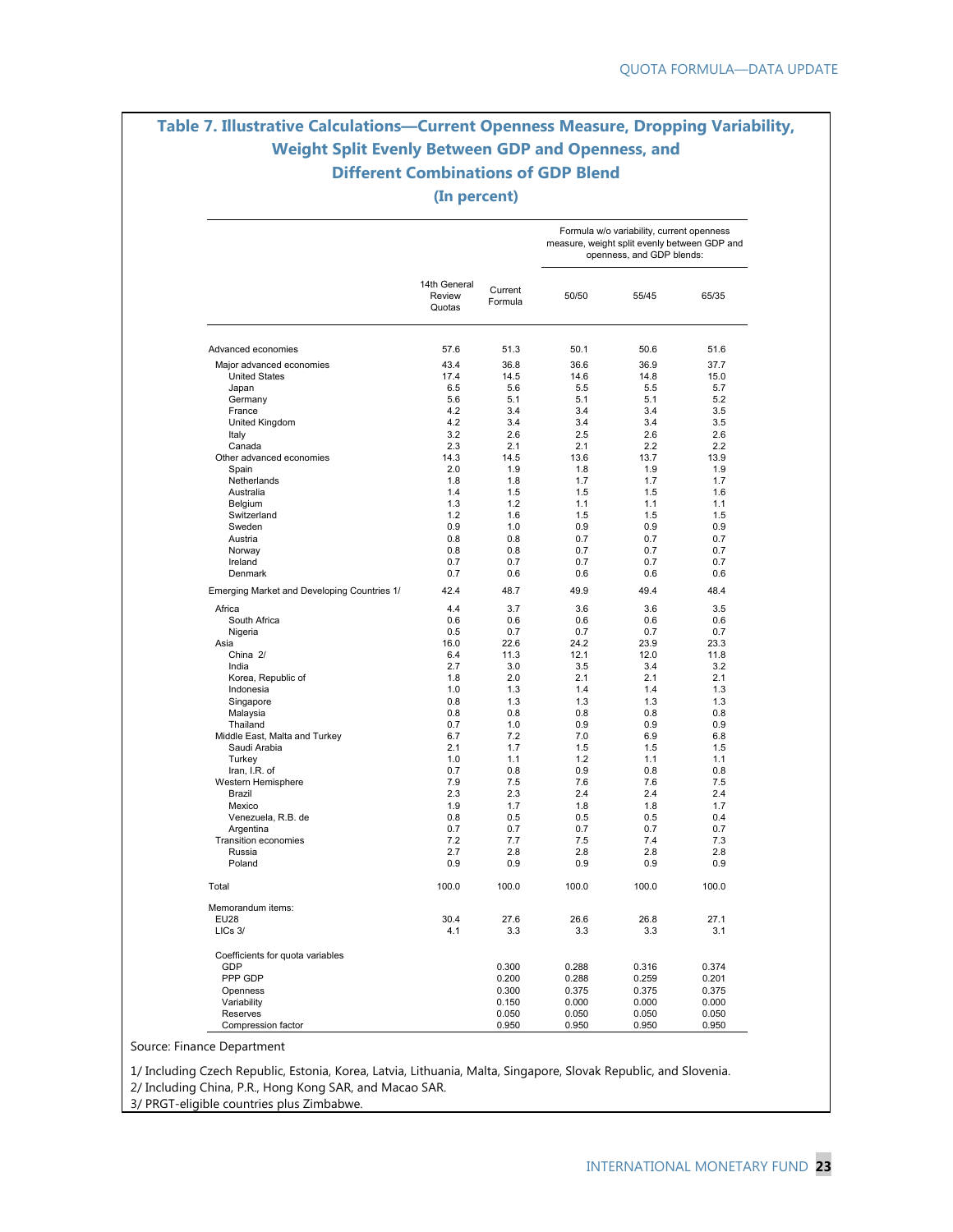## Table 7. Illustrative Calculations—Current Openness Measure, Dropping Variability, Weight Split Evenly Between GDP and Openness, and Different Combinations of GDP Blend

**(In percent)**

| | 14th General Review Quotas | Current Formula | Formula w/o variability, current openness measure, weight split evenly between GDP and openness, and GDP blends: | | |
|---|---|---|---|---|---|
| | | | 50/50 | 55/45 | 65/35 |
| Advanced economies | 57.6 | 51.3 | 50.1 | 50.6 | 51.6 |
| Major advanced economies | 43.4 | 36.8 | 36.6 | 36.9 | 37.7 |
| United States | 17.4 | 14.5 | 14.6 | 14.8 | 15.0 |
| Japan | 6.5 | 5.6 | 5.5 | 5.5 | 5.7 |
| Germany | 5.6 | 5.1 | 5.1 | 5.1 | 5.2 |
| France | 4.2 | 3.4 | 3.4 | 3.4 | 3.5 |
| United Kingdom | 4.2 | 3.4 | 3.4 | 3.4 | 3.5 |
| Italy | 3.2 | 2.6 | 2.5 | 2.6 | 2.6 |
| Canada | 2.3 | 2.1 | 2.1 | 2.2 | 2.2 |
| Other advanced economies | 14.3 | 14.5 | 13.6 | 13.7 | 13.9 |
| Spain | 2.0 | 1.9 | 1.8 | 1.9 | 1.9 |
| Netherlands | 1.8 | 1.8 | 1.7 | 1.7 | 1.7 |
| Australia | 1.4 | 1.5 | 1.5 | 1.5 | 1.6 |
| Belgium | 1.3 | 1.2 | 1.1 | 1.1 | 1.1 |
| Switzerland | 1.2 | 1.6 | 1.5 | 1.5 | 1.5 |
| Sweden | 0.9 | 1.0 | 0.9 | 0.9 | 0.9 |
| Austria | 0.8 | 0.8 | 0.7 | 0.7 | 0.7 |
| Norway | 0.8 | 0.8 | 0.7 | 0.7 | 0.7 |
| Ireland | 0.7 | 0.7 | 0.7 | 0.7 | 0.7 |
| Denmark | 0.7 | 0.6 | 0.6 | 0.6 | 0.6 |
| Emerging Market and Developing Countries 1/ | 42.4 | 48.7 | 49.9 | 49.4 | 48.4 |
| Africa | 4.4 | 3.7 | 3.6 | 3.6 | 3.5 |
| South Africa | 0.6 | 0.6 | 0.6 | 0.6 | 0.6 |
| Nigeria | 0.5 | 0.7 | 0.7 | 0.7 | 0.7 |
| Asia | 16.0 | 22.6 | 24.2 | 23.9 | 23.3 |
| China 2/ | 6.4 | 11.3 | 12.1 | 12.0 | 11.8 |
| India | 2.7 | 3.0 | 3.5 | 3.4 | 3.2 |
| Korea, Republic of | 1.8 | 2.0 | 2.1 | 2.1 | 2.1 |
| Indonesia | 1.0 | 1.3 | 1.4 | 1.4 | 1.3 |
| Singapore | 0.8 | 1.3 | 1.3 | 1.3 | 1.3 |
| Malaysia | 0.8 | 0.8 | 0.8 | 0.8 | 0.8 |
| Thailand | 0.7 | 1.0 | 0.9 | 0.9 | 0.9 |
| Middle East, Malta and Turkey | 6.7 | 7.2 | 7.0 | 6.9 | 6.8 |
| Saudi Arabia | 2.1 | 1.7 | 1.5 | 1.5 | 1.5 |
| Turkey | 1.0 | 1.1 | 1.2 | 1.1 | 1.1 |
| Iran, I.R. of | 0.7 | 0.8 | 0.9 | 0.8 | 0.8 |
| Western Hemisphere | 7.9 | 7.5 | 7.6 | 7.6 | 7.5 |
| Brazil | 2.3 | 2.3 | 2.4 | 2.4 | 2.4 |
| Mexico | 1.9 | 1.7 | 1.8 | 1.8 | 1.7 |
| Venezuela, R.B. de | 0.8 | 0.5 | 0.5 | 0.5 | 0.4 |
| Argentina | 0.7 | 0.7 | 0.7 | 0.7 | 0.7 |
| Transition economies | 7.2 | 7.7 | 7.5 | 7.4 | 7.3 |
| Russia | 2.7 | 2.8 | 2.8 | 2.8 | 2.8 |
| Poland | 0.9 | 0.9 | 0.9 | 0.9 | 0.9 |
| Total | 100.0 | 100.0 | 100.0 | 100.0 | 100.0 |
| Memorandum items: | | | | | |
| EU28 | 30.4 | 27.6 | 26.6 | 26.8 | 27.1 |
| LICs 3/ | 4.1 | 3.3 | 3.3 | 3.3 | 3.1 |
| Coefficients for quota variables | | | | | |
| GDP | | 0.300 | 0.288 | 0.316 | 0.374 |
| PPP GDP | | 0.200 | 0.288 | 0.259 | 0.201 |
| Openness | | 0.300 | 0.375 | 0.375 | 0.375 |
| Variability | | 0.150 | 0.000 | 0.000 | 0.000 |
| Reserves | | 0.050 | 0.050 | 0.050 | 0.050 |
| Compression factor | | 0.950 | 0.950 | 0.950 | 0.950 |

Source: Finance Department

1/ Including Czech Republic, Estonia, Korea, Latvia, Lithuania, Malta, Singapore, Slovak Republic, and Slovenia.
2/ Including China, P.R., Hong Kong SAR, and Macao SAR.
3/ PRGT-eligible countries plus Zimbabwe.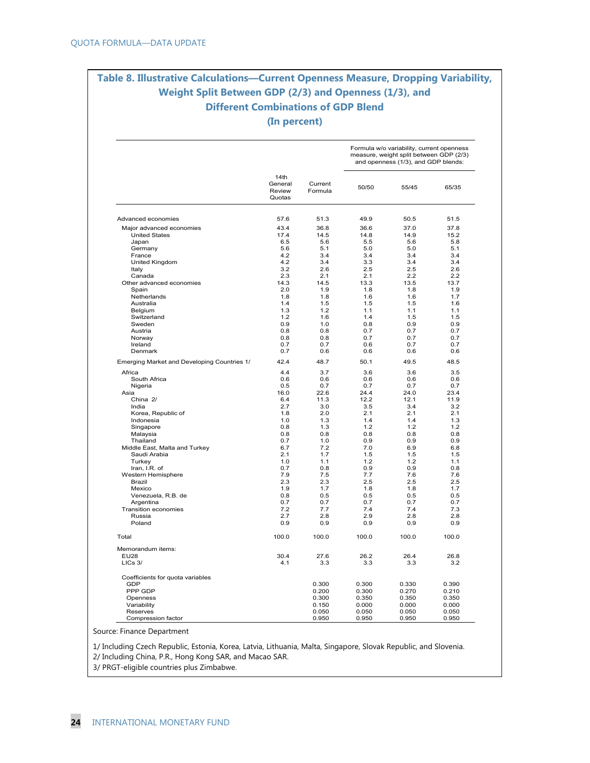## Table 8. Illustrative Calculations—Current Openness Measure, Dropping Variability, Weight Split Between GDP (2/3) and Openness (1/3), and Different Combinations of GDP Blend

**(In percent)**

| | 14th General Review Quotas | Current Formula | Formula w/o variability, current openness measure, weight split between GDP (2/3) and openness (1/3), and GDP blends: | | |
|---|---|---|---|---|---|
| | | | 50/50 | 55/45 | 65/35 |
| Advanced economies | 57.6 | 51.3 | 49.9 | 50.5 | 51.5 |
| Major advanced economies | 43.4 | 36.8 | 36.6 | 37.0 | 37.8 |
| United States | 17.4 | 14.5 | 14.8 | 14.9 | 15.2 |
| Japan | 6.5 | 5.6 | 5.5 | 5.6 | 5.8 |
| Germany | 5.6 | 5.1 | 5.0 | 5.0 | 5.1 |
| France | 4.2 | 3.4 | 3.4 | 3.4 | 3.4 |
| United Kingdom | 4.2 | 3.4 | 3.3 | 3.4 | 3.4 |
| Italy | 3.2 | 2.6 | 2.5 | 2.5 | 2.6 |
| Canada | 2.3 | 2.1 | 2.1 | 2.2 | 2.2 |
| Other advanced economies | 14.3 | 14.5 | 13.3 | 13.5 | 13.7 |
| Spain | 2.0 | 1.9 | 1.8 | 1.8 | 1.9 |
| Netherlands | 1.8 | 1.8 | 1.6 | 1.6 | 1.7 |
| Australia | 1.4 | 1.5 | 1.5 | 1.5 | 1.6 |
| Belgium | 1.3 | 1.2 | 1.1 | 1.1 | 1.1 |
| Switzerland | 1.2 | 1.6 | 1.4 | 1.5 | 1.5 |
| Sweden | 0.9 | 1.0 | 0.8 | 0.9 | 0.9 |
| Austria | 0.8 | 0.8 | 0.7 | 0.7 | 0.7 |
| Norway | 0.8 | 0.8 | 0.7 | 0.7 | 0.7 |
| Ireland | 0.7 | 0.7 | 0.6 | 0.7 | 0.7 |
| Denmark | 0.7 | 0.6 | 0.6 | 0.6 | 0.6 |
| Emerging Market and Developing Countries 1/ | 42.4 | 48.7 | 50.1 | 49.5 | 48.5 |
| Africa | 4.4 | 3.7 | 3.6 | 3.6 | 3.5 |
| South Africa | 0.6 | 0.6 | 0.6 | 0.6 | 0.6 |
| Nigeria | 0.5 | 0.7 | 0.7 | 0.7 | 0.7 |
| Asia | 16.0 | 22.6 | 24.4 | 24.0 | 23.4 |
| China 2/ | 6.4 | 11.3 | 12.2 | 12.1 | 11.9 |
| India | 2.7 | 3.0 | 3.5 | 3.4 | 3.2 |
| Korea, Republic of | 1.8 | 2.0 | 2.1 | 2.1 | 2.1 |
| Indonesia | 1.0 | 1.3 | 1.4 | 1.4 | 1.3 |
| Singapore | 0.8 | 1.3 | 1.2 | 1.2 | 1.2 |
| Malaysia | 0.8 | 0.8 | 0.8 | 0.8 | 0.8 |
| Thailand | 0.7 | 1.0 | 0.9 | 0.9 | 0.9 |
| Middle East, Malta and Turkey | 6.7 | 7.2 | 7.0 | 6.9 | 6.8 |
| Saudi Arabia | 2.1 | 1.7 | 1.5 | 1.5 | 1.5 |
| Turkey | 1.0 | 1.1 | 1.2 | 1.2 | 1.1 |
| Iran, I.R. of | 0.7 | 0.8 | 0.9 | 0.9 | 0.8 |
| Western Hemisphere | 7.9 | 7.5 | 7.7 | 7.6 | 7.6 |
| Brazil | 2.3 | 2.3 | 2.5 | 2.5 | 2.5 |
| Mexico | 1.9 | 1.7 | 1.8 | 1.8 | 1.7 |
| Venezuela, R.B. de | 0.8 | 0.5 | 0.5 | 0.5 | 0.5 |
| Argentina | 0.7 | 0.7 | 0.7 | 0.7 | 0.7 |
| Transition economies | 7.2 | 7.7 | 7.4 | 7.4 | 7.3 |
| Russia | 2.7 | 2.8 | 2.9 | 2.8 | 2.8 |
| Poland | 0.9 | 0.9 | 0.9 | 0.9 | 0.9 |
| Total | 100.0 | 100.0 | 100.0 | 100.0 | 100.0 |
| Memorandum items: | | | | | |
| EU28 | 30.4 | 27.6 | 26.2 | 26.4 | 26.8 |
| LICs 3/ | 4.1 | 3.3 | 3.3 | 3.3 | 3.2 |
| Coefficients for quota variables | | | | | |
| GDP | | 0.300 | 0.300 | 0.330 | 0.390 |
| PPP GDP | | 0.200 | 0.300 | 0.270 | 0.210 |
| Openness | | 0.300 | 0.350 | 0.350 | 0.350 |
| Variability | | 0.150 | 0.000 | 0.000 | 0.000 |
| Reserves | | 0.050 | 0.050 | 0.050 | 0.050 |
| Compression factor | | 0.950 | 0.950 | 0.950 | 0.950 |

Source: Finance Department

1/ Including Czech Republic, Estonia, Korea, Latvia, Lithuania, Malta, Singapore, Slovak Republic, and Slovenia.
2/ Including China, P.R., Hong Kong SAR, and Macao SAR.
3/ PRGT-eligible countries plus Zimbabwe.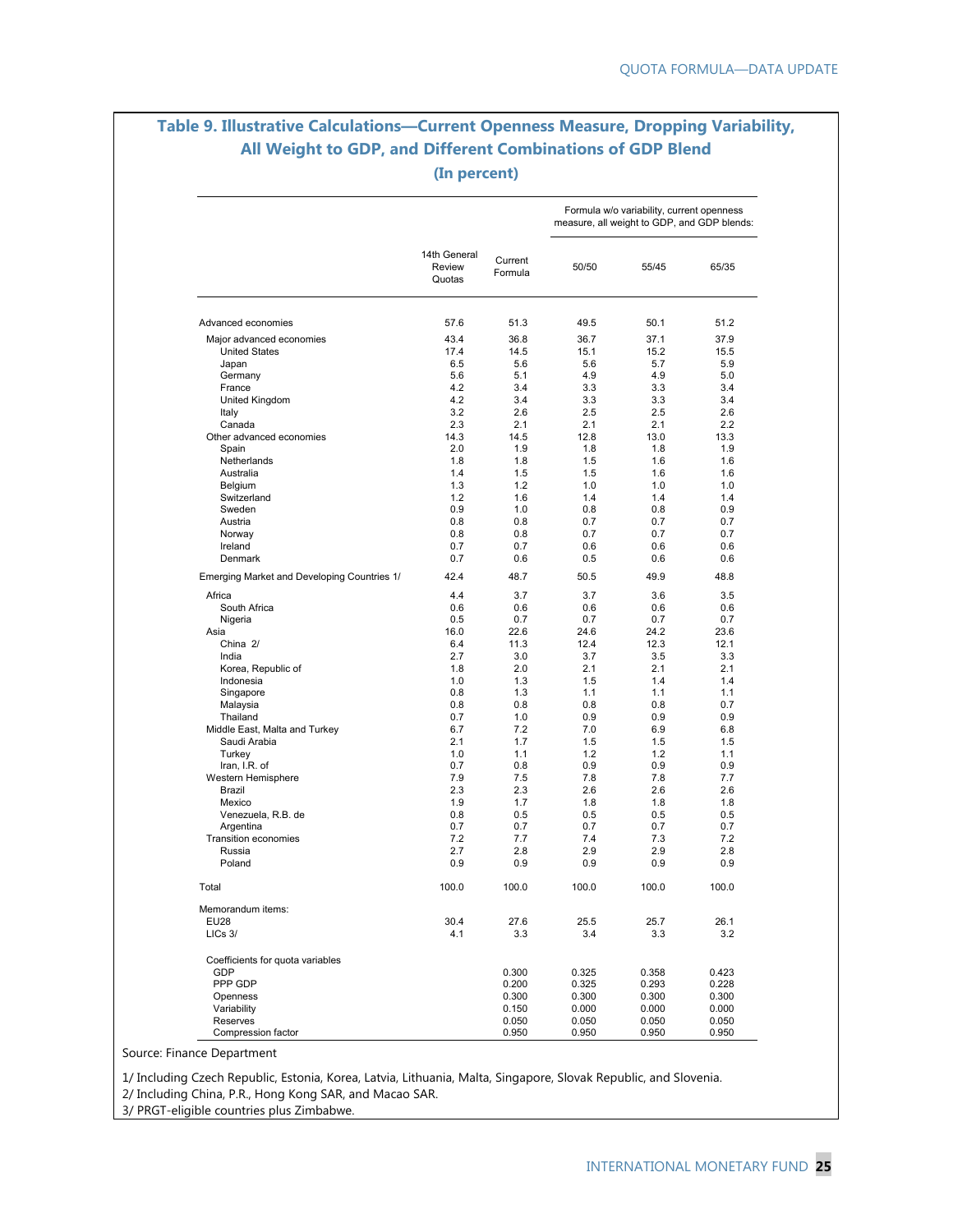## Table 9. Illustrative Calculations—Current Openness Measure, Dropping Variability, All Weight to GDP, and Different Combinations of GDP Blend

**(In percent)**

| | 14th General Review Quotas | Current Formula | Formula w/o variability, current openness measure, all weight to GDP, and GDP blends: | | |
|---|---|---|---|---|---|
| | | | 50/50 | 55/45 | 65/35 |
| Advanced economies | 57.6 | 51.3 | 49.5 | 50.1 | 51.2 |
| Major advanced economies | 43.4 | 36.8 | 36.7 | 37.1 | 37.9 |
| United States | 17.4 | 14.5 | 15.1 | 15.2 | 15.5 |
| Japan | 6.5 | 5.6 | 5.6 | 5.7 | 5.9 |
| Germany | 5.6 | 5.1 | 4.9 | 4.9 | 5.0 |
| France | 4.2 | 3.4 | 3.3 | 3.3 | 3.4 |
| United Kingdom | 4.2 | 3.4 | 3.3 | 3.3 | 3.4 |
| Italy | 3.2 | 2.6 | 2.5 | 2.5 | 2.6 |
| Canada | 2.3 | 2.1 | 2.1 | 2.1 | 2.2 |
| Other advanced economies | 14.3 | 14.5 | 12.8 | 13.0 | 13.3 |
| Spain | 2.0 | 1.9 | 1.8 | 1.8 | 1.9 |
| Netherlands | 1.8 | 1.8 | 1.5 | 1.6 | 1.6 |
| Australia | 1.4 | 1.5 | 1.5 | 1.6 | 1.6 |
| Belgium | 1.3 | 1.2 | 1.0 | 1.0 | 1.0 |
| Switzerland | 1.2 | 1.6 | 1.4 | 1.4 | 1.4 |
| Sweden | 0.9 | 1.0 | 0.8 | 0.8 | 0.9 |
| Austria | 0.8 | 0.8 | 0.7 | 0.7 | 0.7 |
| Norway | 0.8 | 0.8 | 0.7 | 0.7 | 0.7 |
| Ireland | 0.7 | 0.7 | 0.6 | 0.6 | 0.6 |
| Denmark | 0.7 | 0.6 | 0.5 | 0.6 | 0.6 |
| Emerging Market and Developing Countries 1/ | 42.4 | 48.7 | 50.5 | 49.9 | 48.8 |
| Africa | 4.4 | 3.7 | 3.7 | 3.6 | 3.5 |
| South Africa | 0.6 | 0.6 | 0.6 | 0.6 | 0.6 |
| Nigeria | 0.5 | 0.7 | 0.7 | 0.7 | 0.7 |
| Asia | 16.0 | 22.6 | 24.6 | 24.2 | 23.6 |
| China 2/ | 6.4 | 11.3 | 12.4 | 12.3 | 12.1 |
| India | 2.7 | 3.0 | 3.7 | 3.5 | 3.3 |
| Korea, Republic of | 1.8 | 2.0 | 2.1 | 2.1 | 2.1 |
| Indonesia | 1.0 | 1.3 | 1.5 | 1.4 | 1.4 |
| Singapore | 0.8 | 1.3 | 1.1 | 1.1 | 1.1 |
| Malaysia | 0.8 | 0.8 | 0.8 | 0.8 | 0.7 |
| Thailand | 0.7 | 1.0 | 0.9 | 0.9 | 0.9 |
| Middle East, Malta and Turkey | 6.7 | 7.2 | 7.0 | 6.9 | 6.8 |
| Saudi Arabia | 2.1 | 1.7 | 1.5 | 1.5 | 1.5 |
| Turkey | 1.0 | 1.1 | 1.2 | 1.2 | 1.1 |
| Iran, I.R. of | 0.7 | 0.8 | 0.9 | 0.9 | 0.9 |
| Western Hemisphere | 7.9 | 7.5 | 7.8 | 7.8 | 7.7 |
| Brazil | 2.3 | 2.3 | 2.6 | 2.6 | 2.6 |
| Mexico | 1.9 | 1.7 | 1.8 | 1.8 | 1.8 |
| Venezuela, R.B. de | 0.8 | 0.5 | 0.5 | 0.5 | 0.5 |
| Argentina | 0.7 | 0.7 | 0.7 | 0.7 | 0.7 |
| Transition economies | 7.2 | 7.7 | 7.4 | 7.3 | 7.2 |
| Russia | 2.7 | 2.8 | 2.9 | 2.9 | 2.8 |
| Poland | 0.9 | 0.9 | 0.9 | 0.9 | 0.9 |
| Total | 100.0 | 100.0 | 100.0 | 100.0 | 100.0 |
| Memorandum items: | | | | | |
| EU28 | 30.4 | 27.6 | 25.5 | 25.7 | 26.1 |
| LICs 3/ | 4.1 | 3.3 | 3.4 | 3.3 | 3.2 |
| Coefficients for quota variables | | | | | |
| GDP | | 0.300 | 0.325 | 0.358 | 0.423 |
| PPP GDP | | 0.200 | 0.325 | 0.293 | 0.228 |
| Openness | | 0.300 | 0.300 | 0.300 | 0.300 |
| Variability | | 0.150 | 0.000 | 0.000 | 0.000 |
| Reserves | | 0.050 | 0.050 | 0.050 | 0.050 |
| Compression factor | | 0.950 | 0.950 | 0.950 | 0.950 |

Source: Finance Department

1/ Including Czech Republic, Estonia, Korea, Latvia, Lithuania, Malta, Singapore, Slovak Republic, and Slovenia.
2/ Including China, P.R., Hong Kong SAR, and Macao SAR.
3/ PRGT-eligible countries plus Zimbabwe.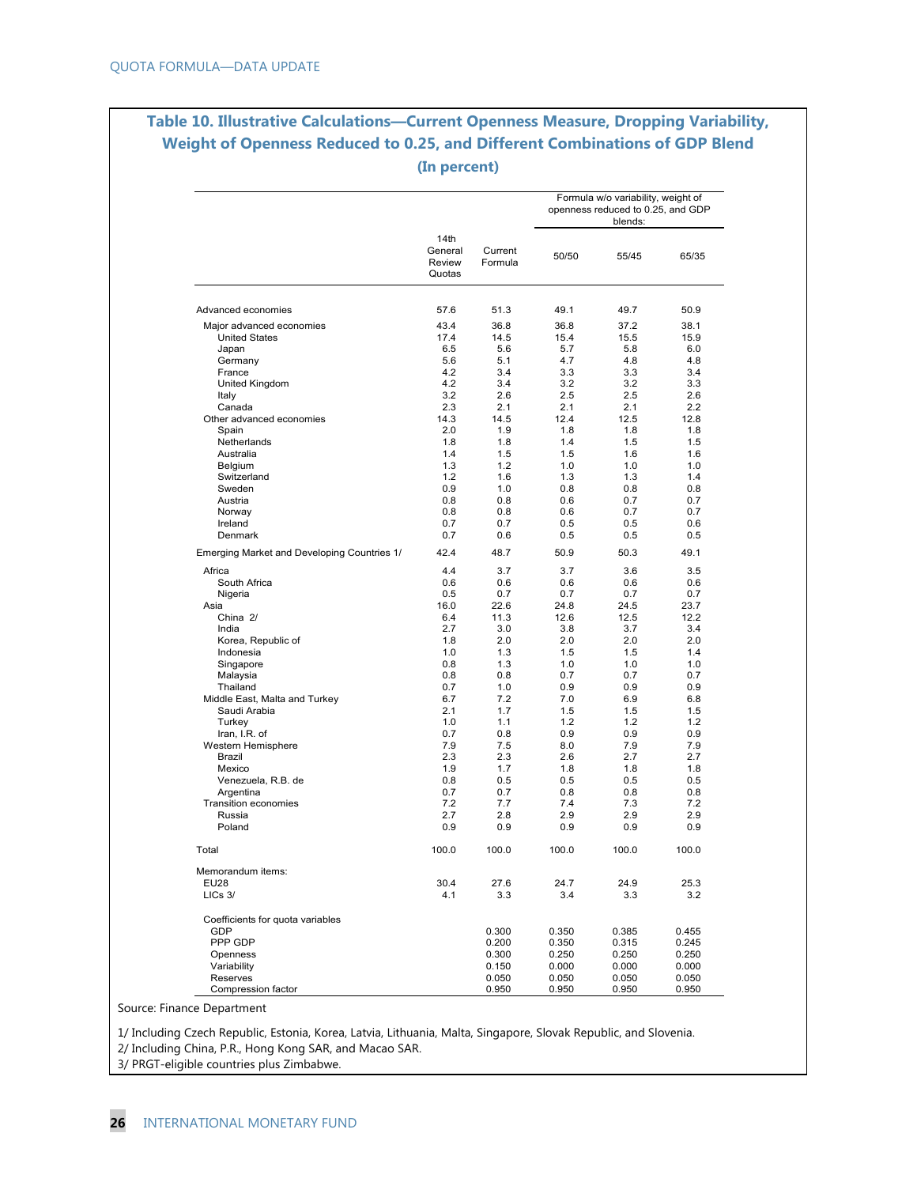## Table 10. Illustrative Calculations—Current Openness Measure, Dropping Variability, Weight of Openness Reduced to 0.25, and Different Combinations of GDP Blend

**(In percent)**

| | 14th General Review Quotas | Current Formula | Formula w/o variability, weight of openness reduced to 0.25, and GDP blends: | | |
|---|---|---|---|---|---|
| | | | 50/50 | 55/45 | 65/35 |
| Advanced economies | 57.6 | 51.3 | 49.1 | 49.7 | 50.9 |
| Major advanced economies | 43.4 | 36.8 | 36.8 | 37.2 | 38.1 |
| United States | 17.4 | 14.5 | 15.4 | 15.5 | 15.9 |
| Japan | 6.5 | 5.6 | 5.7 | 5.8 | 6.0 |
| Germany | 5.6 | 5.1 | 4.7 | 4.8 | 4.8 |
| France | 4.2 | 3.4 | 3.3 | 3.3 | 3.4 |
| United Kingdom | 4.2 | 3.4 | 3.2 | 3.2 | 3.3 |
| Italy | 3.2 | 2.6 | 2.5 | 2.5 | 2.6 |
| Canada | 2.3 | 2.1 | 2.1 | 2.1 | 2.2 |
| Other advanced economies | 14.3 | 14.5 | 12.4 | 12.5 | 12.8 |
| Spain | 2.0 | 1.9 | 1.8 | 1.8 | 1.8 |
| Netherlands | 1.8 | 1.8 | 1.4 | 1.5 | 1.5 |
| Australia | 1.4 | 1.5 | 1.5 | 1.6 | 1.6 |
| Belgium | 1.3 | 1.2 | 1.0 | 1.0 | 1.0 |
| Switzerland | 1.2 | 1.6 | 1.3 | 1.3 | 1.4 |
| Sweden | 0.9 | 1.0 | 0.8 | 0.8 | 0.8 |
| Austria | 0.8 | 0.8 | 0.6 | 0.7 | 0.7 |
| Norway | 0.8 | 0.8 | 0.6 | 0.7 | 0.7 |
| Ireland | 0.7 | 0.7 | 0.5 | 0.5 | 0.6 |
| Denmark | 0.7 | 0.6 | 0.5 | 0.5 | 0.5 |
| Emerging Market and Developing Countries 1/ | 42.4 | 48.7 | 50.9 | 50.3 | 49.1 |
| Africa | 4.4 | 3.7 | 3.7 | 3.6 | 3.5 |
| South Africa | 0.6 | 0.6 | 0.6 | 0.6 | 0.6 |
| Nigeria | 0.5 | 0.7 | 0.7 | 0.7 | 0.7 |
| Asia | 16.0 | 22.6 | 24.8 | 24.5 | 23.7 |
| China 2/ | 6.4 | 11.3 | 12.6 | 12.5 | 12.2 |
| India | 2.7 | 3.0 | 3.8 | 3.7 | 3.4 |
| Korea, Republic of | 1.8 | 2.0 | 2.0 | 2.0 | 2.0 |
| Indonesia | 1.0 | 1.3 | 1.5 | 1.5 | 1.4 |
| Singapore | 0.8 | 1.3 | 1.0 | 1.0 | 1.0 |
| Malaysia | 0.8 | 0.8 | 0.7 | 0.7 | 0.7 |
| Thailand | 0.7 | 1.0 | 0.9 | 0.9 | 0.9 |
| Middle East, Malta and Turkey | 6.7 | 7.2 | 7.0 | 6.9 | 6.8 |
| Saudi Arabia | 2.1 | 1.7 | 1.5 | 1.5 | 1.5 |
| Turkey | 1.0 | 1.1 | 1.2 | 1.2 | 1.2 |
| Iran, I.R. of | 0.7 | 0.8 | 0.9 | 0.9 | 0.9 |
| Western Hemisphere | 7.9 | 7.5 | 8.0 | 7.9 | 7.9 |
| Brazil | 2.3 | 2.3 | 2.6 | 2.7 | 2.7 |
| Mexico | 1.9 | 1.7 | 1.8 | 1.8 | 1.8 |
| Venezuela, R.B. de | 0.8 | 0.5 | 0.5 | 0.5 | 0.5 |
| Argentina | 0.7 | 0.7 | 0.8 | 0.8 | 0.8 |
| Transition economies | 7.2 | 7.7 | 7.4 | 7.3 | 7.2 |
| Russia | 2.7 | 2.8 | 2.9 | 2.9 | 2.9 |
| Poland | 0.9 | 0.9 | 0.9 | 0.9 | 0.9 |
| Total | 100.0 | 100.0 | 100.0 | 100.0 | 100.0 |
| Memorandum items: | | | | | |
| EU28 | 30.4 | 27.6 | 24.7 | 24.9 | 25.3 |
| LICs 3/ | 4.1 | 3.3 | 3.4 | 3.3 | 3.2 |
| Coefficients for quota variables | | | | | |
| GDP | | 0.300 | 0.350 | 0.385 | 0.455 |
| PPP GDP | | 0.200 | 0.350 | 0.315 | 0.245 |
| Openness | | 0.300 | 0.250 | 0.250 | 0.250 |
| Variability | | 0.150 | 0.000 | 0.000 | 0.000 |
| Reserves | | 0.050 | 0.050 | 0.050 | 0.050 |
| Compression factor | | 0.950 | 0.950 | 0.950 | 0.950 |

Source: Finance Department

1/ Including Czech Republic, Estonia, Korea, Latvia, Lithuania, Malta, Singapore, Slovak Republic, and Slovenia.
2/ Including China, P.R., Hong Kong SAR, and Macao SAR.
3/ PRGT-eligible countries plus Zimbabwe.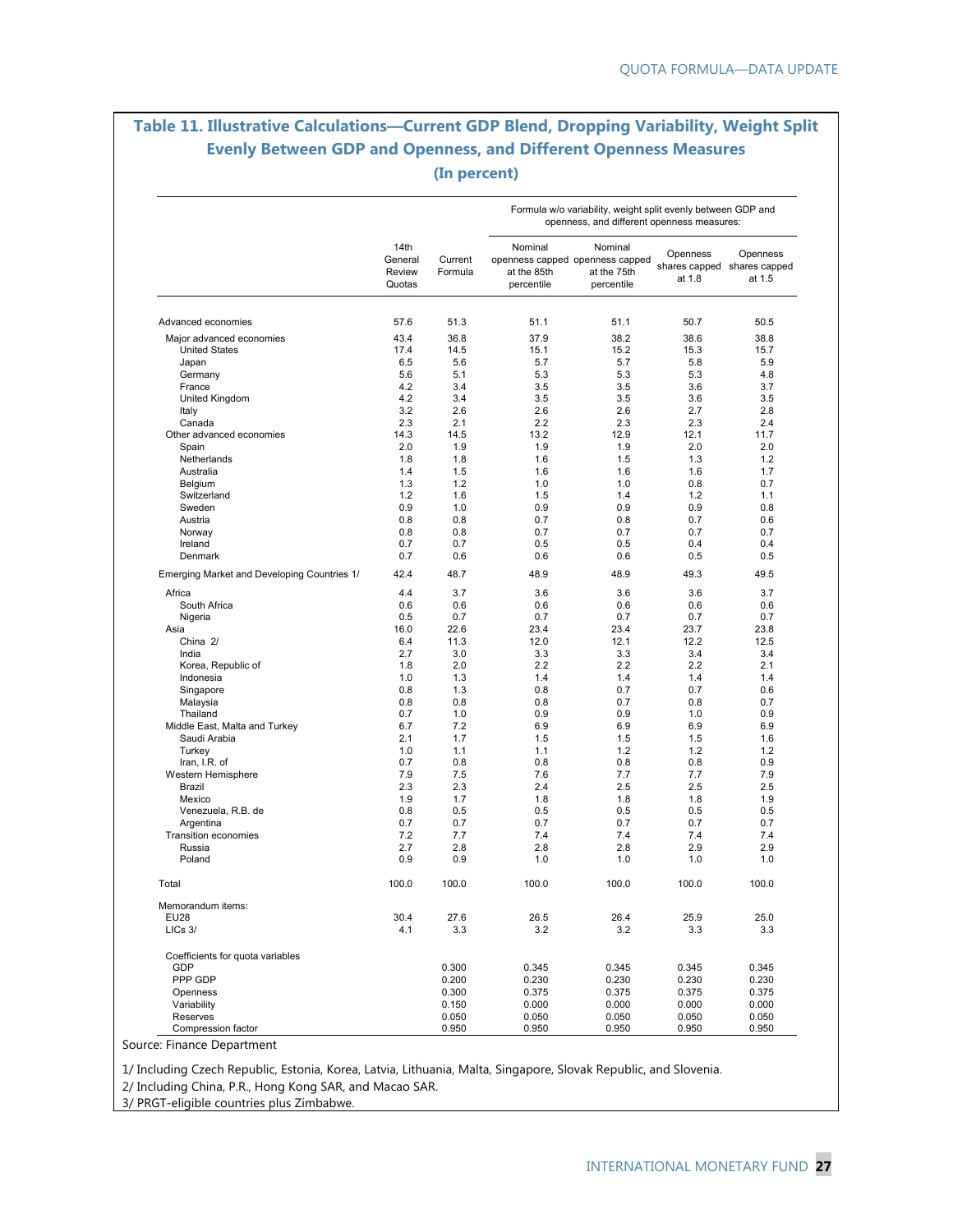### Table 11. Illustrative Calculations—Current GDP Blend, Dropping Variability, Weight Split Evenly Between GDP and Openness, and Different Openness Measures

(In percent)

| | 14th General Review Quotas | Current Formula | Formula w/o variability, weight split evenly between GDP and openness, and different openness measures: Nominal openness capped at the 85th percentile | Nominal openness capped at the 75th percentile | Openness shares capped at 1.8 | Openness shares capped at 1.5 |
|---|---|---|---|---|---|---|
| Advanced economies | 57.6 | 51.3 | 51.1 | 51.1 | 50.7 | 50.5 |
| Major advanced economies | 43.4 | 36.8 | 37.9 | 38.2 | 38.6 | 38.8 |
| United States | 17.4 | 14.5 | 15.1 | 15.2 | 15.3 | 15.7 |
| Japan | 6.5 | 5.6 | 5.7 | 5.7 | 5.8 | 5.9 |
| Germany | 5.6 | 5.1 | 5.3 | 5.3 | 5.3 | 4.8 |
| France | 4.2 | 3.4 | 3.5 | 3.5 | 3.6 | 3.7 |
| United Kingdom | 4.2 | 3.4 | 3.5 | 3.5 | 3.6 | 3.5 |
| Italy | 3.2 | 2.6 | 2.6 | 2.6 | 2.7 | 2.8 |
| Canada | 2.3 | 2.1 | 2.2 | 2.3 | 2.3 | 2.4 |
| Other advanced economies | 14.3 | 14.5 | 13.2 | 12.9 | 12.1 | 11.7 |
| Spain | 2.0 | 1.9 | 1.9 | 1.9 | 2.0 | 2.0 |
| Netherlands | 1.8 | 1.8 | 1.6 | 1.5 | 1.3 | 1.2 |
| Australia | 1.4 | 1.5 | 1.6 | 1.6 | 1.6 | 1.7 |
| Belgium | 1.3 | 1.2 | 1.0 | 1.0 | 0.8 | 0.7 |
| Switzerland | 1.2 | 1.6 | 1.5 | 1.4 | 1.2 | 1.1 |
| Sweden | 0.9 | 1.0 | 0.9 | 0.9 | 0.9 | 0.8 |
| Austria | 0.8 | 0.8 | 0.7 | 0.8 | 0.7 | 0.6 |
| Norway | 0.8 | 0.8 | 0.7 | 0.7 | 0.7 | 0.7 |
| Ireland | 0.7 | 0.7 | 0.5 | 0.5 | 0.4 | 0.4 |
| Denmark | 0.7 | 0.6 | 0.6 | 0.6 | 0.5 | 0.5 |
| Emerging Market and Developing Countries 1/ | 42.4 | 48.7 | 48.9 | 48.9 | 49.3 | 49.5 |
| Africa | 4.4 | 3.7 | 3.6 | 3.6 | 3.6 | 3.7 |
| South Africa | 0.6 | 0.6 | 0.6 | 0.6 | 0.6 | 0.6 |
| Nigeria | 0.5 | 0.7 | 0.7 | 0.7 | 0.7 | 0.7 |
| Asia | 16.0 | 22.6 | 23.4 | 23.4 | 23.7 | 23.8 |
| China 2/ | 6.4 | 11.3 | 12.0 | 12.1 | 12.2 | 12.5 |
| India | 2.7 | 3.0 | 3.3 | 3.3 | 3.4 | 3.4 |
| Korea, Republic of | 1.8 | 2.0 | 2.2 | 2.2 | 2.2 | 2.1 |
| Indonesia | 1.0 | 1.3 | 1.4 | 1.4 | 1.4 | 1.4 |
| Singapore | 0.8 | 1.3 | 0.8 | 0.7 | 0.7 | 0.6 |
| Malaysia | 0.8 | 0.8 | 0.8 | 0.7 | 0.8 | 0.7 |
| Thailand | 0.7 | 1.0 | 0.9 | 0.9 | 1.0 | 0.9 |
| Middle East, Malta and Turkey | 6.7 | 7.2 | 6.9 | 6.9 | 6.9 | 6.9 |
| Saudi Arabia | 2.1 | 1.7 | 1.5 | 1.5 | 1.5 | 1.6 |
| Turkey | 1.0 | 1.1 | 1.1 | 1.2 | 1.2 | 1.2 |
| Iran, I.R. of | 0.7 | 0.8 | 0.8 | 0.8 | 0.8 | 0.9 |
| Western Hemisphere | 7.9 | 7.5 | 7.6 | 7.7 | 7.7 | 7.9 |
| Brazil | 2.3 | 2.3 | 2.4 | 2.5 | 2.5 | 2.5 |
| Mexico | 1.9 | 1.7 | 1.8 | 1.8 | 1.8 | 1.9 |
| Venezuela, R.B. de | 0.8 | 0.5 | 0.5 | 0.5 | 0.5 | 0.5 |
| Argentina | 0.7 | 0.7 | 0.7 | 0.7 | 0.7 | 0.7 |
| Transition economies | 7.2 | 7.7 | 7.4 | 7.4 | 7.4 | 7.4 |
| Russia | 2.7 | 2.8 | 2.8 | 2.8 | 2.9 | 2.9 |
| Poland | 0.9 | 0.9 | 1.0 | 1.0 | 1.0 | 1.0 |
| Total | 100.0 | 100.0 | 100.0 | 100.0 | 100.0 | 100.0 |
| Memorandum items: | | | | | | |
| EU28 | 30.4 | 27.6 | 26.5 | 26.4 | 25.9 | 25.0 |
| LICs 3/ | 4.1 | 3.3 | 3.2 | 3.2 | 3.3 | 3.3 |
| Coefficients for quota variables | | | | | | |
| GDP | | 0.300 | 0.345 | 0.345 | 0.345 | 0.345 |
| PPP GDP | | 0.200 | 0.230 | 0.230 | 0.230 | 0.230 |
| Openness | | 0.300 | 0.375 | 0.375 | 0.375 | 0.375 |
| Variability | | 0.150 | 0.000 | 0.000 | 0.000 | 0.000 |
| Reserves | | 0.050 | 0.050 | 0.050 | 0.050 | 0.050 |
| Compression factor | | 0.950 | 0.950 | 0.950 | 0.950 | 0.950 |

Source: Finance Department

1/ Including Czech Republic, Estonia, Korea, Latvia, Lithuania, Malta, Singapore, Slovak Republic, and Slovenia.

2/ Including China, P.R., Hong Kong SAR, and Macao SAR.

3/ PRGT-eligible countries plus Zimbabwe.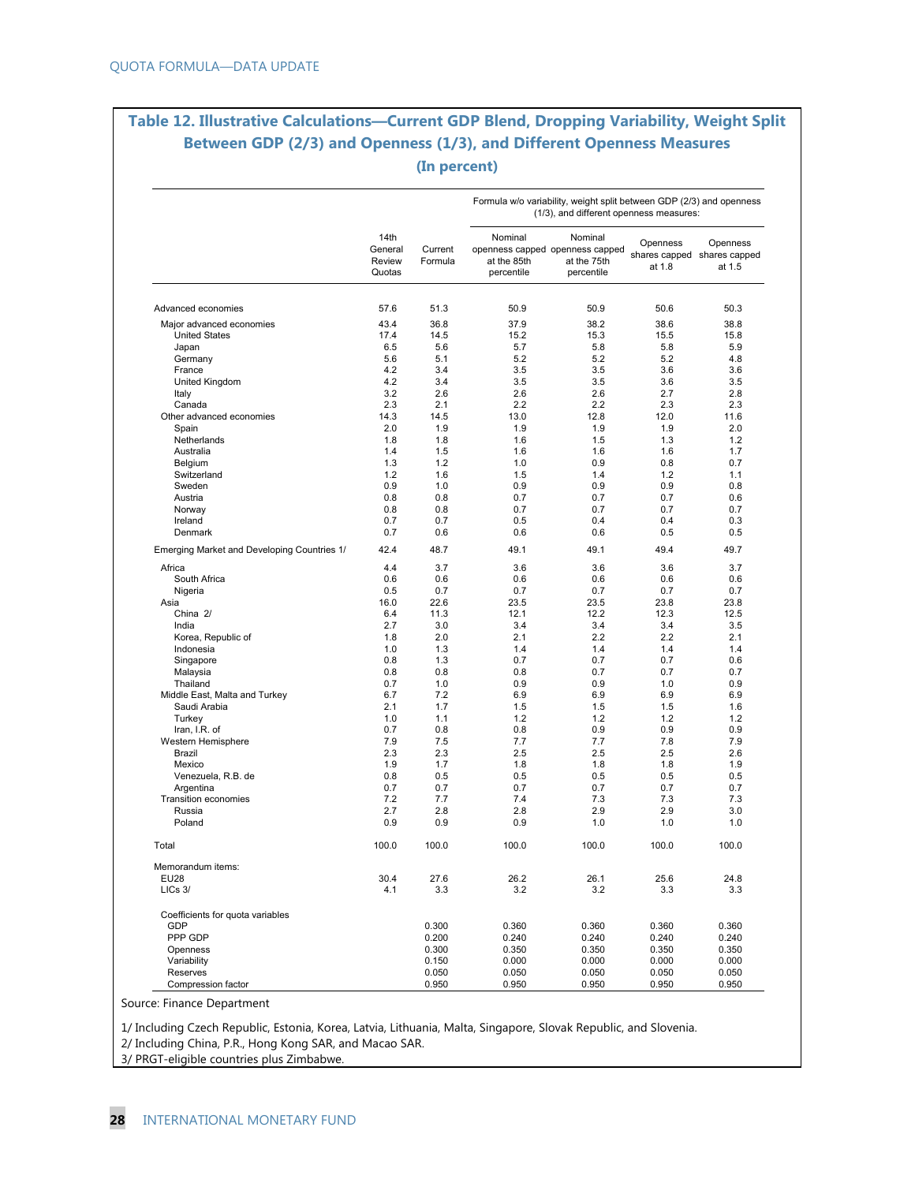## Table 12. Illustrative Calculations—Current GDP Blend, Dropping Variability, Weight Split Between GDP (2/3) and Openness (1/3), and Different Openness Measures

**(In percent)**

| | 14th General Review Quotas | Current Formula | Formula w/o variability, weight split between GDP (2/3) and openness (1/3), and different openness measures: | | | |
|---|---|---|---|---|---|---|
| | | | Nominal openness capped at the 85th percentile | Nominal openness capped at the 75th percentile | Openness shares capped at 1.8 | Openness shares capped at 1.5 |
| Advanced economies | 57.6 | 51.3 | 50.9 | 50.9 | 50.6 | 50.3 |
| Major advanced economies | 43.4 | 36.8 | 37.9 | 38.2 | 38.6 | 38.8 |
| United States | 17.4 | 14.5 | 15.2 | 15.3 | 15.5 | 15.8 |
| Japan | 6.5 | 5.6 | 5.7 | 5.8 | 5.8 | 5.9 |
| Germany | 5.6 | 5.1 | 5.2 | 5.2 | 5.2 | 4.8 |
| France | 4.2 | 3.4 | 3.5 | 3.5 | 3.6 | 3.6 |
| United Kingdom | 4.2 | 3.4 | 3.5 | 3.5 | 3.6 | 3.5 |
| Italy | 3.2 | 2.6 | 2.6 | 2.6 | 2.7 | 2.8 |
| Canada | 2.3 | 2.1 | 2.2 | 2.2 | 2.3 | 2.3 |
| Other advanced economies | 14.3 | 14.5 | 13.0 | 12.8 | 12.0 | 11.6 |
| Spain | 2.0 | 1.9 | 1.9 | 1.9 | 1.9 | 2.0 |
| Netherlands | 1.8 | 1.8 | 1.6 | 1.5 | 1.3 | 1.2 |
| Australia | 1.4 | 1.5 | 1.6 | 1.6 | 1.6 | 1.7 |
| Belgium | 1.3 | 1.2 | 1.0 | 0.9 | 0.8 | 0.7 |
| Switzerland | 1.2 | 1.6 | 1.5 | 1.4 | 1.2 | 1.1 |
| Sweden | 0.9 | 1.0 | 0.9 | 0.9 | 0.9 | 0.8 |
| Austria | 0.8 | 0.8 | 0.7 | 0.7 | 0.7 | 0.6 |
| Norway | 0.8 | 0.8 | 0.7 | 0.7 | 0.7 | 0.7 |
| Ireland | 0.7 | 0.7 | 0.5 | 0.4 | 0.4 | 0.3 |
| Denmark | 0.7 | 0.6 | 0.6 | 0.6 | 0.5 | 0.5 |
| Emerging Market and Developing Countries 1/ | 42.4 | 48.7 | 49.1 | 49.1 | 49.4 | 49.7 |
| Africa | 4.4 | 3.7 | 3.6 | 3.6 | 3.6 | 3.7 |
| South Africa | 0.6 | 0.6 | 0.6 | 0.6 | 0.6 | 0.6 |
| Nigeria | 0.5 | 0.7 | 0.7 | 0.7 | 0.7 | 0.7 |
| Asia | 16.0 | 22.6 | 23.5 | 23.5 | 23.8 | 23.8 |
| China 2/ | 6.4 | 11.3 | 12.1 | 12.2 | 12.3 | 12.5 |
| India | 2.7 | 3.0 | 3.4 | 3.4 | 3.4 | 3.5 |
| Korea, Republic of | 1.8 | 2.0 | 2.1 | 2.2 | 2.2 | 2.1 |
| Indonesia | 1.0 | 1.3 | 1.4 | 1.4 | 1.4 | 1.4 |
| Singapore | 0.8 | 1.3 | 0.7 | 0.7 | 0.7 | 0.6 |
| Malaysia | 0.8 | 0.8 | 0.8 | 0.7 | 0.7 | 0.7 |
| Thailand | 0.7 | 1.0 | 0.9 | 0.9 | 1.0 | 0.9 |
| Middle East, Malta and Turkey | 6.7 | 7.2 | 6.9 | 6.9 | 6.9 | 6.9 |
| Saudi Arabia | 2.1 | 1.7 | 1.5 | 1.5 | 1.5 | 1.6 |
| Turkey | 1.0 | 1.1 | 1.2 | 1.2 | 1.2 | 1.2 |
| Iran, I.R. of | 0.7 | 0.8 | 0.8 | 0.9 | 0.9 | 0.9 |
| Western Hemisphere | 7.9 | 7.5 | 7.7 | 7.7 | 7.8 | 7.9 |
| Brazil | 2.3 | 2.3 | 2.5 | 2.5 | 2.5 | 2.6 |
| Mexico | 1.9 | 1.7 | 1.8 | 1.8 | 1.8 | 1.9 |
| Venezuela, R.B. de | 0.8 | 0.5 | 0.5 | 0.5 | 0.5 | 0.5 |
| Argentina | 0.7 | 0.7 | 0.7 | 0.7 | 0.7 | 0.7 |
| Transition economies | 7.2 | 7.7 | 7.4 | 7.3 | 7.3 | 7.3 |
| Russia | 2.7 | 2.8 | 2.8 | 2.9 | 2.9 | 3.0 |
| Poland | 0.9 | 0.9 | 0.9 | 1.0 | 1.0 | 1.0 |
| Total | 100.0 | 100.0 | 100.0 | 100.0 | 100.0 | 100.0 |
| Memorandum items: | | | | | | |
| EU28 | 30.4 | 27.6 | 26.2 | 26.1 | 25.6 | 24.8 |
| LICs 3/ | 4.1 | 3.3 | 3.2 | 3.2 | 3.3 | 3.3 |
| Coefficients for quota variables | | | | | | |
| GDP | | 0.300 | 0.360 | 0.360 | 0.360 | 0.360 |
| PPP GDP | | 0.200 | 0.240 | 0.240 | 0.240 | 0.240 |
| Openness | | 0.300 | 0.350 | 0.350 | 0.350 | 0.350 |
| Variability | | 0.150 | 0.000 | 0.000 | 0.000 | 0.000 |
| Reserves | | 0.050 | 0.050 | 0.050 | 0.050 | 0.050 |
| Compression factor | | 0.950 | 0.950 | 0.950 | 0.950 | 0.950 |

Source: Finance Department

1/ Including Czech Republic, Estonia, Korea, Latvia, Lithuania, Malta, Singapore, Slovak Republic, and Slovenia.
2/ Including China, P.R., Hong Kong SAR, and Macao SAR.
3/ PRGT-eligible countries plus Zimbabwe.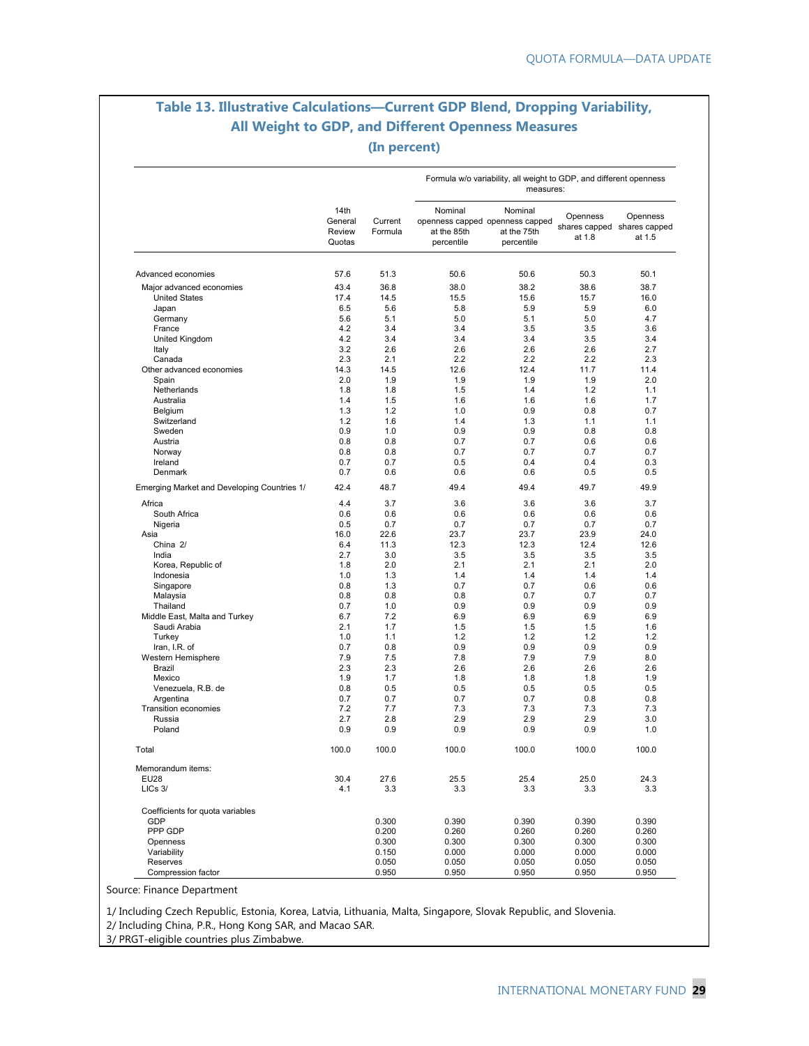## Table 13. Illustrative Calculations—Current GDP Blend, Dropping Variability, All Weight to GDP, and Different Openness Measures

**(In percent)**

| | 14th General Review Quotas | Current Formula | Formula w/o variability, all weight to GDP, and different openness measures: Nominal openness capped at the 85th percentile | Nominal openness capped at the 75th percentile | Openness shares capped at 1.8 | Openness shares capped at 1.5 |
|---|---|---|---|---|---|---|
| Advanced economies | 57.6 | 51.3 | 50.6 | 50.6 | 50.3 | 50.1 |
| Major advanced economies | 43.4 | 36.8 | 38.0 | 38.2 | 38.6 | 38.7 |
| United States | 17.4 | 14.5 | 15.5 | 15.6 | 15.7 | 16.0 |
| Japan | 6.5 | 5.6 | 5.8 | 5.9 | 5.9 | 6.0 |
| Germany | 5.6 | 5.1 | 5.0 | 5.1 | 5.0 | 4.7 |
| France | 4.2 | 3.4 | 3.4 | 3.5 | 3.5 | 3.6 |
| United Kingdom | 4.2 | 3.4 | 3.4 | 3.4 | 3.5 | 3.4 |
| Italy | 3.2 | 2.6 | 2.6 | 2.6 | 2.6 | 2.7 |
| Canada | 2.3 | 2.1 | 2.2 | 2.2 | 2.2 | 2.3 |
| Other advanced economies | 14.3 | 14.5 | 12.6 | 12.4 | 11.7 | 11.4 |
| Spain | 2.0 | 1.9 | 1.9 | 1.9 | 1.9 | 2.0 |
| Netherlands | 1.8 | 1.8 | 1.5 | 1.4 | 1.2 | 1.1 |
| Australia | 1.4 | 1.5 | 1.6 | 1.6 | 1.6 | 1.7 |
| Belgium | 1.3 | 1.2 | 1.0 | 0.9 | 0.8 | 0.7 |
| Switzerland | 1.2 | 1.6 | 1.4 | 1.3 | 1.1 | 1.1 |
| Sweden | 0.9 | 1.0 | 0.9 | 0.9 | 0.8 | 0.8 |
| Austria | 0.8 | 0.8 | 0.7 | 0.7 | 0.6 | 0.6 |
| Norway | 0.8 | 0.8 | 0.7 | 0.7 | 0.7 | 0.7 |
| Ireland | 0.7 | 0.7 | 0.5 | 0.4 | 0.4 | 0.3 |
| Denmark | 0.7 | 0.6 | 0.6 | 0.6 | 0.5 | 0.5 |
| Emerging Market and Developing Countries 1/ | 42.4 | 48.7 | 49.4 | 49.4 | 49.7 | 49.9 |
| Africa | 4.4 | 3.7 | 3.6 | 3.6 | 3.6 | 3.7 |
| South Africa | 0.6 | 0.6 | 0.6 | 0.6 | 0.6 | 0.6 |
| Nigeria | 0.5 | 0.7 | 0.7 | 0.7 | 0.7 | 0.7 |
| Asia | 16.0 | 22.6 | 23.7 | 23.7 | 23.9 | 24.0 |
| China 2/ | 6.4 | 11.3 | 12.3 | 12.3 | 12.4 | 12.6 |
| India | 2.7 | 3.0 | 3.5 | 3.5 | 3.5 | 3.5 |
| Korea, Republic of | 1.8 | 2.0 | 2.1 | 2.1 | 2.1 | 2.0 |
| Indonesia | 1.0 | 1.3 | 1.4 | 1.4 | 1.4 | 1.4 |
| Singapore | 0.8 | 1.3 | 0.7 | 0.7 | 0.6 | 0.6 |
| Malaysia | 0.8 | 0.8 | 0.8 | 0.7 | 0.7 | 0.7 |
| Thailand | 0.7 | 1.0 | 0.9 | 0.9 | 0.9 | 0.9 |
| Middle East, Malta and Turkey | 6.7 | 7.2 | 6.9 | 6.9 | 6.9 | 6.9 |
| Saudi Arabia | 2.1 | 1.7 | 1.5 | 1.5 | 1.5 | 1.6 |
| Turkey | 1.0 | 1.1 | 1.2 | 1.2 | 1.2 | 1.2 |
| Iran, I.R. of | 0.7 | 0.8 | 0.9 | 0.9 | 0.9 | 0.9 |
| Western Hemisphere | 7.9 | 7.5 | 7.8 | 7.9 | 7.9 | 8.0 |
| Brazil | 2.3 | 2.3 | 2.6 | 2.6 | 2.6 | 2.6 |
| Mexico | 1.9 | 1.7 | 1.8 | 1.8 | 1.8 | 1.9 |
| Venezuela, R.B. de | 0.8 | 0.5 | 0.5 | 0.5 | 0.5 | 0.5 |
| Argentina | 0.7 | 0.7 | 0.7 | 0.7 | 0.8 | 0.8 |
| Transition economies | 7.2 | 7.7 | 7.3 | 7.3 | 7.3 | 7.3 |
| Russia | 2.7 | 2.8 | 2.9 | 2.9 | 2.9 | 3.0 |
| Poland | 0.9 | 0.9 | 0.9 | 0.9 | 0.9 | 1.0 |
| Total | 100.0 | 100.0 | 100.0 | 100.0 | 100.0 | 100.0 |
| Memorandum items: | | | | | | |
| EU28 | 30.4 | 27.6 | 25.5 | 25.4 | 25.0 | 24.3 |
| LICs 3/ | 4.1 | 3.3 | 3.3 | 3.3 | 3.3 | 3.3 |
| Coefficients for quota variables | | | | | | |
| GDP | | 0.300 | 0.390 | 0.390 | 0.390 | 0.390 |
| PPP GDP | | 0.200 | 0.260 | 0.260 | 0.260 | 0.260 |
| Openness | | 0.300 | 0.300 | 0.300 | 0.300 | 0.300 |
| Variability | | 0.150 | 0.000 | 0.000 | 0.000 | 0.000 |
| Reserves | | 0.050 | 0.050 | 0.050 | 0.050 | 0.050 |
| Compression factor | | 0.950 | 0.950 | 0.950 | 0.950 | 0.950 |

Source: Finance Department

1/ Including Czech Republic, Estonia, Korea, Latvia, Lithuania, Malta, Singapore, Slovak Republic, and Slovenia.
2/ Including China, P.R., Hong Kong SAR, and Macao SAR.
3/ PRGT-eligible countries plus Zimbabwe.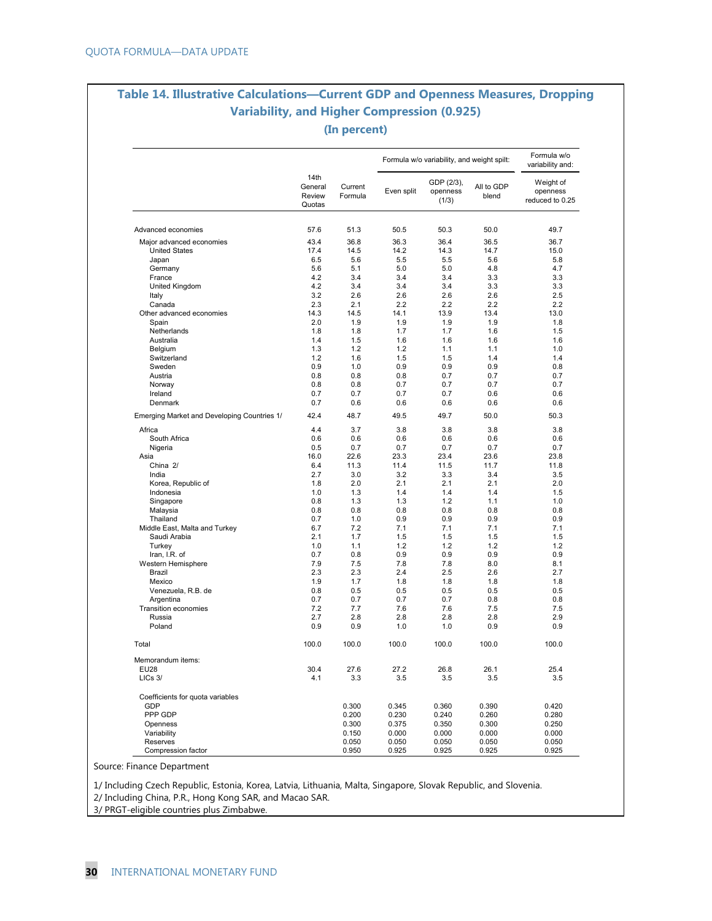## Table 14. Illustrative Calculations—Current GDP and Openness Measures, Dropping Variability, and Higher Compression (0.925)

**(In percent)**

| | 14th General Review Quotas | Current Formula | Formula w/o variability, and weight spilt: | | | Formula w/o variability and: |
|---|---|---|---|---|---|---|
| | | | Even split | GDP (2/3), openness (1/3) | All to GDP blend | Weight of openness reduced to 0.25 |
| Advanced economies | 57.6 | 51.3 | 50.5 | 50.3 | 50.0 | 49.7 |
| Major advanced economies | 43.4 | 36.8 | 36.3 | 36.4 | 36.5 | 36.7 |
| United States | 17.4 | 14.5 | 14.2 | 14.3 | 14.7 | 15.0 |
| Japan | 6.5 | 5.6 | 5.5 | 5.5 | 5.6 | 5.8 |
| Germany | 5.6 | 5.1 | 5.0 | 5.0 | 4.8 | 4.7 |
| France | 4.2 | 3.4 | 3.4 | 3.4 | 3.3 | 3.3 |
| United Kingdom | 4.2 | 3.4 | 3.4 | 3.4 | 3.3 | 3.3 |
| Italy | 3.2 | 2.6 | 2.6 | 2.6 | 2.6 | 2.5 |
| Canada | 2.3 | 2.1 | 2.2 | 2.2 | 2.2 | 2.2 |
| Other advanced economies | 14.3 | 14.5 | 14.1 | 13.9 | 13.4 | 13.0 |
| Spain | 2.0 | 1.9 | 1.9 | 1.9 | 1.9 | 1.8 |
| Netherlands | 1.8 | 1.8 | 1.7 | 1.7 | 1.6 | 1.5 |
| Australia | 1.4 | 1.5 | 1.6 | 1.6 | 1.6 | 1.6 |
| Belgium | 1.3 | 1.2 | 1.2 | 1.1 | 1.1 | 1.0 |
| Switzerland | 1.2 | 1.6 | 1.5 | 1.5 | 1.4 | 1.4 |
| Sweden | 0.9 | 1.0 | 0.9 | 0.9 | 0.9 | 0.8 |
| Austria | 0.8 | 0.8 | 0.8 | 0.7 | 0.7 | 0.7 |
| Norway | 0.8 | 0.8 | 0.7 | 0.7 | 0.7 | 0.7 |
| Ireland | 0.7 | 0.7 | 0.7 | 0.7 | 0.6 | 0.6 |
| Denmark | 0.7 | 0.6 | 0.6 | 0.6 | 0.6 | 0.6 |
| Emerging Market and Developing Countries 1/ | 42.4 | 48.7 | 49.5 | 49.7 | 50.0 | 50.3 |
| Africa | 4.4 | 3.7 | 3.8 | 3.8 | 3.8 | 3.8 |
| South Africa | 0.6 | 0.6 | 0.6 | 0.6 | 0.6 | 0.6 |
| Nigeria | 0.5 | 0.7 | 0.7 | 0.7 | 0.7 | 0.7 |
| Asia | 16.0 | 22.6 | 23.3 | 23.4 | 23.6 | 23.8 |
| China 2/ | 6.4 | 11.3 | 11.4 | 11.5 | 11.7 | 11.8 |
| India | 2.7 | 3.0 | 3.2 | 3.3 | 3.4 | 3.5 |
| Korea, Republic of | 1.8 | 2.0 | 2.1 | 2.1 | 2.1 | 2.0 |
| Indonesia | 1.0 | 1.3 | 1.4 | 1.4 | 1.4 | 1.5 |
| Singapore | 0.8 | 1.3 | 1.3 | 1.2 | 1.1 | 1.0 |
| Malaysia | 0.8 | 0.8 | 0.8 | 0.8 | 0.8 | 0.8 |
| Thailand | 0.7 | 1.0 | 0.9 | 0.9 | 0.9 | 0.9 |
| Middle East, Malta and Turkey | 6.7 | 7.2 | 7.1 | 7.1 | 7.1 | 7.1 |
| Saudi Arabia | 2.1 | 1.7 | 1.5 | 1.5 | 1.5 | 1.5 |
| Turkey | 1.0 | 1.1 | 1.2 | 1.2 | 1.2 | 1.2 |
| Iran, I.R. of | 0.7 | 0.8 | 0.9 | 0.9 | 0.9 | 0.9 |
| Western Hemisphere | 7.9 | 7.5 | 7.8 | 7.8 | 8.0 | 8.1 |
| Brazil | 2.3 | 2.3 | 2.4 | 2.5 | 2.6 | 2.7 |
| Mexico | 1.9 | 1.7 | 1.8 | 1.8 | 1.8 | 1.8 |
| Venezuela, R.B. de | 0.8 | 0.5 | 0.5 | 0.5 | 0.5 | 0.5 |
| Argentina | 0.7 | 0.7 | 0.7 | 0.7 | 0.8 | 0.8 |
| Transition economies | 7.2 | 7.7 | 7.6 | 7.6 | 7.5 | 7.5 |
| Russia | 2.7 | 2.8 | 2.8 | 2.8 | 2.8 | 2.9 |
| Poland | 0.9 | 0.9 | 1.0 | 1.0 | 0.9 | 0.9 |
| Total | 100.0 | 100.0 | 100.0 | 100.0 | 100.0 | 100.0 |
| Memorandum items: | | | | | | |
| EU28 | 30.4 | 27.6 | 27.2 | 26.8 | 26.1 | 25.4 |
| LICs 3/ | 4.1 | 3.3 | 3.5 | 3.5 | 3.5 | 3.5 |
| Coefficients for quota variables | | | | | | |
| GDP | | 0.300 | 0.345 | 0.360 | 0.390 | 0.420 |
| PPP GDP | | 0.200 | 0.230 | 0.240 | 0.260 | 0.280 |
| Openness | | 0.300 | 0.375 | 0.350 | 0.300 | 0.250 |
| Variability | | 0.150 | 0.000 | 0.000 | 0.000 | 0.000 |
| Reserves | | 0.050 | 0.050 | 0.050 | 0.050 | 0.050 |
| Compression factor | | 0.950 | 0.925 | 0.925 | 0.925 | 0.925 |

Source: Finance Department

1/ Including Czech Republic, Estonia, Korea, Latvia, Lithuania, Malta, Singapore, Slovak Republic, and Slovenia.
2/ Including China, P.R., Hong Kong SAR, and Macao SAR.
3/ PRGT-eligible countries plus Zimbabwe.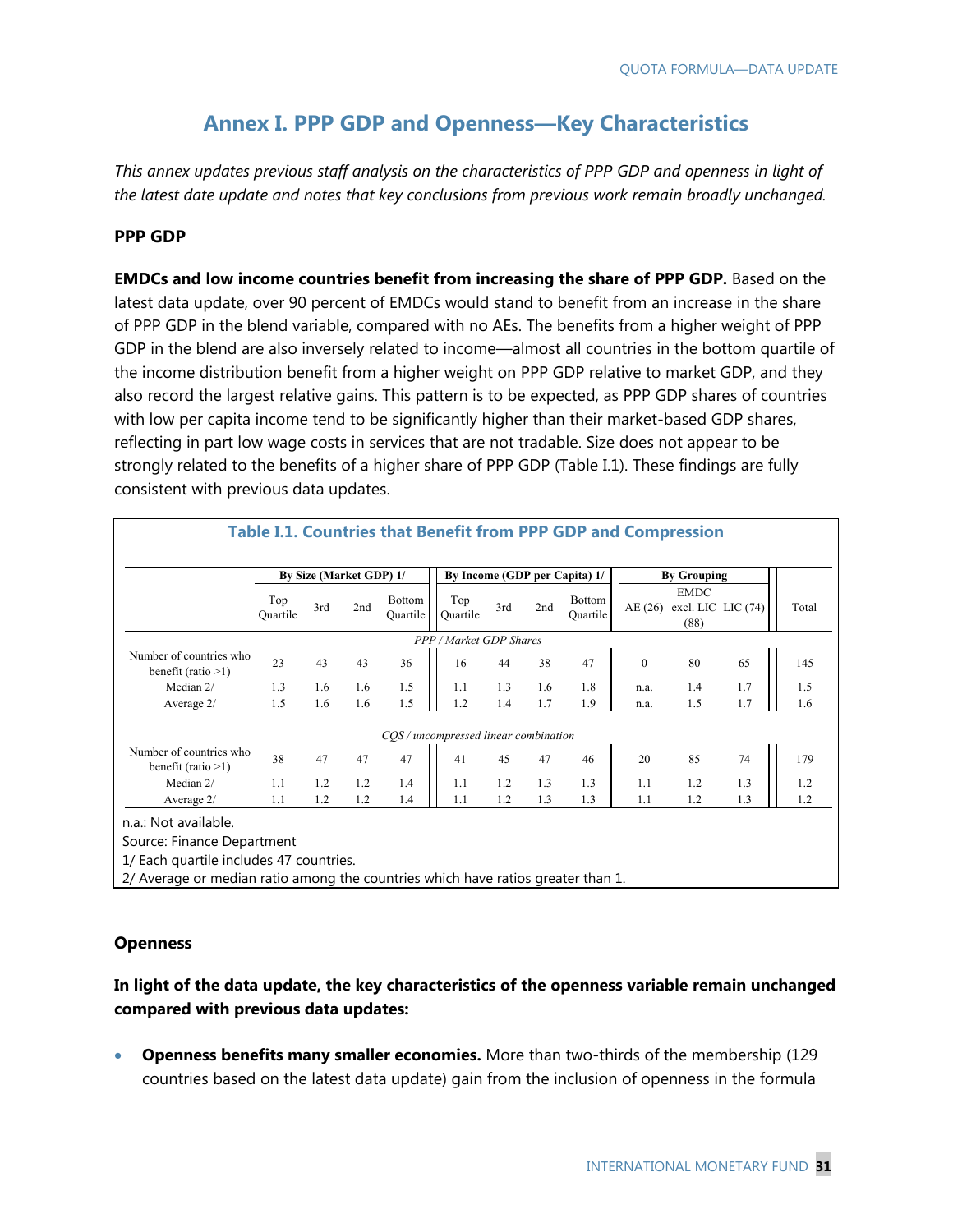# Annex I. PPP GDP and Openness—Key Characteristics

*This annex updates previous staff analysis on the characteristics of PPP GDP and openness in light of the latest date update and notes that key conclusions from previous work remain broadly unchanged.*

### PPP GDP

**EMDCs and low income countries benefit from increasing the share of PPP GDP.** Based on the latest data update, over 90 percent of EMDCs would stand to benefit from an increase in the share of PPP GDP in the blend variable, compared with no AEs. The benefits from a higher weight of PPP GDP in the blend are also inversely related to income—almost all countries in the bottom quartile of the income distribution benefit from a higher weight on PPP GDP relative to market GDP, and they also record the largest relative gains. This pattern is to be expected, as PPP GDP shares of countries with low per capita income tend to be significantly higher than their market-based GDP shares, reflecting in part low wage costs in services that are not tradable. Size does not appear to be strongly related to the benefits of a higher share of PPP GDP (Table I.1). These findings are fully consistent with previous data updates.

**Table I.1. Countries that Benefit from PPP GDP and Compression**

| | By Size (Market GDP) 1/ | | | | By Income (GDP per Capita) 1/ | | | | By Grouping | | | |
|---|---|---|---|---|---|---|---|---|---|---|---|---|
| | Top Quartile | 3rd | 2nd | Bottom Quartile | Top Quartile | 3rd | 2nd | Bottom Quartile | AE (26) | EMDC excl. LIC (88) | LIC (74) | Total |
| *PPP / Market GDP Shares* | | | | | | | | | | | | |
| Number of countries who benefit (ratio >1) | 23 | 43 | 43 | 36 | 16 | 44 | 38 | 47 | 0 | 80 | 65 | 145 |
| Median 2/ | 1.3 | 1.6 | 1.6 | 1.5 | 1.1 | 1.3 | 1.6 | 1.8 | n.a. | 1.4 | 1.7 | 1.5 |
| Average 2/ | 1.5 | 1.6 | 1.6 | 1.5 | 1.2 | 1.4 | 1.7 | 1.9 | n.a. | 1.5 | 1.7 | 1.6 |
| *CQS / uncompressed linear combination* | | | | | | | | | | | | |
| Number of countries who benefit (ratio >1) | 38 | 47 | 47 | 47 | 41 | 45 | 47 | 46 | 20 | 85 | 74 | 179 |
| Median 2/ | 1.1 | 1.2 | 1.2 | 1.4 | 1.1 | 1.2 | 1.3 | 1.3 | 1.1 | 1.2 | 1.3 | 1.2 |
| Average 2/ | 1.1 | 1.2 | 1.2 | 1.4 | 1.1 | 1.2 | 1.3 | 1.3 | 1.1 | 1.2 | 1.3 | 1.2 |

n.a.: Not available.
Source: Finance Department
1/ Each quartile includes 47 countries.
2/ Average or median ratio among the countries which have ratios greater than 1.

### Openness

**In light of the data update, the key characteristics of the openness variable remain unchanged compared with previous data updates:**

- **Openness benefits many smaller economies.** More than two-thirds of the membership (129 countries based on the latest data update) gain from the inclusion of openness in the formula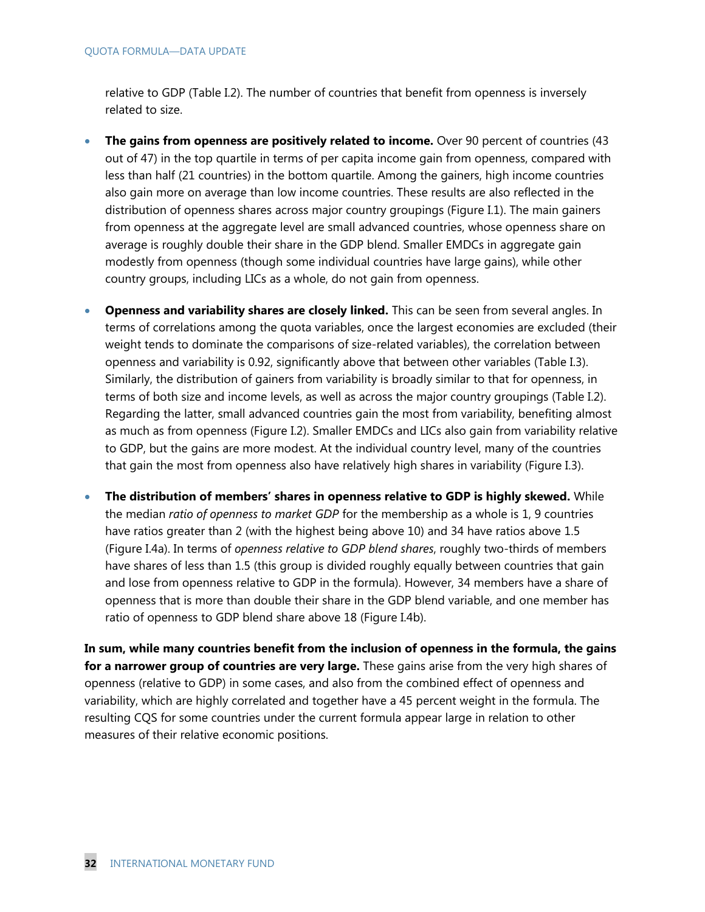relative to GDP (Table I.2). The number of countries that benefit from openness is inversely related to size.

- **The gains from openness are positively related to income.** Over 90 percent of countries (43 out of 47) in the top quartile in terms of per capita income gain from openness, compared with less than half (21 countries) in the bottom quartile. Among the gainers, high income countries also gain more on average than low income countries. These results are also reflected in the distribution of openness shares across major country groupings (Figure I.1). The main gainers from openness at the aggregate level are small advanced countries, whose openness share on average is roughly double their share in the GDP blend. Smaller EMDCs in aggregate gain modestly from openness (though some individual countries have large gains), while other country groups, including LICs as a whole, do not gain from openness.

- **Openness and variability shares are closely linked.** This can be seen from several angles. In terms of correlations among the quota variables, once the largest economies are excluded (their weight tends to dominate the comparisons of size-related variables), the correlation between openness and variability is 0.92, significantly above that between other variables (Table I.3). Similarly, the distribution of gainers from variability is broadly similar to that for openness, in terms of both size and income levels, as well as across the major country groupings (Table I.2). Regarding the latter, small advanced countries gain the most from variability, benefiting almost as much as from openness (Figure I.2). Smaller EMDCs and LICs also gain from variability relative to GDP, but the gains are more modest. At the individual country level, many of the countries that gain the most from openness also have relatively high shares in variability (Figure I.3).

- **The distribution of members' shares in openness relative to GDP is highly skewed.** While the median *ratio of openness to market GDP* for the membership as a whole is 1, 9 countries have ratios greater than 2 (with the highest being above 10) and 34 have ratios above 1.5 (Figure I.4a). In terms of *openness relative to GDP blend shares*, roughly two-thirds of members have shares of less than 1.5 (this group is divided roughly equally between countries that gain and lose from openness relative to GDP in the formula). However, 34 members have a share of openness that is more than double their share in the GDP blend variable, and one member has ratio of openness to GDP blend share above 18 (Figure I.4b).

**In sum, while many countries benefit from the inclusion of openness in the formula, the gains for a narrower group of countries are very large.** These gains arise from the very high shares of openness (relative to GDP) in some cases, and also from the combined effect of openness and variability, which are highly correlated and together have a 45 percent weight in the formula. The resulting CQS for some countries under the current formula appear large in relation to other measures of their relative economic positions.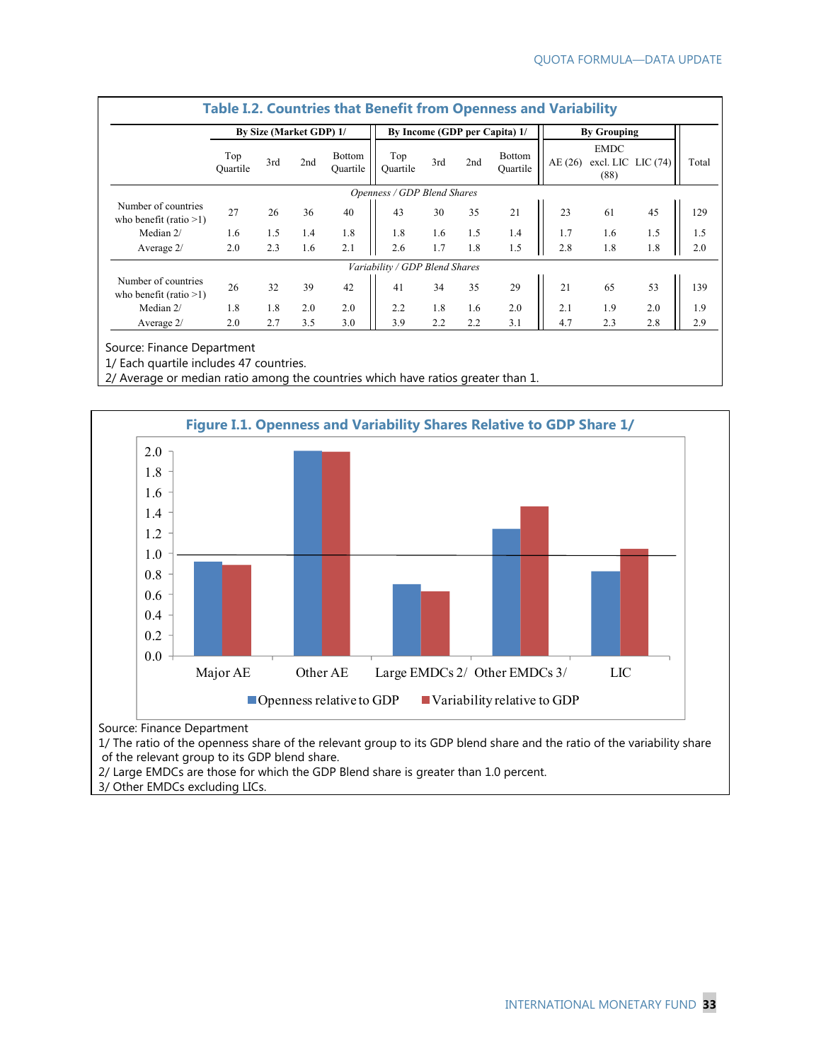### Table I.2. Countries that Benefit from Openness and Variability

| | By Size (Market GDP) 1/ | | | | By Income (GDP per Capita) 1/ | | | | By Grouping | | | |
|---|---|---|---|---|---|---|---|---|---|---|---|---|
| | Top Quartile | 3rd | 2nd | Bottom Quartile | Top Quartile | 3rd | 2nd | Bottom Quartile | AE (26) | EMDC excl. LIC (88) | LIC (74) | Total |
| *Openness / GDP Blend Shares* | | | | | | | | | | | | |
| Number of countries who benefit (ratio >1) | 27 | 26 | 36 | 40 | 43 | 30 | 35 | 21 | 23 | 61 | 45 | 129 |
| Median 2/ | 1.6 | 1.5 | 1.4 | 1.8 | 1.8 | 1.6 | 1.5 | 1.4 | 1.7 | 1.6 | 1.5 | 1.5 |
| Average 2/ | 2.0 | 2.3 | 1.6 | 2.1 | 2.6 | 1.7 | 1.8 | 1.5 | 2.8 | 1.8 | 1.8 | 2.0 |
| *Variability / GDP Blend Shares* | | | | | | | | | | | | |
| Number of countries who benefit (ratio >1) | 26 | 32 | 39 | 42 | 41 | 34 | 35 | 29 | 21 | 65 | 53 | 139 |
| Median 2/ | 1.8 | 1.8 | 2.0 | 2.0 | 2.2 | 1.8 | 1.6 | 2.0 | 2.1 | 1.9 | 2.0 | 1.9 |
| Average 2/ | 2.0 | 2.7 | 3.5 | 3.0 | 3.9 | 2.2 | 2.2 | 3.1 | 4.7 | 2.3 | 2.8 | 2.9 |

Source: Finance Department

1/ Each quartile includes 47 countries.

2/ Average or median ratio among the countries which have ratios greater than 1.

### Figure I.1. Openness and Variability Shares Relative to GDP Share 1/

Source: Finance Department

1/ The ratio of the openness share of the relevant group to its GDP blend share and the ratio of the variability share of the relevant group to its GDP blend share.

2/ Large EMDCs are those for which the GDP Blend share is greater than 1.0 percent.

3/ Other EMDCs excluding LICs.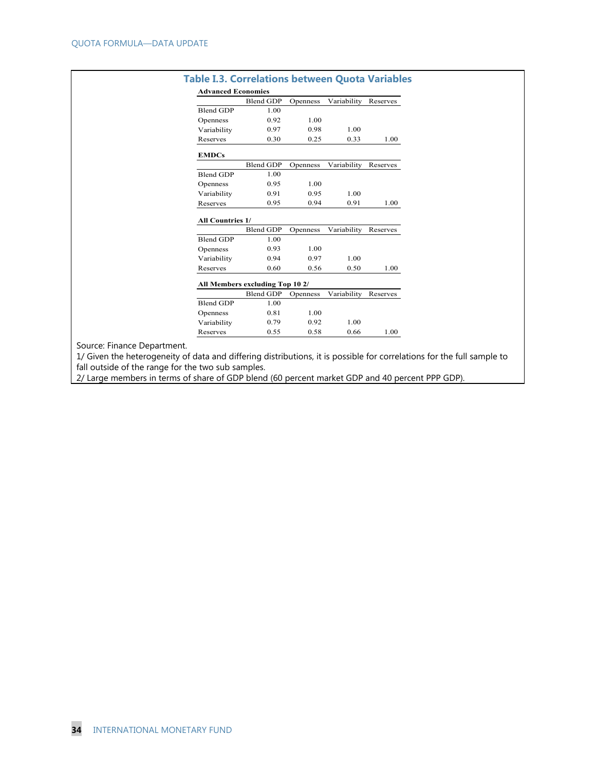### Table I.3. Correlations between Quota Variables

**Advanced Economies**

| | Blend GDP | Openness | Variability | Reserves |
|---|---|---|---|---|
| Blend GDP | 1.00 | | | |
| Openness | 0.92 | 1.00 | | |
| Variability | 0.97 | 0.98 | 1.00 | |
| Reserves | 0.30 | 0.25 | 0.33 | 1.00 |

**EMDCs**

| | Blend GDP | Openness | Variability | Reserves |
|---|---|---|---|---|
| Blend GDP | 1.00 | | | |
| Openness | 0.95 | 1.00 | | |
| Variability | 0.91 | 0.95 | 1.00 | |
| Reserves | 0.95 | 0.94 | 0.91 | 1.00 |

**All Countries 1/**

| | Blend GDP | Openness | Variability | Reserves |
|---|---|---|---|---|
| Blend GDP | 1.00 | | | |
| Openness | 0.93 | 1.00 | | |
| Variability | 0.94 | 0.97 | 1.00 | |
| Reserves | 0.60 | 0.56 | 0.50 | 1.00 |

**All Members excluding Top 10 2/**

| | Blend GDP | Openness | Variability | Reserves |
|---|---|---|---|---|
| Blend GDP | 1.00 | | | |
| Openness | 0.81 | 1.00 | | |
| Variability | 0.79 | 0.92 | 1.00 | |
| Reserves | 0.55 | 0.58 | 0.66 | 1.00 |

Source: Finance Department.

1/ Given the heterogeneity of data and differing distributions, it is possible for correlations for the full sample to fall outside of the range for the two sub samples.

2/ Large members in terms of share of GDP blend (60 percent market GDP and 40 percent PPP GDP).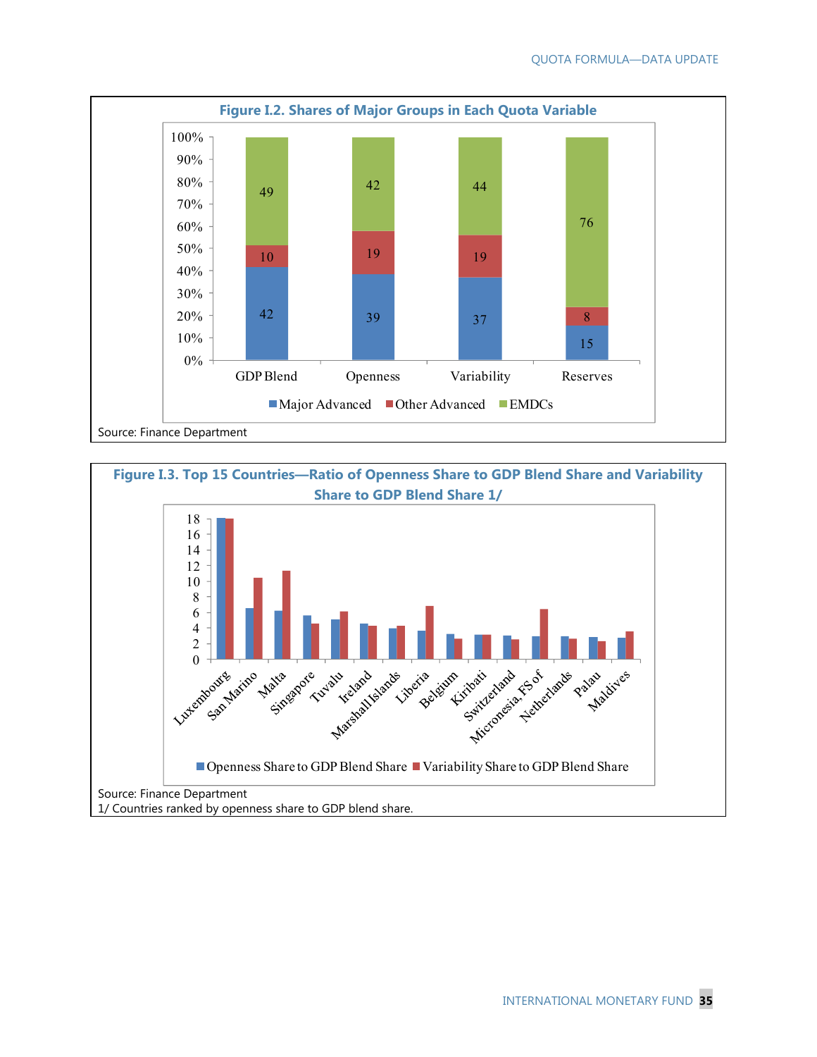**Figure I.2. Shares of Major Groups in Each Quota Variable**

| | GDP Blend | Openness | Variability | Reserves |
|---|---|---|---|---|
| Major Advanced | 42 | 39 | 37 | 15 |
| Other Advanced | 10 | 19 | 19 | 8 |
| EMDCs | 49 | 42 | 44 | 76 |

Source: Finance Department

**Figure I.3. Top 15 Countries—Ratio of Openness Share to GDP Blend Share and Variability Share to GDP Blend Share 1/**

Countries shown (left to right): Luxembourg, San Marino, Malta, Singapore, Tuvalu, Ireland, Marshall Islands, Liberia, Belgium, Kiribati, Switzerland, Micronesia, FS of, Netherlands, Palau, Maldives

Legend: Openness Share to GDP Blend Share; Variability Share to GDP Blend Share

Source: Finance Department

1/ Countries ranked by openness share to GDP blend share.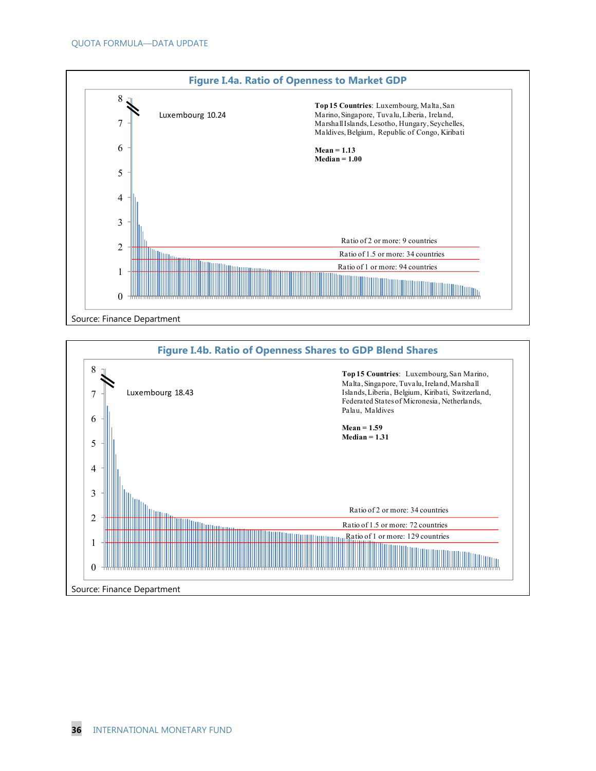### Figure I.4a. Ratio of Openness to Market GDP

Luxembourg 10.24

**Top 15 Countries**: Luxembourg, Malta, San Marino, Singapore, Tuvalu, Liberia, Ireland, Marshall Islands, Lesotho, Hungary, Seychelles, Maldives, Belgium, Republic of Congo, Kiribati

**Mean = 1.13**
**Median = 1.00**

Ratio of 2 or more: 9 countries
Ratio of 1.5 or more: 34 countries
Ratio of 1 or more: 94 countries

Source: Finance Department

### Figure I.4b. Ratio of Openness Shares to GDP Blend Shares

Luxembourg 18.43

**Top 15 Countries**: Luxembourg, San Marino, Malta, Singapore, Tuvalu, Ireland, Marshall Islands, Liberia, Belgium, Kiribati, Switzerland, Federated States of Micronesia, Netherlands, Palau, Maldives

**Mean = 1.59**
**Median = 1.31**

Ratio of 2 or more: 34 countries
Ratio of 1.5 or more: 72 countries
Ratio of 1 or more: 129 countries

Source: Finance Department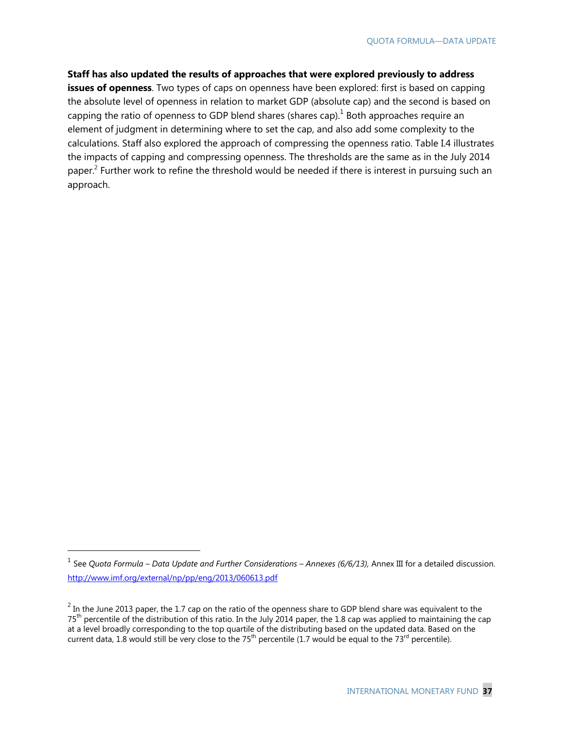**Staff has also updated the results of approaches that were explored previously to address issues of openness**. Two types of caps on openness have been explored: first is based on capping the absolute level of openness in relation to market GDP (absolute cap) and the second is based on capping the ratio of openness to GDP blend shares (shares cap).[1] Both approaches require an element of judgment in determining where to set the cap, and also add some complexity to the calculations. Staff also explored the approach of compressing the openness ratio. Table I.4 illustrates the impacts of capping and compressing openness. The thresholds are the same as in the July 2014 paper.[2] Further work to refine the threshold would be needed if there is interest in pursuing such an approach.

---

[1] See *Quota Formula – Data Update and Further Considerations – Annexes (6/6/13),* Annex III for a detailed discussion. http://www.imf.org/external/np/pp/eng/2013/060613.pdf

[2] In the June 2013 paper, the 1.7 cap on the ratio of the openness share to GDP blend share was equivalent to the 75th percentile of the distribution of this ratio. In the July 2014 paper, the 1.8 cap was applied to maintaining the cap at a level broadly corresponding to the top quartile of the distributing based on the updated data. Based on the current data, 1.8 would still be very close to the 75th percentile (1.7 would be equal to the 73rd percentile).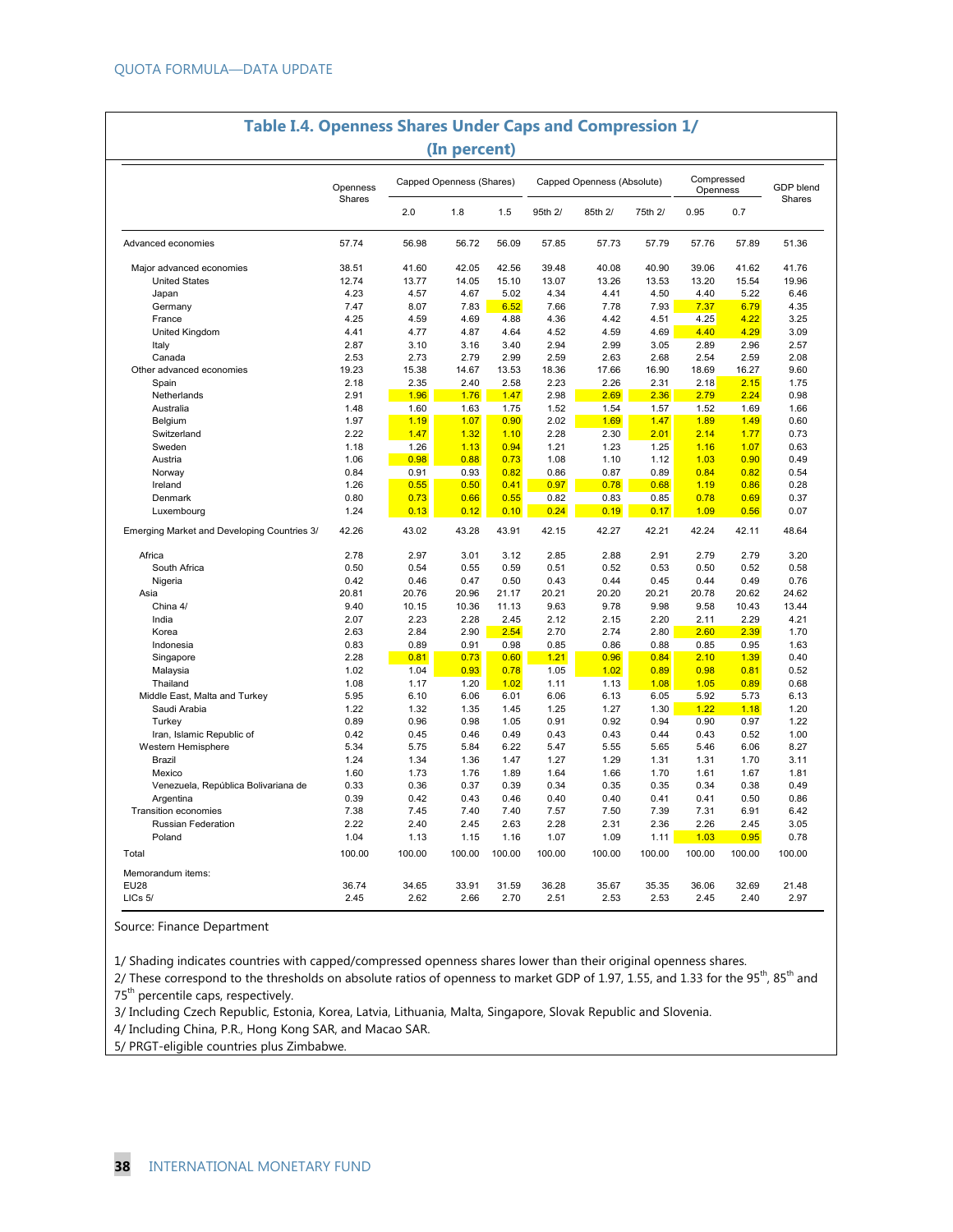## Table I.4. Openness Shares Under Caps and Compression 1/

**(In percent)**

| | Openness Shares | Capped Openness (Shares) | | | Capped Openness (Absolute) | | | Compressed Openness | | GDP blend Shares |
|---|---|---|---|---|---|---|---|---|---|---|
| | | 2.0 | 1.8 | 1.5 | 95th 2/ | 85th 2/ | 75th 2/ | 0.95 | 0.7 | |
| Advanced economies | 57.74 | 56.98 | 56.72 | 56.09 | 57.85 | 57.73 | 57.79 | 57.76 | 57.89 | 51.36 |
| Major advanced economies | 38.51 | 41.60 | 42.05 | 42.56 | 39.48 | 40.08 | 40.90 | 39.06 | 41.62 | 41.76 |
| United States | 12.74 | 13.77 | 14.05 | 15.10 | 13.07 | 13.26 | 13.53 | 13.20 | 15.54 | 19.96 |
| Japan | 4.23 | 4.57 | 4.67 | 5.02 | 4.34 | 4.41 | 4.50 | 4.40 | 5.22 | 6.46 |
| Germany | 7.47 | 8.07 | 7.83 | 6.52 | 7.66 | 7.78 | 7.93 | 7.37 | 6.79 | 4.35 |
| France | 4.25 | 4.59 | 4.69 | 4.88 | 4.36 | 4.42 | 4.51 | 4.25 | 4.22 | 3.25 |
| United Kingdom | 4.41 | 4.77 | 4.87 | 4.64 | 4.52 | 4.59 | 4.69 | 4.40 | 4.29 | 3.09 |
| Italy | 2.87 | 3.10 | 3.16 | 3.40 | 2.94 | 2.99 | 3.05 | 2.89 | 2.96 | 2.57 |
| Canada | 2.53 | 2.73 | 2.79 | 2.99 | 2.59 | 2.63 | 2.68 | 2.54 | 2.59 | 2.08 |
| Other advanced economies | 19.23 | 15.38 | 14.67 | 13.53 | 18.36 | 17.66 | 16.90 | 18.69 | 16.27 | 9.60 |
| Spain | 2.18 | 2.35 | 2.40 | 2.58 | 2.23 | 2.26 | 2.31 | 2.18 | 2.15 | 1.75 |
| Netherlands | 2.91 | 1.96 | 1.76 | 1.47 | 2.98 | 2.69 | 2.36 | 2.79 | 2.24 | 0.98 |
| Australia | 1.48 | 1.60 | 1.63 | 1.75 | 1.52 | 1.54 | 1.57 | 1.52 | 1.69 | 1.66 |
| Belgium | 1.97 | 1.19 | 1.07 | 0.90 | 2.02 | 1.69 | 1.47 | 1.89 | 1.49 | 0.60 |
| Switzerland | 2.22 | 1.47 | 1.32 | 1.10 | 2.28 | 2.30 | 2.01 | 2.14 | 1.77 | 0.73 |
| Sweden | 1.18 | 1.26 | 1.13 | 0.94 | 1.21 | 1.23 | 1.25 | 1.16 | 1.07 | 0.63 |
| Austria | 1.06 | 0.98 | 0.88 | 0.73 | 1.08 | 1.10 | 1.12 | 1.03 | 0.90 | 0.49 |
| Norway | 0.84 | 0.91 | 0.93 | 0.82 | 0.86 | 0.87 | 0.89 | 0.84 | 0.82 | 0.54 |
| Ireland | 1.26 | 0.55 | 0.50 | 0.41 | 0.97 | 0.78 | 0.68 | 1.19 | 0.86 | 0.28 |
| Denmark | 0.80 | 0.73 | 0.66 | 0.55 | 0.82 | 0.83 | 0.85 | 0.78 | 0.69 | 0.37 |
| Luxembourg | 1.24 | 0.13 | 0.12 | 0.10 | 0.24 | 0.19 | 0.17 | 1.09 | 0.56 | 0.07 |
| Emerging Market and Developing Countries 3/ | 42.26 | 43.02 | 43.28 | 43.91 | 42.15 | 42.27 | 42.21 | 42.24 | 42.11 | 48.64 |
| Africa | 2.78 | 2.97 | 3.01 | 3.12 | 2.85 | 2.88 | 2.91 | 2.79 | 2.79 | 3.20 |
| South Africa | 0.50 | 0.54 | 0.55 | 0.59 | 0.51 | 0.52 | 0.53 | 0.50 | 0.52 | 0.58 |
| Nigeria | 0.42 | 0.46 | 0.47 | 0.50 | 0.43 | 0.44 | 0.45 | 0.44 | 0.49 | 0.76 |
| Asia | 20.81 | 20.76 | 20.96 | 21.17 | 20.21 | 20.20 | 20.21 | 20.78 | 20.62 | 24.62 |
| China 4/ | 9.40 | 10.15 | 10.36 | 11.13 | 9.63 | 9.78 | 9.98 | 9.58 | 10.43 | 13.44 |
| India | 2.07 | 2.23 | 2.28 | 2.45 | 2.12 | 2.15 | 2.20 | 2.11 | 2.29 | 4.21 |
| Korea | 2.63 | 2.84 | 2.90 | 2.54 | 2.70 | 2.74 | 2.80 | 2.60 | 2.39 | 1.70 |
| Indonesia | 0.83 | 0.89 | 0.91 | 0.98 | 0.85 | 0.86 | 0.88 | 0.85 | 0.95 | 1.63 |
| Singapore | 2.28 | 0.81 | 0.73 | 0.60 | 1.21 | 0.96 | 0.84 | 2.10 | 1.39 | 0.40 |
| Malaysia | 1.02 | 1.04 | 0.93 | 0.78 | 1.05 | 1.02 | 0.89 | 0.98 | 0.81 | 0.52 |
| Thailand | 1.08 | 1.17 | 1.20 | 1.02 | 1.11 | 1.13 | 1.08 | 1.05 | 0.89 | 0.68 |
| Middle East, Malta and Turkey | 5.95 | 6.10 | 6.06 | 6.01 | 6.06 | 6.13 | 6.05 | 5.92 | 5.73 | 6.13 |
| Saudi Arabia | 1.22 | 1.32 | 1.35 | 1.45 | 1.25 | 1.27 | 1.30 | 1.22 | 1.18 | 1.20 |
| Turkey | 0.89 | 0.96 | 0.98 | 1.05 | 0.91 | 0.92 | 0.94 | 0.90 | 0.97 | 1.22 |
| Iran, Islamic Republic of | 0.42 | 0.45 | 0.46 | 0.49 | 0.43 | 0.43 | 0.44 | 0.43 | 0.52 | 1.00 |
| Western Hemisphere | 5.34 | 5.75 | 5.84 | 6.22 | 5.47 | 5.55 | 5.65 | 5.46 | 6.06 | 8.27 |
| Brazil | 1.24 | 1.34 | 1.36 | 1.47 | 1.27 | 1.29 | 1.31 | 1.31 | 1.70 | 3.11 |
| Mexico | 1.60 | 1.73 | 1.76 | 1.89 | 1.64 | 1.66 | 1.70 | 1.61 | 1.67 | 1.81 |
| Venezuela, República Bolivariana de | 0.33 | 0.36 | 0.37 | 0.39 | 0.34 | 0.35 | 0.35 | 0.34 | 0.38 | 0.49 |
| Argentina | 0.39 | 0.42 | 0.43 | 0.46 | 0.40 | 0.40 | 0.41 | 0.41 | 0.50 | 0.86 |
| Transition economies | 7.38 | 7.45 | 7.40 | 7.40 | 7.57 | 7.50 | 7.39 | 7.31 | 6.91 | 6.42 |
| Russian Federation | 2.22 | 2.40 | 2.45 | 2.63 | 2.28 | 2.31 | 2.36 | 2.26 | 2.45 | 3.05 |
| Poland | 1.04 | 1.13 | 1.15 | 1.16 | 1.07 | 1.09 | 1.11 | 1.03 | 0.95 | 0.78 |
| Total | 100.00 | 100.00 | 100.00 | 100.00 | 100.00 | 100.00 | 100.00 | 100.00 | 100.00 | 100.00 |
| Memorandum items: | | | | | | | | | | |
| EU28 | 36.74 | 34.65 | 33.91 | 31.59 | 36.28 | 35.67 | 35.35 | 36.06 | 32.69 | 21.48 |
| LICs 5/ | 2.45 | 2.62 | 2.66 | 2.70 | 2.51 | 2.53 | 2.53 | 2.45 | 2.40 | 2.97 |

Source: Finance Department

1/ Shading indicates countries with capped/compressed openness shares lower than their original openness shares.

2/ These correspond to the thresholds on absolute ratios of openness to market GDP of 1.97, 1.55, and 1.33 for the 95th, 85th and 75th percentile caps, respectively.

3/ Including Czech Republic, Estonia, Korea, Latvia, Lithuania, Malta, Singapore, Slovak Republic and Slovenia.

4/ Including China, P.R., Hong Kong SAR, and Macao SAR.

5/ PRGT-eligible countries plus Zimbabwe.